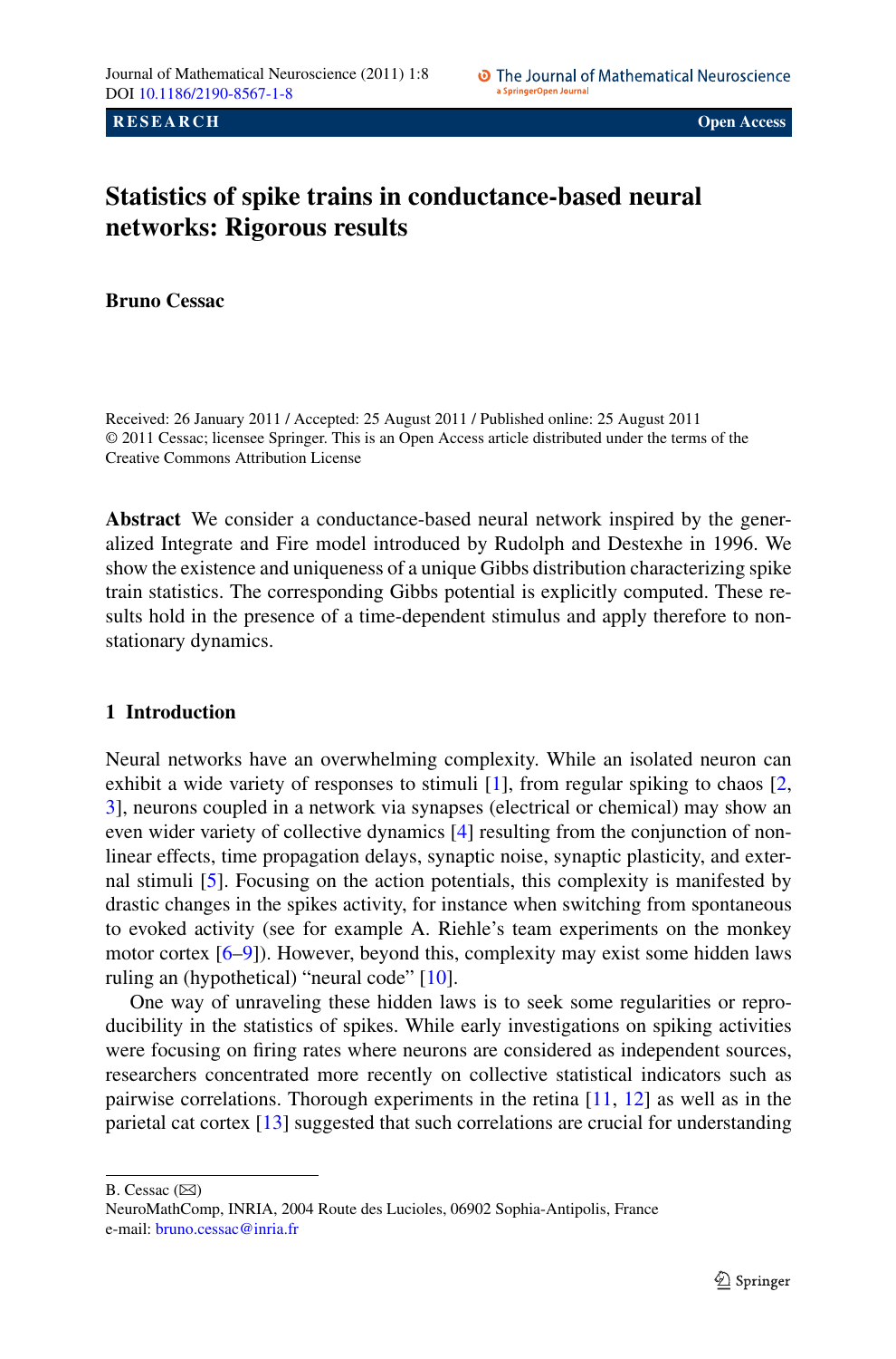RESEARCH Open Access

# Statistics of spike trains in conductance-based neural networks: Rigorous results

**Bruno Cessac**

Received: 26 January 2011 / Accepted: 25 August 2011 / Published online: 25 August 2011
© 2011 Cessac; licensee Springer. This is an Open Access article distributed under the terms of the Creative Commons Attribution License

**Abstract** We consider a conductance-based neural network inspired by the generalized Integrate and Fire model introduced by Rudolph and Destexhe in 1996. We show the existence and uniqueness of a unique Gibbs distribution characterizing spike train statistics. The corresponding Gibbs potential is explicitly computed. These results hold in the presence of a time-dependent stimulus and apply therefore to non-stationary dynamics.

## 1 Introduction

Neural networks have an overwhelming complexity. While an isolated neuron can exhibit a wide variety of responses to stimuli [1], from regular spiking to chaos [2, 3], neurons coupled in a network via synapses (electrical or chemical) may show an even wider variety of collective dynamics [4] resulting from the conjunction of non-linear effects, time propagation delays, synaptic noise, synaptic plasticity, and external stimuli [5]. Focusing on the action potentials, this complexity is manifested by drastic changes in the spikes activity, for instance when switching from spontaneous to evoked activity (see for example A. Riehle's team experiments on the monkey motor cortex [6–9]). However, beyond this, complexity may exist some hidden laws ruling an (hypothetical) "neural code" [10].

One way of unraveling these hidden laws is to seek some regularities or reproducibility in the statistics of spikes. While early investigations on spiking activities were focusing on firing rates where neurons are considered as independent sources, researchers concentrated more recently on collective statistical indicators such as pairwise correlations. Thorough experiments in the retina [11, 12] as well as in the parietal cat cortex [13] suggested that such correlations are crucial for understanding

---

B. Cessac (✉)
NeuroMathComp, INRIA, 2004 Route des Lucioles, 06902 Sophia-Antipolis, France
e-mail: bruno.cessac@inria.fr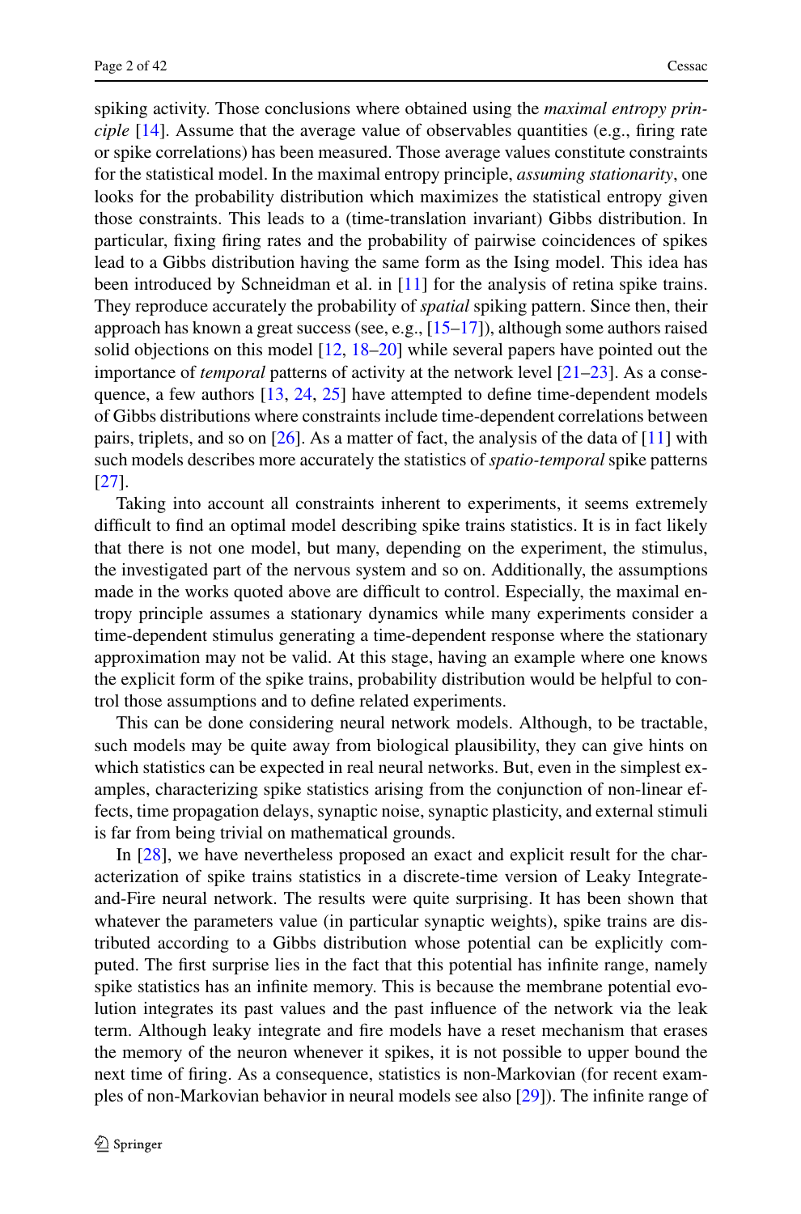spiking activity. Those conclusions where obtained using the *maximal entropy principle* [14]. Assume that the average value of observables quantities (e.g., firing rate or spike correlations) has been measured. Those average values constitute constraints for the statistical model. In the maximal entropy principle, *assuming stationarity*, one looks for the probability distribution which maximizes the statistical entropy given those constraints. This leads to a (time-translation invariant) Gibbs distribution. In particular, fixing firing rates and the probability of pairwise coincidences of spikes lead to a Gibbs distribution having the same form as the Ising model. This idea has been introduced by Schneidman et al. in [11] for the analysis of retina spike trains. They reproduce accurately the probability of *spatial* spiking pattern. Since then, their approach has known a great success (see, e.g., [15–17]), although some authors raised solid objections on this model [12, 18–20] while several papers have pointed out the importance of *temporal* patterns of activity at the network level [21–23]. As a consequence, a few authors [13, 24, 25] have attempted to define time-dependent models of Gibbs distributions where constraints include time-dependent correlations between pairs, triplets, and so on [26]. As a matter of fact, the analysis of the data of [11] with such models describes more accurately the statistics of *spatio-temporal* spike patterns [27].

Taking into account all constraints inherent to experiments, it seems extremely difficult to find an optimal model describing spike trains statistics. It is in fact likely that there is not one model, but many, depending on the experiment, the stimulus, the investigated part of the nervous system and so on. Additionally, the assumptions made in the works quoted above are difficult to control. Especially, the maximal entropy principle assumes a stationary dynamics while many experiments consider a time-dependent stimulus generating a time-dependent response where the stationary approximation may not be valid. At this stage, having an example where one knows the explicit form of the spike trains, probability distribution would be helpful to control those assumptions and to define related experiments.

This can be done considering neural network models. Although, to be tractable, such models may be quite away from biological plausibility, they can give hints on which statistics can be expected in real neural networks. But, even in the simplest examples, characterizing spike statistics arising from the conjunction of non-linear effects, time propagation delays, synaptic noise, synaptic plasticity, and external stimuli is far from being trivial on mathematical grounds.

In [28], we have nevertheless proposed an exact and explicit result for the characterization of spike trains statistics in a discrete-time version of Leaky Integrate-and-Fire neural network. The results were quite surprising. It has been shown that whatever the parameters value (in particular synaptic weights), spike trains are distributed according to a Gibbs distribution whose potential can be explicitly computed. The first surprise lies in the fact that this potential has infinite range, namely spike statistics has an infinite memory. This is because the membrane potential evolution integrates its past values and the past influence of the network via the leak term. Although leaky integrate and fire models have a reset mechanism that erases the memory of the neuron whenever it spikes, it is not possible to upper bound the next time of firing. As a consequence, statistics is non-Markovian (for recent examples of non-Markovian behavior in neural models see also [29]). The infinite range of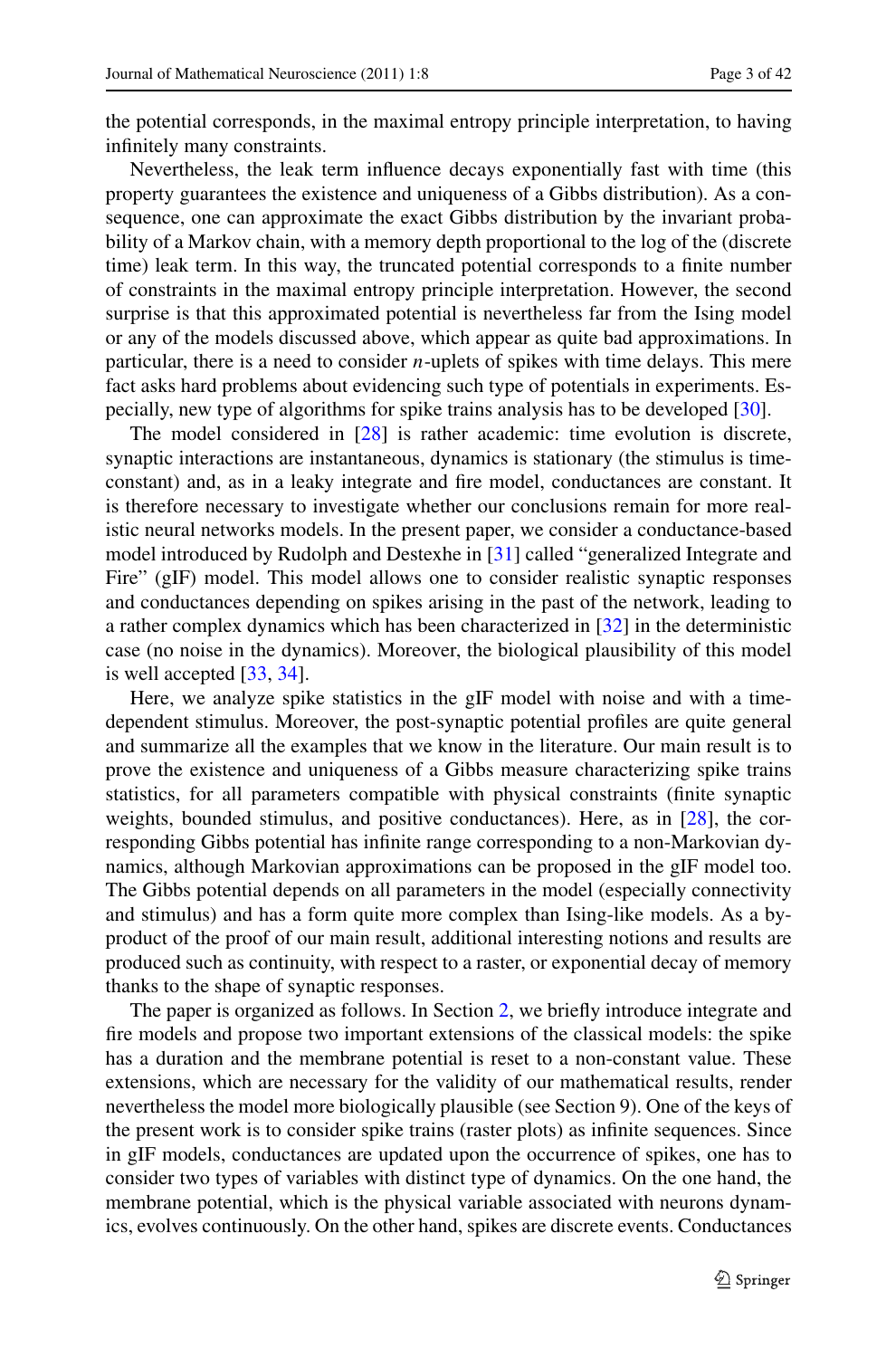the potential corresponds, in the maximal entropy principle interpretation, to having infinitely many constraints.

Nevertheless, the leak term influence decays exponentially fast with time (this property guarantees the existence and uniqueness of a Gibbs distribution). As a consequence, one can approximate the exact Gibbs distribution by the invariant probability of a Markov chain, with a memory depth proportional to the log of the (discrete time) leak term. In this way, the truncated potential corresponds to a finite number of constraints in the maximal entropy principle interpretation. However, the second surprise is that this approximated potential is nevertheless far from the Ising model or any of the models discussed above, which appear as quite bad approximations. In particular, there is a need to consider $n$-uplets of spikes with time delays. This mere fact asks hard problems about evidencing such type of potentials in experiments. Especially, new type of algorithms for spike trains analysis has to be developed [30].

The model considered in [28] is rather academic: time evolution is discrete, synaptic interactions are instantaneous, dynamics is stationary (the stimulus is time-constant) and, as in a leaky integrate and fire model, conductances are constant. It is therefore necessary to investigate whether our conclusions remain for more realistic neural networks models. In the present paper, we consider a conductance-based model introduced by Rudolph and Destexhe in [31] called "generalized Integrate and Fire" (gIF) model. This model allows one to consider realistic synaptic responses and conductances depending on spikes arising in the past of the network, leading to a rather complex dynamics which has been characterized in [32] in the deterministic case (no noise in the dynamics). Moreover, the biological plausibility of this model is well accepted [33, 34].

Here, we analyze spike statistics in the gIF model with noise and with a time-dependent stimulus. Moreover, the post-synaptic potential profiles are quite general and summarize all the examples that we know in the literature. Our main result is to prove the existence and uniqueness of a Gibbs measure characterizing spike trains statistics, for all parameters compatible with physical constraints (finite synaptic weights, bounded stimulus, and positive conductances). Here, as in [28], the corresponding Gibbs potential has infinite range corresponding to a non-Markovian dynamics, although Markovian approximations can be proposed in the gIF model too. The Gibbs potential depends on all parameters in the model (especially connectivity and stimulus) and has a form quite more complex than Ising-like models. As a by-product of the proof of our main result, additional interesting notions and results are produced such as continuity, with respect to a raster, or exponential decay of memory thanks to the shape of synaptic responses.

The paper is organized as follows. In Section 2, we briefly introduce integrate and fire models and propose two important extensions of the classical models: the spike has a duration and the membrane potential is reset to a non-constant value. These extensions, which are necessary for the validity of our mathematical results, render nevertheless the model more biologically plausible (see Section 9). One of the keys of the present work is to consider spike trains (raster plots) as infinite sequences. Since in gIF models, conductances are updated upon the occurrence of spikes, one has to consider two types of variables with distinct type of dynamics. On the one hand, the membrane potential, which is the physical variable associated with neurons dynamics, evolves continuously. On the other hand, spikes are discrete events. Conductances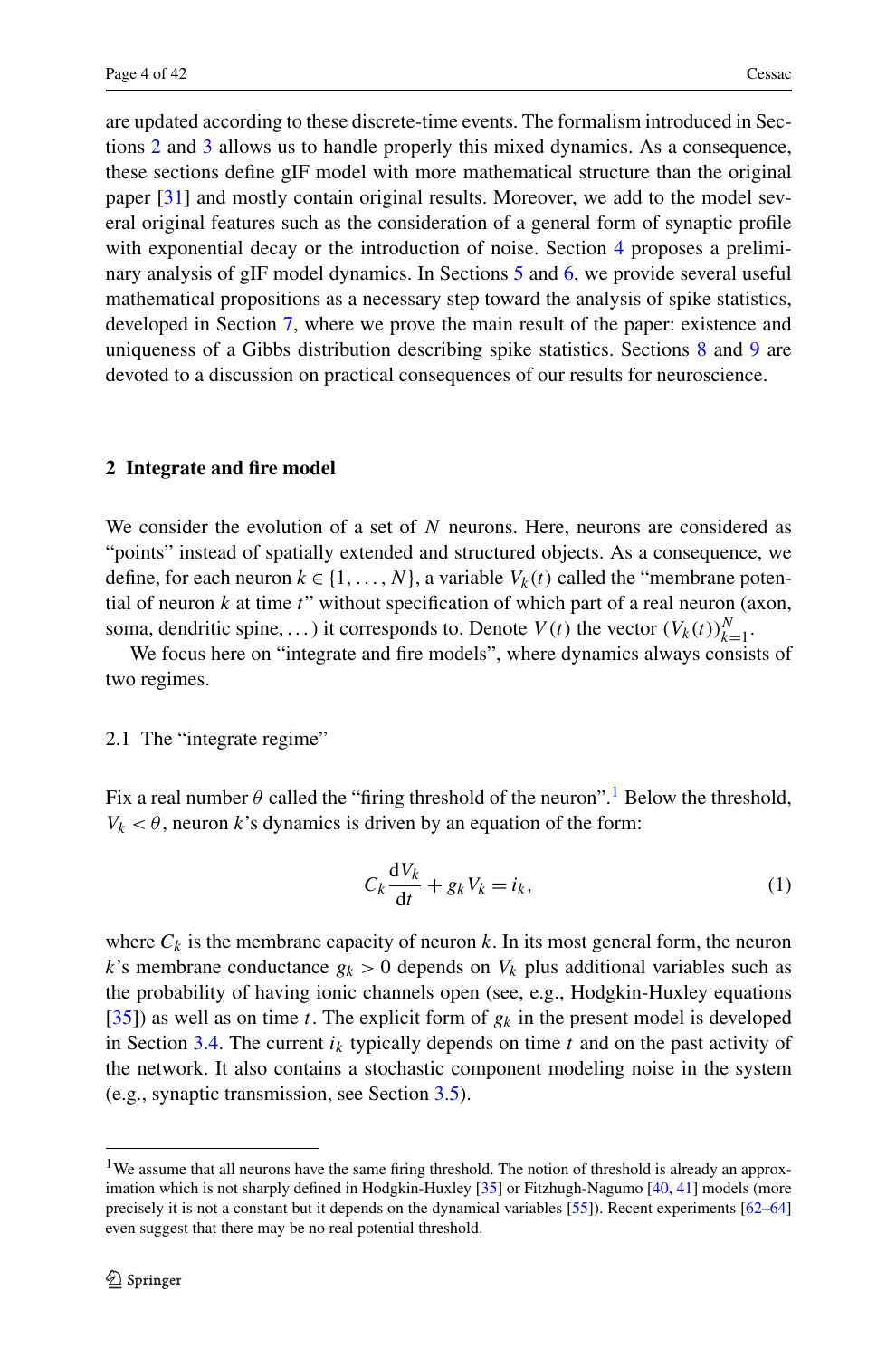are updated according to these discrete-time events. The formalism introduced in Sections 2 and 3 allows us to handle properly this mixed dynamics. As a consequence, these sections define gIF model with more mathematical structure than the original paper [31] and mostly contain original results. Moreover, we add to the model several original features such as the consideration of a general form of synaptic profile with exponential decay or the introduction of noise. Section 4 proposes a preliminary analysis of gIF model dynamics. In Sections 5 and 6, we provide several useful mathematical propositions as a necessary step toward the analysis of spike statistics, developed in Section 7, where we prove the main result of the paper: existence and uniqueness of a Gibbs distribution describing spike statistics. Sections 8 and 9 are devoted to a discussion on practical consequences of our results for neuroscience.

## 2 Integrate and fire model

We consider the evolution of a set of $N$ neurons. Here, neurons are considered as "points" instead of spatially extended and structured objects. As a consequence, we define, for each neuron $k \in \{1, \dots, N\}$, a variable $V_k(t)$ called the "membrane potential of neuron $k$ at time $t$" without specification of which part of a real neuron (axon, soma, dendritic spine, ...) it corresponds to. Denote $V(t)$ the vector $(V_k(t))_{k=1}^{N}$.

We focus here on "integrate and fire models", where dynamics always consists of two regimes.

### 2.1 The "integrate regime"

Fix a real number $\theta$ called the "firing threshold of the neuron".[1] Below the threshold, $V_k < \theta$, neuron $k$'s dynamics is driven by an equation of the form:

$$C_k \frac{\mathrm{d}V_k}{\mathrm{d}t} + g_k V_k = i_k, \tag{1}$$

where $C_k$ is the membrane capacity of neuron $k$. In its most general form, the neuron $k$'s membrane conductance $g_k > 0$ depends on $V_k$ plus additional variables such as the probability of having ionic channels open (see, e.g., Hodgkin-Huxley equations [35]) as well as on time $t$. The explicit form of $g_k$ in the present model is developed in Section 3.4. The current $i_k$ typically depends on time $t$ and on the past activity of the network. It also contains a stochastic component modeling noise in the system (e.g., synaptic transmission, see Section 3.5).

---

[1] We assume that all neurons have the same firing threshold. The notion of threshold is already an approximation which is not sharply defined in Hodgkin-Huxley [35] or Fitzhugh-Nagumo [40, 41] models (more precisely it is not a constant but it depends on the dynamical variables [55]). Recent experiments [62–64] even suggest that there may be no real potential threshold.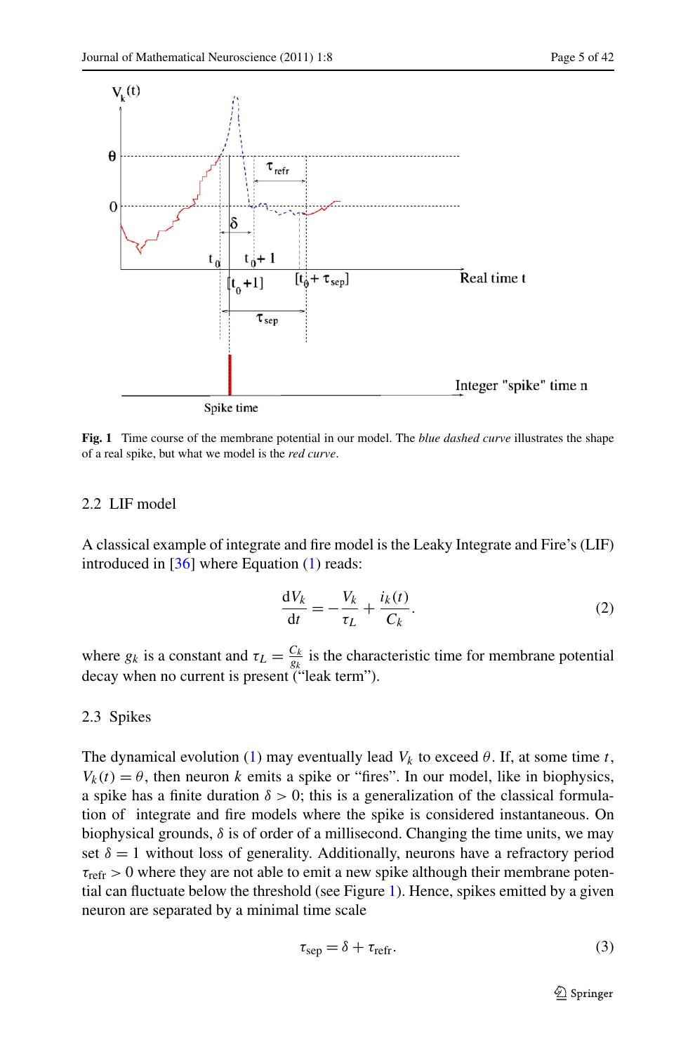**Fig. 1** Time course of the membrane potential in our model. The *blue dashed curve* illustrates the shape of a real spike, but what we model is the *red curve*.

### 2.2 LIF model

A classical example of integrate and fire model is the Leaky Integrate and Fire's (LIF) introduced in [36] where Equation (1) reads:

$$\frac{dV_k}{dt} = -\frac{V_k}{\tau_L} + \frac{i_k(t)}{C_k}. \tag{2}$$

where $g_k$ is a constant and $\tau_L = \frac{C_k}{g_k}$ is the characteristic time for membrane potential decay when no current is present ("leak term").

### 2.3 Spikes

The dynamical evolution (1) may eventually lead $V_k$ to exceed $\theta$. If, at some time $t$, $V_k(t) = \theta$, then neuron $k$ emits a spike or "fires". In our model, like in biophysics, a spike has a finite duration $\delta > 0$; this is a generalization of the classical formulation of integrate and fire models where the spike is considered instantaneous. On biophysical grounds, $\delta$ is of order of a millisecond. Changing the time units, we may set $\delta = 1$ without loss of generality. Additionally, neurons have a refractory period $\tau_{\text{refr}} > 0$ where they are not able to emit a new spike although their membrane potential can fluctuate below the threshold (see Figure 1). Hence, spikes emitted by a given neuron are separated by a minimal time scale

$$\tau_{\text{sep}} = \delta + \tau_{\text{refr}}. \tag{3}$$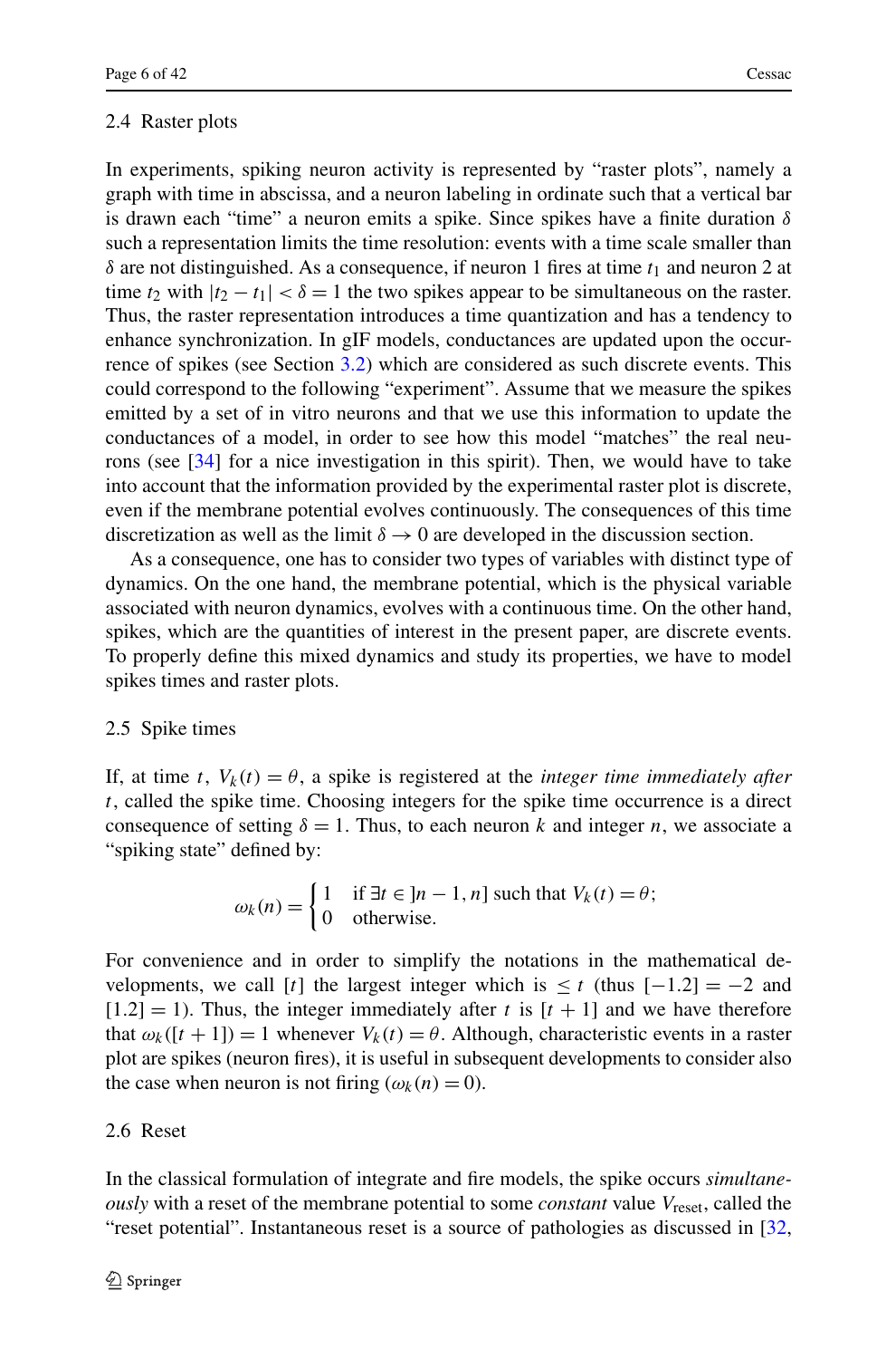### 2.4 Raster plots

In experiments, spiking neuron activity is represented by "raster plots", namely a graph with time in abscissa, and a neuron labeling in ordinate such that a vertical bar is drawn each "time" a neuron emits a spike. Since spikes have a finite duration $\delta$ such a representation limits the time resolution: events with a time scale smaller than $\delta$ are not distinguished. As a consequence, if neuron 1 fires at time $t_1$ and neuron 2 at time $t_2$ with $|t_2 - t_1| < \delta = 1$ the two spikes appear to be simultaneous on the raster. Thus, the raster representation introduces a time quantization and has a tendency to enhance synchronization. In gIF models, conductances are updated upon the occurrence of spikes (see Section 3.2) which are considered as such discrete events. This could correspond to the following "experiment". Assume that we measure the spikes emitted by a set of in vitro neurons and that we use this information to update the conductances of a model, in order to see how this model "matches" the real neurons (see [34] for a nice investigation in this spirit). Then, we would have to take into account that the information provided by the experimental raster plot is discrete, even if the membrane potential evolves continuously. The consequences of this time discretization as well as the limit $\delta \to 0$ are developed in the discussion section.

As a consequence, one has to consider two types of variables with distinct type of dynamics. On the one hand, the membrane potential, which is the physical variable associated with neuron dynamics, evolves with a continuous time. On the other hand, spikes, which are the quantities of interest in the present paper, are discrete events. To properly define this mixed dynamics and study its properties, we have to model spikes times and raster plots.

### 2.5 Spike times

If, at time $t$, $V_k(t) = \theta$, a spike is registered at the *integer time immediately after* $t$, called the spike time. Choosing integers for the spike time occurrence is a direct consequence of setting $\delta = 1$. Thus, to each neuron $k$ and integer $n$, we associate a "spiking state" defined by:

$$\omega_k(n) = \begin{cases} 1 & \text{if } \exists t \in ]n-1, n] \text{ such that } V_k(t) = \theta; \\ 0 & \text{otherwise.} \end{cases}$$

For convenience and in order to simplify the notations in the mathematical developments, we call $[t]$ the largest integer which is $\leq t$ (thus $[-1.2] = -2$ and $[1.2] = 1$). Thus, the integer immediately after $t$ is $[t+1]$ and we have therefore that $\omega_k([t+1]) = 1$ whenever $V_k(t) = \theta$. Although, characteristic events in a raster plot are spikes (neuron fires), it is useful in subsequent developments to consider also the case when neuron is not firing ($\omega_k(n) = 0$).

### 2.6 Reset

In the classical formulation of integrate and fire models, the spike occurs *simultaneously* with a reset of the membrane potential to some *constant* value $V_{\text{reset}}$, called the "reset potential". Instantaneous reset is a source of pathologies as discussed in [32,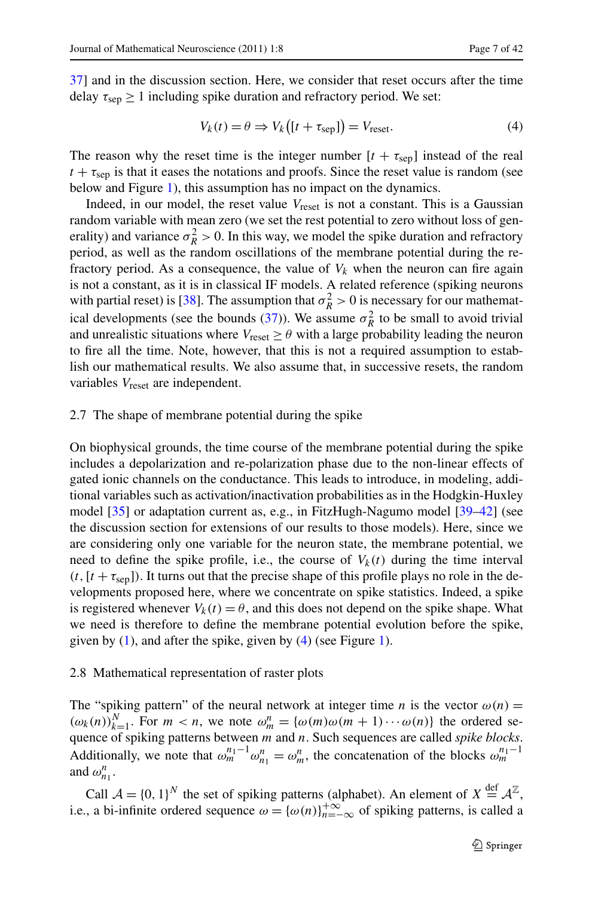37] and in the discussion section. Here, we consider that reset occurs after the time delay $\tau_{\text{sep}} \geq 1$ including spike duration and refractory period. We set:

$$V_k(t) = \theta \Rightarrow V_k\big([t + \tau_{\text{sep}}]\big) = V_{\text{reset}}. \tag{4}$$

The reason why the reset time is the integer number $[t + \tau_{\text{sep}}]$ instead of the real $t + \tau_{\text{sep}}$ is that it eases the notations and proofs. Since the reset value is random (see below and Figure 1), this assumption has no impact on the dynamics.

Indeed, in our model, the reset value $V_{\text{reset}}$ is not a constant. This is a Gaussian random variable with mean zero (we set the rest potential to zero without loss of generality) and variance $\sigma_R^2 > 0$. In this way, we model the spike duration and refractory period, as well as the random oscillations of the membrane potential during the refractory period. As a consequence, the value of $V_k$ when the neuron can fire again is not a constant, as it is in classical IF models. A related reference (spiking neurons with partial reset) is [38]. The assumption that $\sigma_R^2 > 0$ is necessary for our mathematical developments (see the bounds (37)). We assume $\sigma_R^2$ to be small to avoid trivial and unrealistic situations where $V_{\text{reset}} \geq \theta$ with a large probability leading the neuron to fire all the time. Note, however, that this is not a required assumption to establish our mathematical results. We also assume that, in successive resets, the random variables $V_{\text{reset}}$ are independent.

### 2.7 The shape of membrane potential during the spike

On biophysical grounds, the time course of the membrane potential during the spike includes a depolarization and re-polarization phase due to the non-linear effects of gated ionic channels on the conductance. This leads to introduce, in modeling, additional variables such as activation/inactivation probabilities as in the Hodgkin-Huxley model [35] or adaptation current as, e.g., in FitzHugh-Nagumo model [39–42] (see the discussion section for extensions of our results to those models). Here, since we are considering only one variable for the neuron state, the membrane potential, we need to define the spike profile, i.e., the course of $V_k(t)$ during the time interval $(t, [t + \tau_{\text{sep}}])$. It turns out that the precise shape of this profile plays no role in the developments proposed here, where we concentrate on spike statistics. Indeed, a spike is registered whenever $V_k(t) = \theta$, and this does not depend on the spike shape. What we need is therefore to define the membrane potential evolution before the spike, given by (1), and after the spike, given by (4) (see Figure 1).

### 2.8 Mathematical representation of raster plots

The "spiking pattern" of the neural network at integer time $n$ is the vector $\omega(n) = (\omega_k(n))_{k=1}^N$. For $m < n$, we note $\omega_m^n = \{\omega(m)\omega(m+1)\cdots\omega(n)\}$ the ordered sequence of spiking patterns between $m$ and $n$. Such sequences are called *spike blocks*. Additionally, we note that $\omega_m^{n_1-1}\omega_{n_1}^n = \omega_m^n$, the concatenation of the blocks $\omega_m^{n_1-1}$ and $\omega_{n_1}^n$.

Call $\mathcal{A} = \{0, 1\}^N$ the set of spiking patterns (alphabet). An element of $X \stackrel{\text{def}}{=} \mathcal{A}^{\mathbb{Z}}$, i.e., a bi-infinite ordered sequence $\omega = \{\omega(n)\}_{n=-\infty}^{+\infty}$ of spiking patterns, is called a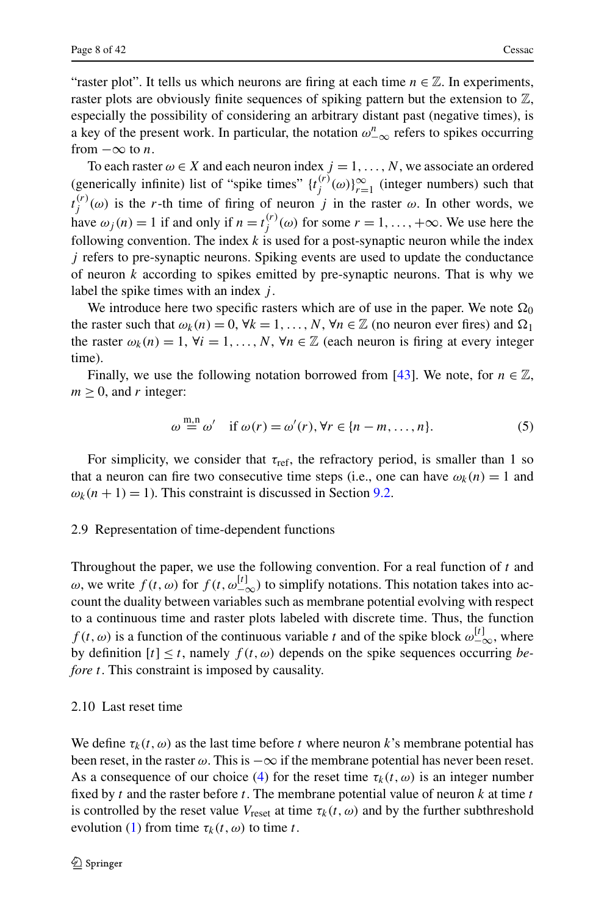"raster plot". It tells us which neurons are firing at each time $n \in \mathbb{Z}$. In experiments, raster plots are obviously finite sequences of spiking pattern but the extension to $\mathbb{Z}$, especially the possibility of considering an arbitrary distant past (negative times), is a key of the present work. In particular, the notation $\omega_{-\infty}^{n}$ refers to spikes occurring from $-\infty$ to $n$.

To each raster $\omega \in X$ and each neuron index $j = 1, \ldots, N$, we associate an ordered (generically infinite) list of "spike times" $\{t_j^{(r)}(\omega)\}_{r=1}^{\infty}$ (integer numbers) such that $t_j^{(r)}(\omega)$ is the $r$-th time of firing of neuron $j$ in the raster $\omega$. In other words, we have $\omega_j(n) = 1$ if and only if $n = t_j^{(r)}(\omega)$ for some $r = 1, \ldots, +\infty$. We use here the following convention. The index $k$ is used for a post-synaptic neuron while the index $j$ refers to pre-synaptic neurons. Spiking events are used to update the conductance of neuron $k$ according to spikes emitted by pre-synaptic neurons. That is why we label the spike times with an index $j$.

We introduce here two specific rasters which are of use in the paper. We note $\Omega_0$ the raster such that $\omega_k(n) = 0$, $\forall k = 1, \ldots, N$, $\forall n \in \mathbb{Z}$ (no neuron ever fires) and $\Omega_1$ the raster $\omega_k(n) = 1$, $\forall i = 1, \ldots, N$, $\forall n \in \mathbb{Z}$ (each neuron is firing at every integer time).

Finally, we use the following notation borrowed from [43]. We note, for $n \in \mathbb{Z}$, $m \geq 0$, and $r$ integer:

$$\omega \overset{\text{m,n}}{=} \omega' \quad \text{if } \omega(r) = \omega'(r), \forall r \in \{n - m, \ldots, n\}. \tag{5}$$

For simplicity, we consider that $\tau_{\text{ref}}$, the refractory period, is smaller than 1 so that a neuron can fire two consecutive time steps (i.e., one can have $\omega_k(n) = 1$ and $\omega_k(n+1) = 1$). This constraint is discussed in Section 9.2.

### 2.9 Representation of time-dependent functions

Throughout the paper, we use the following convention. For a real function of $t$ and $\omega$, we write $f(t, \omega)$ for $f(t, \omega_{-\infty}^{[t]})$ to simplify notations. This notation takes into account the duality between variables such as membrane potential evolving with respect to a continuous time and raster plots labeled with discrete time. Thus, the function $f(t, \omega)$ is a function of the continuous variable $t$ and of the spike block $\omega_{-\infty}^{[t]}$, where by definition $[t] \leq t$, namely $f(t, \omega)$ depends on the spike sequences occurring *before* $t$. This constraint is imposed by causality.

### 2.10 Last reset time

We define $\tau_k(t, \omega)$ as the last time before $t$ where neuron $k$'s membrane potential has been reset, in the raster $\omega$. This is $-\infty$ if the membrane potential has never been reset. As a consequence of our choice (4) for the reset time $\tau_k(t, \omega)$ is an integer number fixed by $t$ and the raster before $t$. The membrane potential value of neuron $k$ at time $t$ is controlled by the reset value $V_{\text{reset}}$ at time $\tau_k(t, \omega)$ and by the further subthreshold evolution (1) from time $\tau_k(t, \omega)$ to time $t$.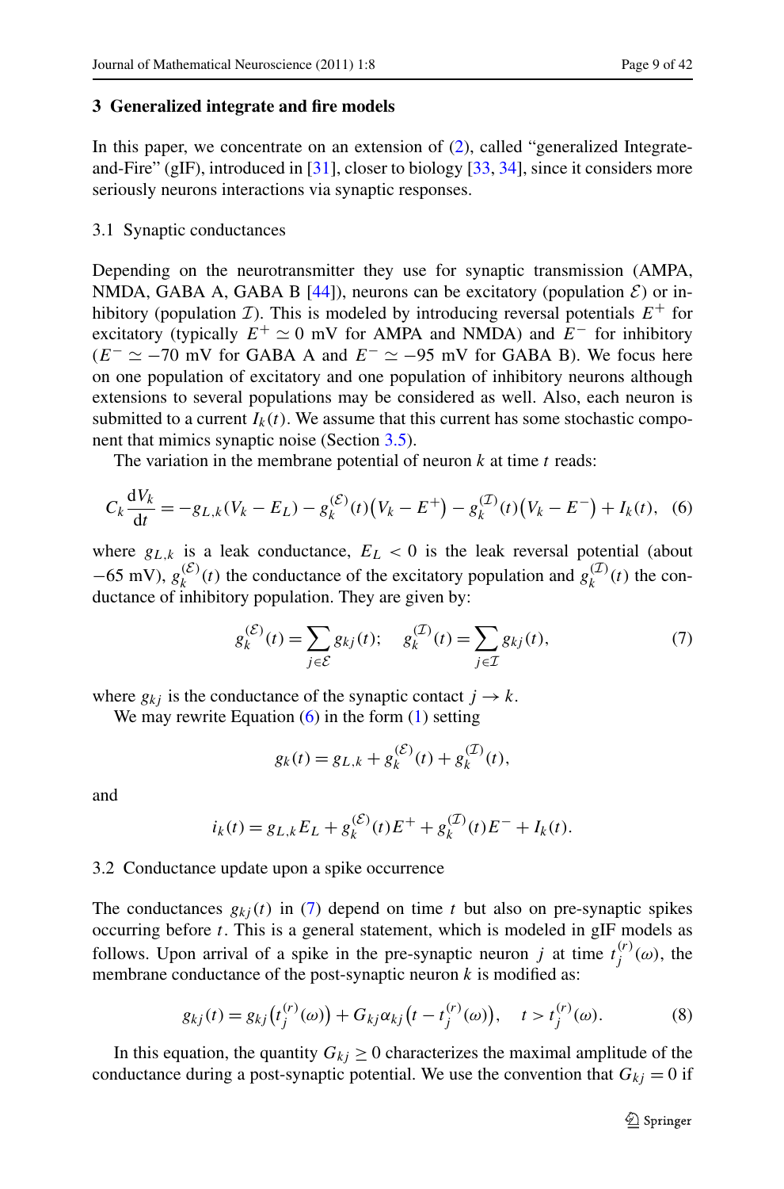## 3 Generalized integrate and fire models

In this paper, we concentrate on an extension of (2), called "generalized Integrate-and-Fire" (gIF), introduced in [31], closer to biology [33, 34], since it considers more seriously neurons interactions via synaptic responses.

### 3.1 Synaptic conductances

Depending on the neurotransmitter they use for synaptic transmission (AMPA, NMDA, GABA A, GABA B [44]), neurons can be excitatory (population $\mathcal{E}$) or inhibitory (population $\mathcal{I}$). This is modeled by introducing reversal potentials $E^+$ for excitatory (typically $E^+ \simeq 0$ mV for AMPA and NMDA) and $E^-$ for inhibitory ($E^- \simeq -70$ mV for GABA A and $E^- \simeq -95$ mV for GABA B). We focus here on one population of excitatory and one population of inhibitory neurons although extensions to several populations may be considered as well. Also, each neuron is submitted to a current $I_k(t)$. We assume that this current has some stochastic component that mimics synaptic noise (Section 3.5).

The variation in the membrane potential of neuron $k$ at time $t$ reads:

$$C_k \frac{\mathrm{d}V_k}{\mathrm{d}t} = -g_{L,k}(V_k - E_L) - g_k^{(\mathcal{E})}(t)\big(V_k - E^+\big) - g_k^{(\mathcal{I})}(t)\big(V_k - E^-\big) + I_k(t), \quad (6)$$

where $g_{L,k}$ is a leak conductance, $E_L < 0$ is the leak reversal potential (about $-65$ mV), $g_k^{(\mathcal{E})}(t)$ the conductance of the excitatory population and $g_k^{(\mathcal{I})}(t)$ the conductance of inhibitory population. They are given by:

$$g_k^{(\mathcal{E})}(t) = \sum_{j \in \mathcal{E}} g_{kj}(t); \qquad g_k^{(\mathcal{I})}(t) = \sum_{j \in \mathcal{I}} g_{kj}(t), \quad (7)$$

where $g_{kj}$ is the conductance of the synaptic contact $j \to k$.

We may rewrite Equation (6) in the form (1) setting

$$g_k(t) = g_{L,k} + g_k^{(\mathcal{E})}(t) + g_k^{(\mathcal{I})}(t),$$

and

$$i_k(t) = g_{L,k}E_L + g_k^{(\mathcal{E})}(t)E^+ + g_k^{(\mathcal{I})}(t)E^- + I_k(t).$$

### 3.2 Conductance update upon a spike occurrence

The conductances $g_{kj}(t)$ in (7) depend on time $t$ but also on pre-synaptic spikes occurring before $t$. This is a general statement, which is modeled in gIF models as follows. Upon arrival of a spike in the pre-synaptic neuron $j$ at time $t_j^{(r)}(\omega)$, the membrane conductance of the post-synaptic neuron $k$ is modified as:

$$g_{kj}(t) = g_{kj}\big(t_j^{(r)}(\omega)\big) + G_{kj}\alpha_{kj}\big(t - t_j^{(r)}(\omega)\big), \qquad t > t_j^{(r)}(\omega). \quad (8)$$

In this equation, the quantity $G_{kj} \geq 0$ characterizes the maximal amplitude of the conductance during a post-synaptic potential. We use the convention that $G_{kj} = 0$ if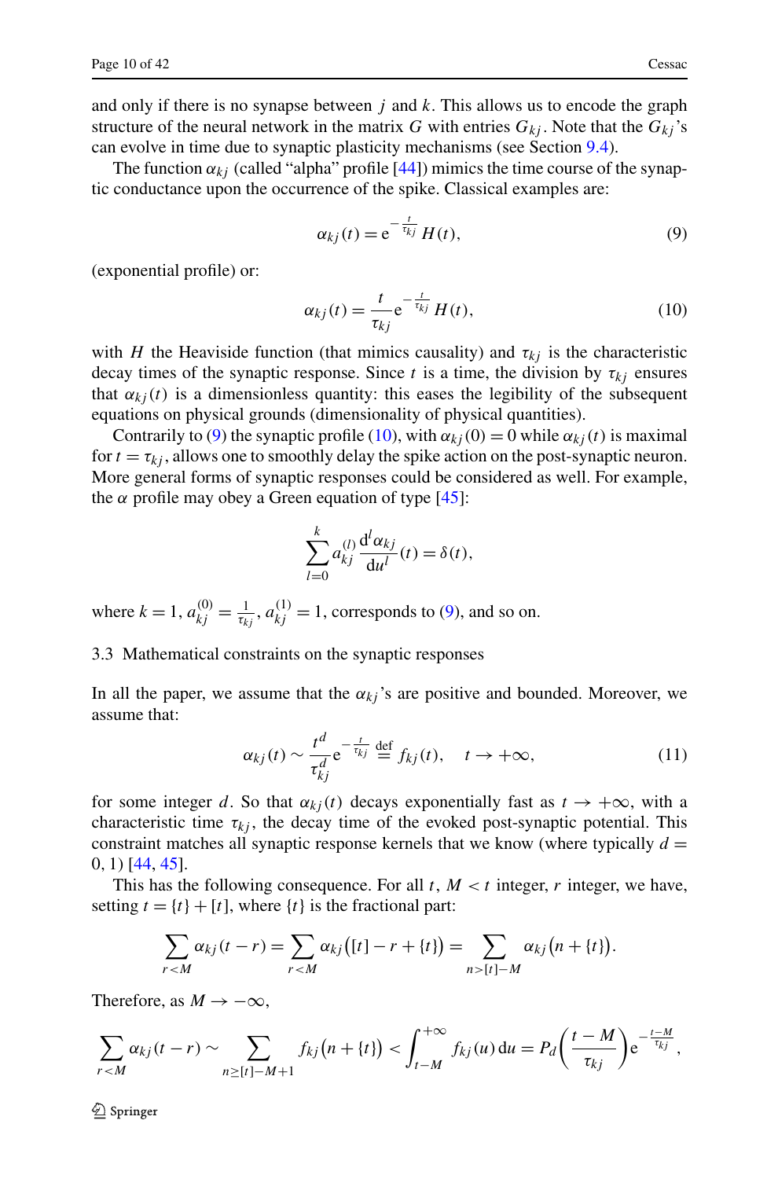and only if there is no synapse between $j$ and $k$. This allows us to encode the graph structure of the neural network in the matrix $G$ with entries $G_{kj}$. Note that the $G_{kj}$'s can evolve in time due to synaptic plasticity mechanisms (see Section 9.4).

The function $\alpha_{kj}$ (called "alpha" profile [44]) mimics the time course of the synaptic conductance upon the occurrence of the spike. Classical examples are:

$$\alpha_{kj}(t) = \mathrm{e}^{-\frac{t}{\tau_{kj}}} H(t), \tag{9}$$

(exponential profile) or:

$$\alpha_{kj}(t) = \frac{t}{\tau_{kj}} \mathrm{e}^{-\frac{t}{\tau_{kj}}} H(t), \tag{10}$$

with $H$ the Heaviside function (that mimics causality) and $\tau_{kj}$ is the characteristic decay times of the synaptic response. Since $t$ is a time, the division by $\tau_{kj}$ ensures that $\alpha_{kj}(t)$ is a dimensionless quantity: this eases the legibility of the subsequent equations on physical grounds (dimensionality of physical quantities).

Contrarily to (9) the synaptic profile (10), with $\alpha_{kj}(0) = 0$ while $\alpha_{kj}(t)$ is maximal for $t = \tau_{kj}$, allows one to smoothly delay the spike action on the post-synaptic neuron. More general forms of synaptic responses could be considered as well. For example, the $\alpha$ profile may obey a Green equation of type [45]:

$$\sum_{l=0}^{k} a_{kj}^{(l)} \frac{\mathrm{d}^l \alpha_{kj}}{\mathrm{d}u^l}(t) = \delta(t),$$

where $k = 1$, $a_{kj}^{(0)} = \frac{1}{\tau_{kj}}$, $a_{kj}^{(1)} = 1$, corresponds to (9), and so on.

### 3.3 Mathematical constraints on the synaptic responses

In all the paper, we assume that the $\alpha_{kj}$'s are positive and bounded. Moreover, we assume that:

$$\alpha_{kj}(t) \sim \frac{t^d}{\tau_{kj}^d} \mathrm{e}^{-\frac{t}{\tau_{kj}}} \overset{\text{def}}{=} f_{kj}(t), \quad t \to +\infty, \tag{11}$$

for some integer $d$. So that $\alpha_{kj}(t)$ decays exponentially fast as $t \to +\infty$, with a characteristic time $\tau_{kj}$, the decay time of the evoked post-synaptic potential. This constraint matches all synaptic response kernels that we know (where typically $d = 0, 1$) [44, 45].

This has the following consequence. For all $t$, $M < t$ integer, $r$ integer, we have, setting $t = \{t\} + [t]$, where $\{t\}$ is the fractional part:

$$\sum_{r<M} \alpha_{kj}(t-r) = \sum_{r<M} \alpha_{kj}\big([t] - r + \{t\}\big) = \sum_{n>[t]-M} \alpha_{kj}\big(n + \{t\}\big).$$

Therefore, as $M \to -\infty$,

$$\sum_{r<M} \alpha_{kj}(t-r) \sim \sum_{n \geq [t]-M+1} f_{kj}\big(n + \{t\}\big) < \int_{t-M}^{+\infty} f_{kj}(u)\,\mathrm{d}u = P_d\left(\frac{t-M}{\tau_{kj}}\right) \mathrm{e}^{-\frac{t-M}{\tau_{kj}}},$$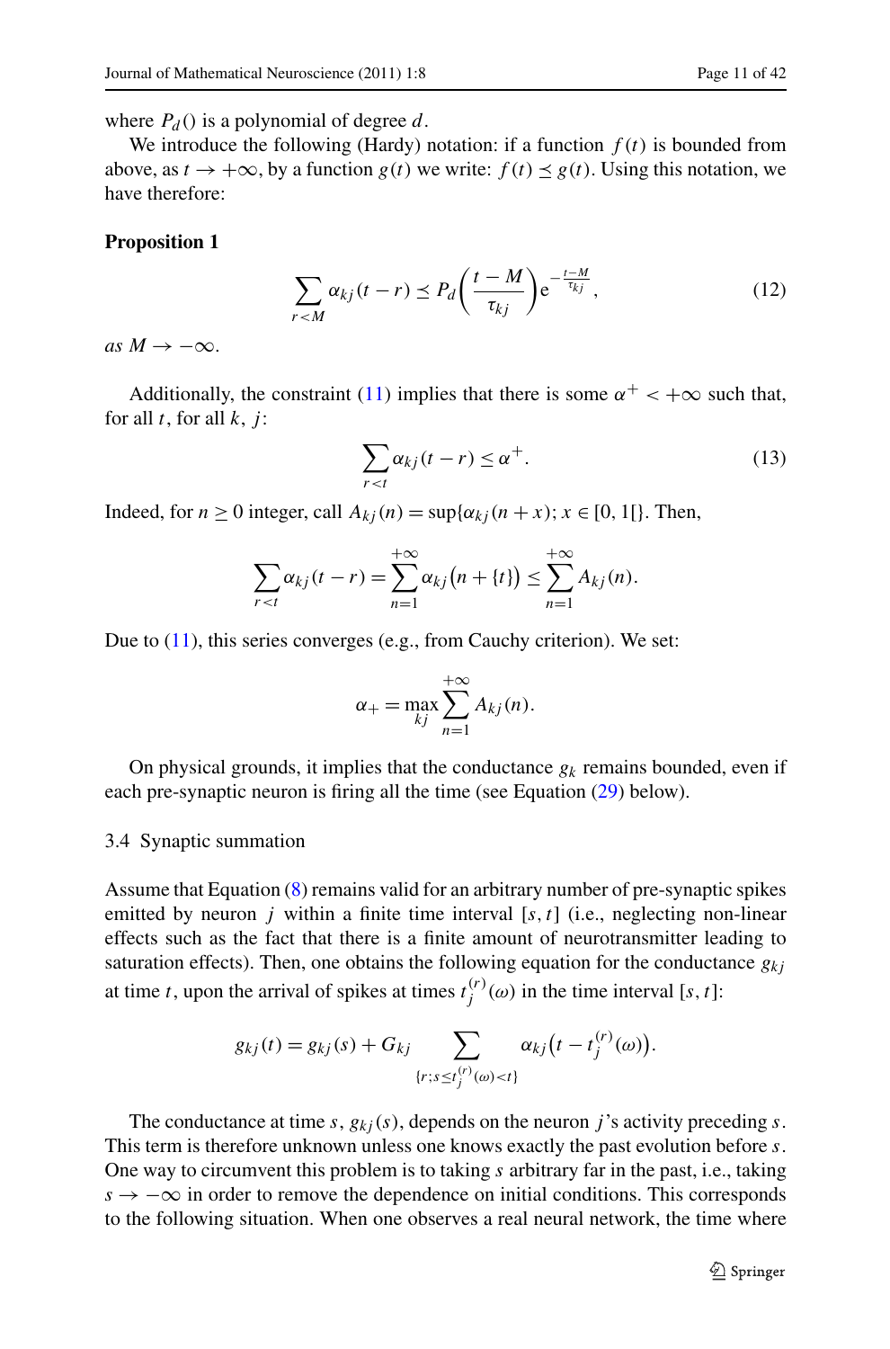where $P_d()$ is a polynomial of degree $d$.

We introduce the following (Hardy) notation: if a function $f(t)$ is bounded from above, as $t \to +\infty$, by a function $g(t)$ we write: $f(t) \preceq g(t)$. Using this notation, we have therefore:

**Proposition 1**

$$\sum_{r<M} \alpha_{kj}(t-r) \preceq P_d\left(\frac{t-M}{\tau_{kj}}\right) \mathrm{e}^{-\frac{t-M}{\tau_{kj}}}, \tag{12}$$

*as* $M \to -\infty$.

Additionally, the constraint (11) implies that there is some $\alpha^+ < +\infty$ such that, for all $t$, for all $k$, $j$:

$$\sum_{r<t} \alpha_{kj}(t-r) \leq \alpha^+. \tag{13}$$

Indeed, for $n \geq 0$ integer, call $A_{kj}(n) = \sup\{\alpha_{kj}(n+x); x \in [0,1[\}$. Then,

$$\sum_{r<t} \alpha_{kj}(t-r) = \sum_{n=1}^{+\infty} \alpha_{kj}\big(n + \{t\}\big) \leq \sum_{n=1}^{+\infty} A_{kj}(n).$$

Due to (11), this series converges (e.g., from Cauchy criterion). We set:

$$\alpha_+ = \max_{kj} \sum_{n=1}^{+\infty} A_{kj}(n).$$

On physical grounds, it implies that the conductance $g_k$ remains bounded, even if each pre-synaptic neuron is firing all the time (see Equation (29) below).

### 3.4 Synaptic summation

Assume that Equation (8) remains valid for an arbitrary number of pre-synaptic spikes emitted by neuron $j$ within a finite time interval $[s,t]$ (i.e., neglecting non-linear effects such as the fact that there is a finite amount of neurotransmitter leading to saturation effects). Then, one obtains the following equation for the conductance $g_{kj}$ at time $t$, upon the arrival of spikes at times $t_j^{(r)}(\omega)$ in the time interval $[s,t]$:

$$g_{kj}(t) = g_{kj}(s) + G_{kj} \sum_{\{r; s \leq t_j^{(r)}(\omega) < t\}} \alpha_{kj}\big(t - t_j^{(r)}(\omega)\big).$$

The conductance at time $s$, $g_{kj}(s)$, depends on the neuron $j$'s activity preceding $s$. This term is therefore unknown unless one knows exactly the past evolution before $s$. One way to circumvent this problem is to taking $s$ arbitrary far in the past, i.e., taking $s \to -\infty$ in order to remove the dependence on initial conditions. This corresponds to the following situation. When one observes a real neural network, the time where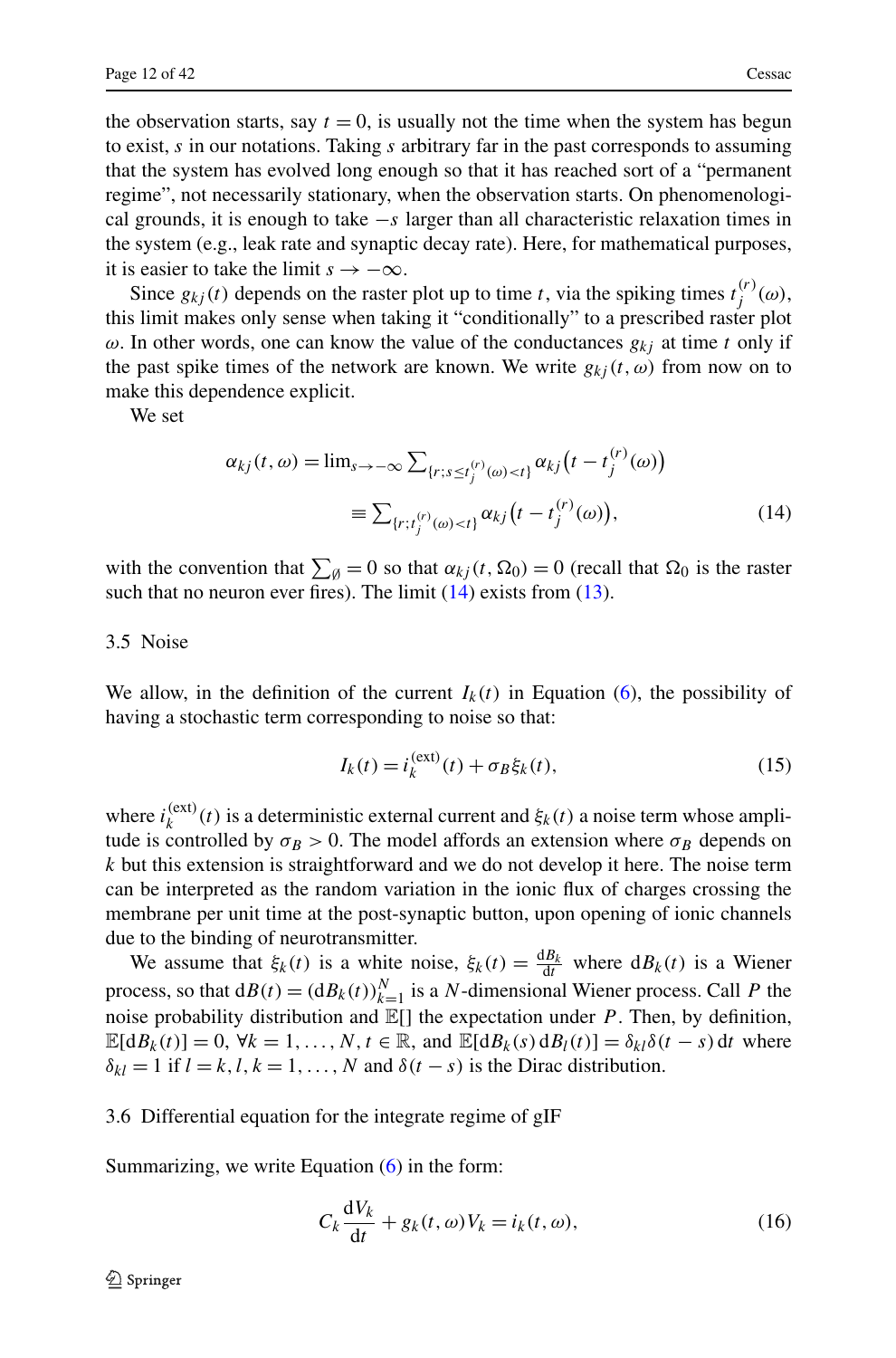the observation starts, say $t = 0$, is usually not the time when the system has begun to exist, $s$ in our notations. Taking $s$ arbitrary far in the past corresponds to assuming that the system has evolved long enough so that it has reached sort of a "permanent regime", not necessarily stationary, when the observation starts. On phenomenological grounds, it is enough to take $-s$ larger than all characteristic relaxation times in the system (e.g., leak rate and synaptic decay rate). Here, for mathematical purposes, it is easier to take the limit $s \to -\infty$.

Since $g_{kj}(t)$ depends on the raster plot up to time $t$, via the spiking times $t_j^{(r)}(\omega)$, this limit makes only sense when taking it "conditionally" to a prescribed raster plot $\omega$. In other words, one can know the value of the conductances $g_{kj}$ at time $t$ only if the past spike times of the network are known. We write $g_{kj}(t,\omega)$ from now on to make this dependence explicit.

We set

$$
\begin{aligned}
\alpha_{kj}(t,\omega) &= \lim_{s \to -\infty} \sum_{\{r; s \le t_j^{(r)}(\omega) < t\}} \alpha_{kj}\big(t - t_j^{(r)}(\omega)\big) \\
&\equiv \sum_{\{r; t_j^{(r)}(\omega) < t\}} \alpha_{kj}\big(t - t_j^{(r)}(\omega)\big),
\end{aligned}
\tag{14}
$$

with the convention that $\sum_{\emptyset} = 0$ so that $\alpha_{kj}(t, \Omega_0) = 0$ (recall that $\Omega_0$ is the raster such that no neuron ever fires). The limit (14) exists from (13).

### 3.5 Noise

We allow, in the definition of the current $I_k(t)$ in Equation (6), the possibility of having a stochastic term corresponding to noise so that:

$$
I_k(t) = i_k^{(\mathrm{ext})}(t) + \sigma_B \xi_k(t),
\tag{15}
$$

where $i_k^{(\mathrm{ext})}(t)$ is a deterministic external current and $\xi_k(t)$ a noise term whose amplitude is controlled by $\sigma_B > 0$. The model affords an extension where $\sigma_B$ depends on $k$ but this extension is straightforward and we do not develop it here. The noise term can be interpreted as the random variation in the ionic flux of charges crossing the membrane per unit time at the post-synaptic button, upon opening of ionic channels due to the binding of neurotransmitter.

We assume that $\xi_k(t)$ is a white noise, $\xi_k(t) = \frac{\mathrm{d}B_k}{\mathrm{d}t}$ where $\mathrm{d}B_k(t)$ is a Wiener process, so that $\mathrm{d}B(t) = (\mathrm{d}B_k(t))_{k=1}^N$ is a $N$-dimensional Wiener process. Call $P$ the noise probability distribution and $\mathbb{E}[]$ the expectation under $P$. Then, by definition, $\mathbb{E}[\mathrm{d}B_k(t)] = 0$, $\forall k = 1, \ldots, N$, $t \in \mathbb{R}$, and $\mathbb{E}[\mathrm{d}B_k(s)\,\mathrm{d}B_l(t)] = \delta_{kl}\delta(t-s)\,\mathrm{d}t$ where $\delta_{kl} = 1$ if $l = k$, $l, k = 1, \ldots, N$ and $\delta(t-s)$ is the Dirac distribution.

### 3.6 Differential equation for the integrate regime of gIF

Summarizing, we write Equation (6) in the form:

$$
C_k \frac{\mathrm{d}V_k}{\mathrm{d}t} + g_k(t,\omega) V_k = i_k(t,\omega),
\tag{16}
$$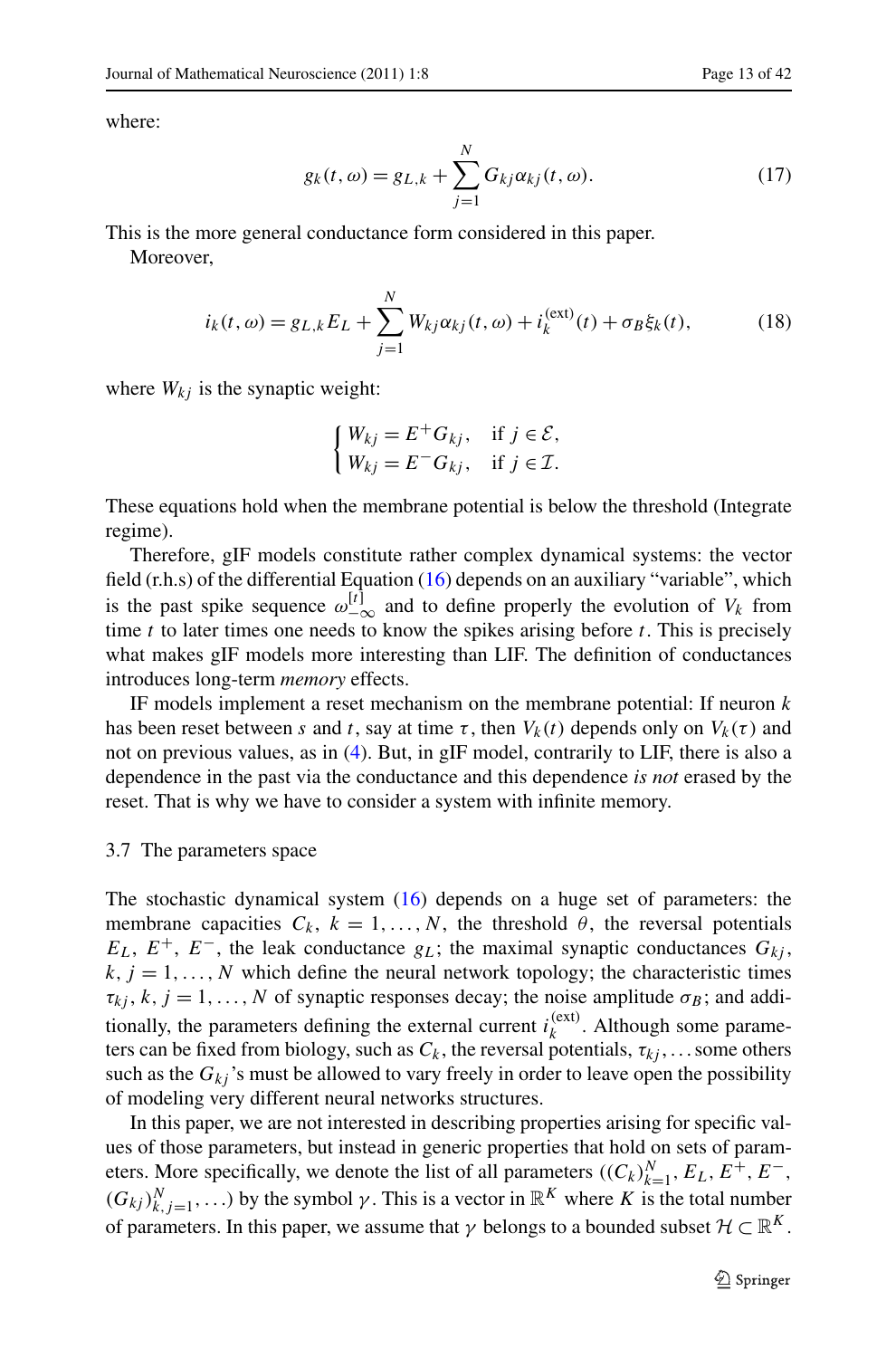where:

$$g_k(t, \omega) = g_{L,k} + \sum_{j=1}^{N} G_{kj} \alpha_{kj}(t, \omega). \tag{17}$$

This is the more general conductance form considered in this paper.

Moreover,

$$i_k(t, \omega) = g_{L,k} E_L + \sum_{j=1}^{N} W_{kj} \alpha_{kj}(t, \omega) + i_k^{(\text{ext})}(t) + \sigma_B \xi_k(t), \tag{18}$$

where $W_{kj}$ is the synaptic weight:

$$\begin{cases} W_{kj} = E^+ G_{kj}, & \text{if } j \in \mathcal{E}, \\ W_{kj} = E^- G_{kj}, & \text{if } j \in \mathcal{I}. \end{cases}$$

These equations hold when the membrane potential is below the threshold (Integrate regime).

Therefore, gIF models constitute rather complex dynamical systems: the vector field (r.h.s) of the differential Equation (16) depends on an auxiliary "variable", which is the past spike sequence $\omega_{-\infty}^{[t]}$ and to define properly the evolution of $V_k$ from time $t$ to later times one needs to know the spikes arising before $t$. This is precisely what makes gIF models more interesting than LIF. The definition of conductances introduces long-term *memory* effects.

IF models implement a reset mechanism on the membrane potential: If neuron $k$ has been reset between $s$ and $t$, say at time $\tau$, then $V_k(t)$ depends only on $V_k(\tau)$ and not on previous values, as in (4). But, in gIF model, contrarily to LIF, there is also a dependence in the past via the conductance and this dependence *is not* erased by the reset. That is why we have to consider a system with infinite memory.

### 3.7 The parameters space

The stochastic dynamical system (16) depends on a huge set of parameters: the membrane capacities $C_k$, $k = 1, \ldots, N$, the threshold $\theta$, the reversal potentials $E_L$, $E^+$, $E^-$, the leak conductance $g_L$; the maximal synaptic conductances $G_{kj}$, $k, j = 1, \ldots, N$ which define the neural network topology; the characteristic times $\tau_{kj}$, $k, j = 1, \ldots, N$ of synaptic responses decay; the noise amplitude $\sigma_B$; and additionally, the parameters defining the external current $i_k^{(\text{ext})}$. Although some parameters can be fixed from biology, such as $C_k$, the reversal potentials, $\tau_{kj}, \ldots$ some others such as the $G_{kj}$'s must be allowed to vary freely in order to leave open the possibility of modeling very different neural networks structures.

In this paper, we are not interested in describing properties arising for specific values of those parameters, but instead in generic properties that hold on sets of parameters. More specifically, we denote the list of all parameters $((C_k)_{k=1}^N, E_L, E^+, E^-, (G_{kj})_{k,j=1}^N, \ldots)$ by the symbol $\gamma$. This is a vector in $\mathbb{R}^K$ where $K$ is the total number of parameters. In this paper, we assume that $\gamma$ belongs to a bounded subset $\mathcal{H} \subset \mathbb{R}^K$.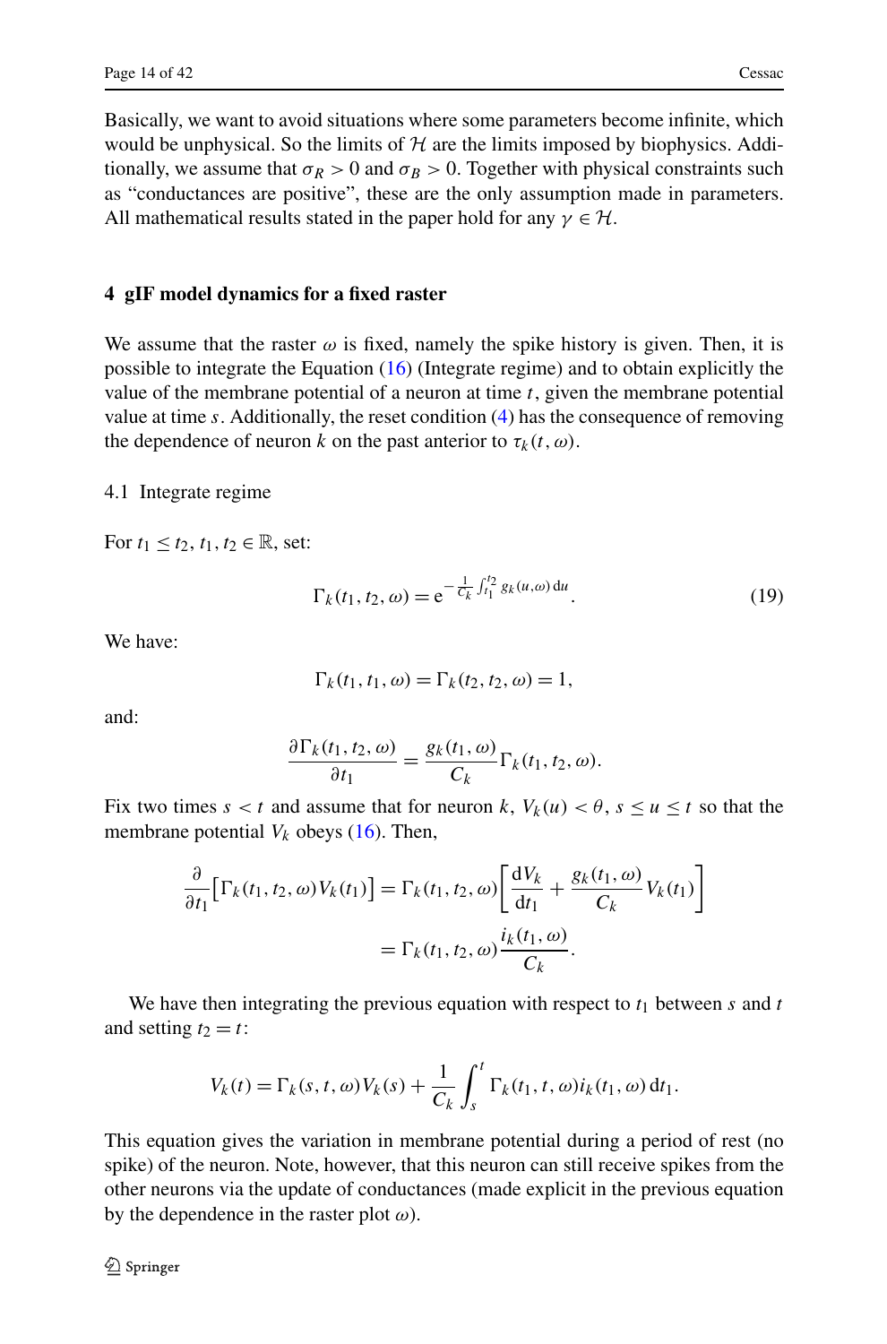Basically, we want to avoid situations where some parameters become infinite, which would be unphysical. So the limits of $\mathcal{H}$ are the limits imposed by biophysics. Additionally, we assume that $\sigma_R > 0$ and $\sigma_B > 0$. Together with physical constraints such as "conductances are positive", these are the only assumption made in parameters. All mathematical results stated in the paper hold for any $\gamma \in \mathcal{H}$.

## 4 gIF model dynamics for a fixed raster

We assume that the raster $\omega$ is fixed, namely the spike history is given. Then, it is possible to integrate the Equation (16) (Integrate regime) and to obtain explicitly the value of the membrane potential of a neuron at time $t$, given the membrane potential value at time $s$. Additionally, the reset condition (4) has the consequence of removing the dependence of neuron $k$ on the past anterior to $\tau_k(t, \omega)$.

### 4.1 Integrate regime

For $t_1 \leq t_2$, $t_1, t_2 \in \mathbb{R}$, set:

$$\Gamma_k(t_1, t_2, \omega) = \mathrm{e}^{-\frac{1}{C_k}\int_{t_1}^{t_2} g_k(u,\omega)\,\mathrm{d}u}. \tag{19}$$

We have:

$$\Gamma_k(t_1, t_1, \omega) = \Gamma_k(t_2, t_2, \omega) = 1,$$

and:

$$\frac{\partial \Gamma_k(t_1, t_2, \omega)}{\partial t_1} = \frac{g_k(t_1, \omega)}{C_k}\Gamma_k(t_1, t_2, \omega).$$

Fix two times $s < t$ and assume that for neuron $k$, $V_k(u) < \theta$, $s \leq u \leq t$ so that the membrane potential $V_k$ obeys (16). Then,

$$\begin{aligned}
\frac{\partial}{\partial t_1}\big[\Gamma_k(t_1, t_2, \omega)V_k(t_1)\big] &= \Gamma_k(t_1, t_2, \omega)\left[\frac{\mathrm{d}V_k}{\mathrm{d}t_1} + \frac{g_k(t_1, \omega)}{C_k}V_k(t_1)\right] \\
&= \Gamma_k(t_1, t_2, \omega)\frac{i_k(t_1, \omega)}{C_k}.
\end{aligned}$$

We have then integrating the previous equation with respect to $t_1$ between $s$ and $t$ and setting $t_2 = t$:

$$V_k(t) = \Gamma_k(s, t, \omega)V_k(s) + \frac{1}{C_k}\int_s^t \Gamma_k(t_1, t, \omega)i_k(t_1, \omega)\,\mathrm{d}t_1.$$

This equation gives the variation in membrane potential during a period of rest (no spike) of the neuron. Note, however, that this neuron can still receive spikes from the other neurons via the update of conductances (made explicit in the previous equation by the dependence in the raster plot $\omega$).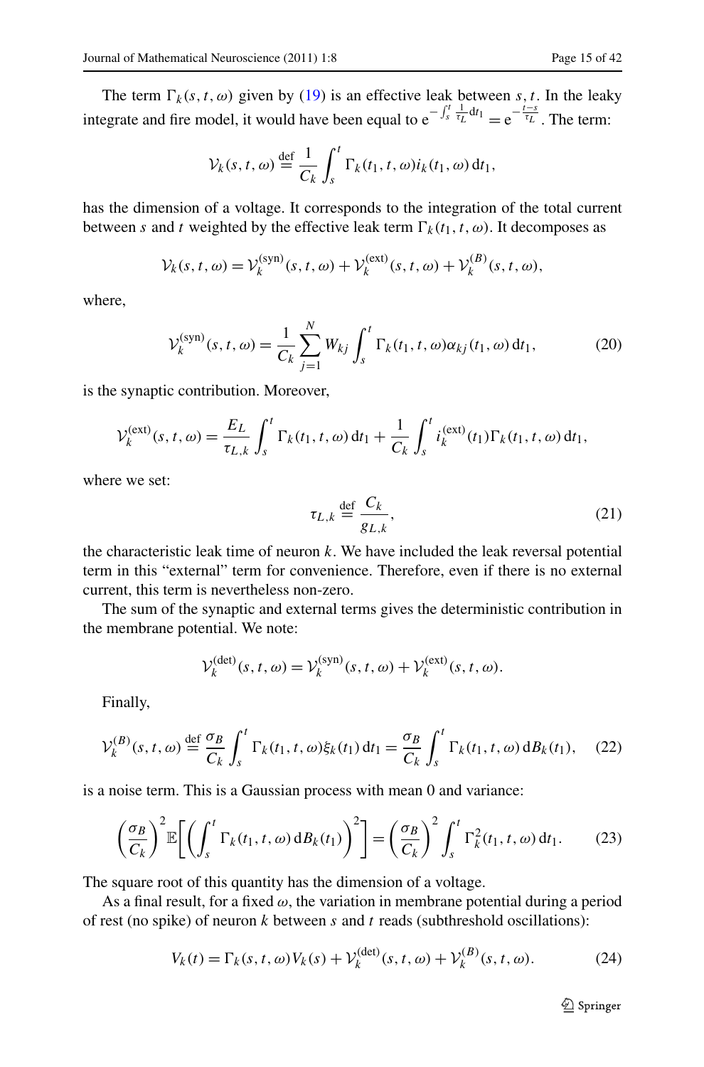The term $\Gamma_k(s, t, \omega)$ given by (19) is an effective leak between $s, t$. In the leaky integrate and fire model, it would have been equal to $e^{-\int_s^t \frac{1}{\tau_L} dt_1} = e^{-\frac{t-s}{\tau_L}}$. The term:

$$\mathcal{V}_k(s, t, \omega) \stackrel{\text{def}}{=} \frac{1}{C_k} \int_s^t \Gamma_k(t_1, t, \omega) i_k(t_1, \omega)\, dt_1,$$

has the dimension of a voltage. It corresponds to the integration of the total current between $s$ and $t$ weighted by the effective leak term $\Gamma_k(t_1, t, \omega)$. It decomposes as

$$\mathcal{V}_k(s, t, \omega) = \mathcal{V}_k^{(\text{syn})}(s, t, \omega) + \mathcal{V}_k^{(\text{ext})}(s, t, \omega) + \mathcal{V}_k^{(B)}(s, t, \omega),$$

where,

$$\mathcal{V}_k^{(\text{syn})}(s, t, \omega) = \frac{1}{C_k} \sum_{j=1}^{N} W_{kj} \int_s^t \Gamma_k(t_1, t, \omega) \alpha_{kj}(t_1, \omega)\, dt_1, \tag{20}$$

is the synaptic contribution. Moreover,

$$\mathcal{V}_k^{(\text{ext})}(s, t, \omega) = \frac{E_L}{\tau_{L,k}} \int_s^t \Gamma_k(t_1, t, \omega)\, dt_1 + \frac{1}{C_k} \int_s^t i_k^{(\text{ext})}(t_1) \Gamma_k(t_1, t, \omega)\, dt_1,$$

where we set:

$$\tau_{L,k} \stackrel{\text{def}}{=} \frac{C_k}{g_{L,k}}, \tag{21}$$

the characteristic leak time of neuron $k$. We have included the leak reversal potential term in this "external" term for convenience. Therefore, even if there is no external current, this term is nevertheless non-zero.

The sum of the synaptic and external terms gives the deterministic contribution in the membrane potential. We note:

$$\mathcal{V}_k^{(\text{det})}(s, t, \omega) = \mathcal{V}_k^{(\text{syn})}(s, t, \omega) + \mathcal{V}_k^{(\text{ext})}(s, t, \omega).$$

Finally,

$$\mathcal{V}_k^{(B)}(s, t, \omega) \stackrel{\text{def}}{=} \frac{\sigma_B}{C_k} \int_s^t \Gamma_k(t_1, t, \omega) \xi_k(t_1)\, dt_1 = \frac{\sigma_B}{C_k} \int_s^t \Gamma_k(t_1, t, \omega)\, dB_k(t_1), \tag{22}$$

is a noise term. This is a Gaussian process with mean 0 and variance:

$$\left(\frac{\sigma_B}{C_k}\right)^2 \mathbb{E}\left[\left(\int_s^t \Gamma_k(t_1, t, \omega)\, dB_k(t_1)\right)^2\right] = \left(\frac{\sigma_B}{C_k}\right)^2 \int_s^t \Gamma_k^2(t_1, t, \omega)\, dt_1. \tag{23}$$

The square root of this quantity has the dimension of a voltage.

As a final result, for a fixed $\omega$, the variation in membrane potential during a period of rest (no spike) of neuron $k$ between $s$ and $t$ reads (subthreshold oscillations):

$$V_k(t) = \Gamma_k(s, t, \omega) V_k(s) + \mathcal{V}_k^{(\text{det})}(s, t, \omega) + \mathcal{V}_k^{(B)}(s, t, \omega). \tag{24}$$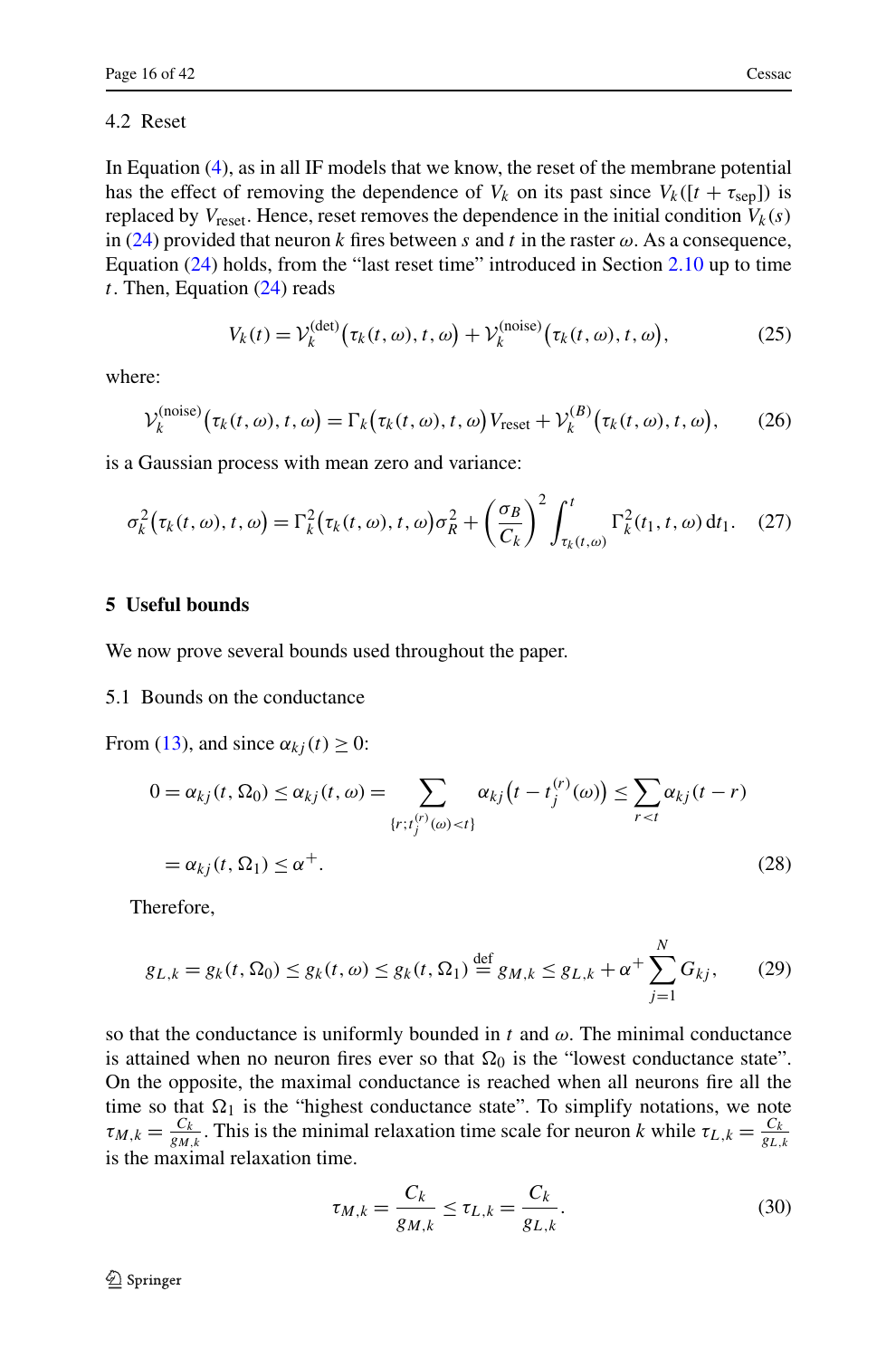### 4.2 Reset

In Equation (4), as in all IF models that we know, the reset of the membrane potential has the effect of removing the dependence of $V_k$ on its past since $V_k([t+\tau_{\text{sep}}])$ is replaced by $V_{\text{reset}}$. Hence, reset removes the dependence in the initial condition $V_k(s)$ in (24) provided that neuron $k$ fires between $s$ and $t$ in the raster $\omega$. As a consequence, Equation (24) holds, from the "last reset time" introduced in Section 2.10 up to time $t$. Then, Equation (24) reads

$$V_k(t) = \mathcal{V}_k^{(\text{det})}\big(\tau_k(t,\omega),t,\omega\big) + \mathcal{V}_k^{(\text{noise})}\big(\tau_k(t,\omega),t,\omega\big), \tag{25}$$

where:

$$\mathcal{V}_k^{(\text{noise})}\big(\tau_k(t,\omega),t,\omega\big) = \Gamma_k\big(\tau_k(t,\omega),t,\omega\big)V_{\text{reset}} + \mathcal{V}_k^{(B)}\big(\tau_k(t,\omega),t,\omega\big), \tag{26}$$

is a Gaussian process with mean zero and variance:

$$\sigma_k^2\big(\tau_k(t,\omega),t,\omega\big) = \Gamma_k^2\big(\tau_k(t,\omega),t,\omega\big)\sigma_R^2 + \left(\frac{\sigma_B}{C_k}\right)^2 \int_{\tau_k(t,\omega)}^{t} \Gamma_k^2(t_1,t,\omega)\,\mathrm{d}t_1. \tag{27}$$

## 5 Useful bounds

We now prove several bounds used throughout the paper.

### 5.1 Bounds on the conductance

From (13), and since $\alpha_{kj}(t) \geq 0$:

$$\begin{aligned}
0 = \alpha_{kj}(t,\Omega_0) \leq \alpha_{kj}(t,\omega) &= \sum_{\{r;\, t_j^{(r)}(\omega)<t\}} \alpha_{kj}\big(t - t_j^{(r)}(\omega)\big) \leq \sum_{r<t} \alpha_{kj}(t-r) \\
&= \alpha_{kj}(t,\Omega_1) \leq \alpha^+.
\end{aligned} \tag{28}$$

Therefore,

$$g_{L,k} = g_k(t,\Omega_0) \leq g_k(t,\omega) \leq g_k(t,\Omega_1) \stackrel{\text{def}}{=} g_{M,k} \leq g_{L,k} + \alpha^+ \sum_{j=1}^{N} G_{kj}, \tag{29}$$

so that the conductance is uniformly bounded in $t$ and $\omega$. The minimal conductance is attained when no neuron fires ever so that $\Omega_0$ is the "lowest conductance state". On the opposite, the maximal conductance is reached when all neurons fire all the time so that $\Omega_1$ is the "highest conductance state". To simplify notations, we note $\tau_{M,k} = \frac{C_k}{g_{M,k}}$. This is the minimal relaxation time scale for neuron $k$ while $\tau_{L,k} = \frac{C_k}{g_{L,k}}$ is the maximal relaxation time.

$$\tau_{M,k} = \frac{C_k}{g_{M,k}} \leq \tau_{L,k} = \frac{C_k}{g_{L,k}}. \tag{30}$$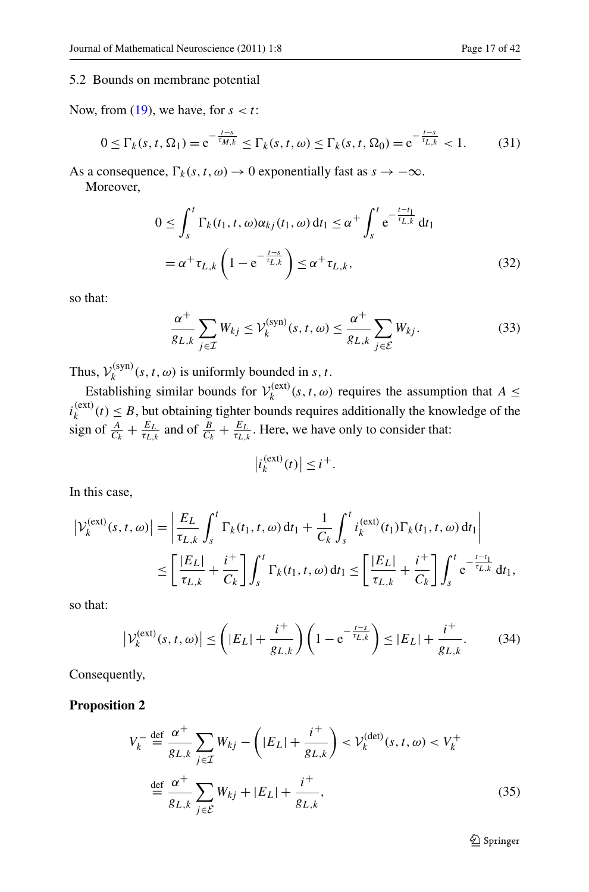### 5.2 Bounds on membrane potential

Now, from (19), we have, for $s < t$:

$$0 \leq \Gamma_k(s,t,\Omega_1) = \mathrm{e}^{-\frac{t-s}{\tau_{M,k}}} \leq \Gamma_k(s,t,\omega) \leq \Gamma_k(s,t,\Omega_0) = \mathrm{e}^{-\frac{t-s}{\tau_{L,k}}} < 1. \tag{31}$$

As a consequence, $\Gamma_k(s,t,\omega) \to 0$ exponentially fast as $s \to -\infty$.

Moreover,

$$\begin{aligned} 0 &\leq \int_s^t \Gamma_k(t_1,t,\omega)\alpha_{kj}(t_1,\omega)\,\mathrm{d}t_1 \leq \alpha^+ \int_s^t \mathrm{e}^{-\frac{t-t_1}{\tau_{L,k}}}\,\mathrm{d}t_1 \\ &= \alpha^+ \tau_{L,k}\left(1 - \mathrm{e}^{-\frac{t-s}{\tau_{L,k}}}\right) \leq \alpha^+ \tau_{L,k}, \end{aligned} \tag{32}$$

so that:

$$\frac{\alpha^+}{g_{L,k}} \sum_{j \in \mathcal{I}} W_{kj} \leq \mathcal{V}_k^{(\mathrm{syn})}(s,t,\omega) \leq \frac{\alpha^+}{g_{L,k}} \sum_{j \in \mathcal{E}} W_{kj}. \tag{33}$$

Thus, $\mathcal{V}_k^{(\mathrm{syn})}(s,t,\omega)$ is uniformly bounded in $s,t$.

Establishing similar bounds for $\mathcal{V}_k^{(\mathrm{ext})}(s,t,\omega)$ requires the assumption that $A \leq i_k^{(\mathrm{ext})}(t) \leq B$, but obtaining tighter bounds requires additionally the knowledge of the sign of $\frac{A}{C_k} + \frac{E_L}{\tau_{L,k}}$ and of $\frac{B}{C_k} + \frac{E_L}{\tau_{L,k}}$. Here, we have only to consider that:

$$\left|i_k^{(\mathrm{ext})}(t)\right| \leq i^+.$$

In this case,

$$\begin{aligned} \left|\mathcal{V}_k^{(\mathrm{ext})}(s,t,\omega)\right| &= \left|\frac{E_L}{\tau_{L,k}} \int_s^t \Gamma_k(t_1,t,\omega)\,\mathrm{d}t_1 + \frac{1}{C_k}\int_s^t i_k^{(\mathrm{ext})}(t_1)\Gamma_k(t_1,t,\omega)\,\mathrm{d}t_1\right| \\ &\leq \left[\frac{|E_L|}{\tau_{L,k}} + \frac{i^+}{C_k}\right]\int_s^t \Gamma_k(t_1,t,\omega)\,\mathrm{d}t_1 \leq \left[\frac{|E_L|}{\tau_{L,k}} + \frac{i^+}{C_k}\right]\int_s^t \mathrm{e}^{-\frac{t-t_1}{\tau_{L,k}}}\,\mathrm{d}t_1, \end{aligned}$$

so that:

$$\left|\mathcal{V}_k^{(\mathrm{ext})}(s,t,\omega)\right| \leq \left(|E_L| + \frac{i^+}{g_{L,k}}\right)\left(1 - \mathrm{e}^{-\frac{t-s}{\tau_{L,k}}}\right) \leq |E_L| + \frac{i^+}{g_{L,k}}. \tag{34}$$

Consequently,

**Proposition 2**

$$\begin{aligned} V_k^- &\stackrel{\text{def}}{=} \frac{\alpha^+}{g_{L,k}} \sum_{j \in \mathcal{I}} W_{kj} - \left(|E_L| + \frac{i^+}{g_{L,k}}\right) < \mathcal{V}_k^{(\mathrm{det})}(s,t,\omega) < V_k^+ \\ &\stackrel{\text{def}}{=} \frac{\alpha^+}{g_{L,k}} \sum_{j \in \mathcal{E}} W_{kj} + |E_L| + \frac{i^+}{g_{L,k}}, \end{aligned} \tag{35}$$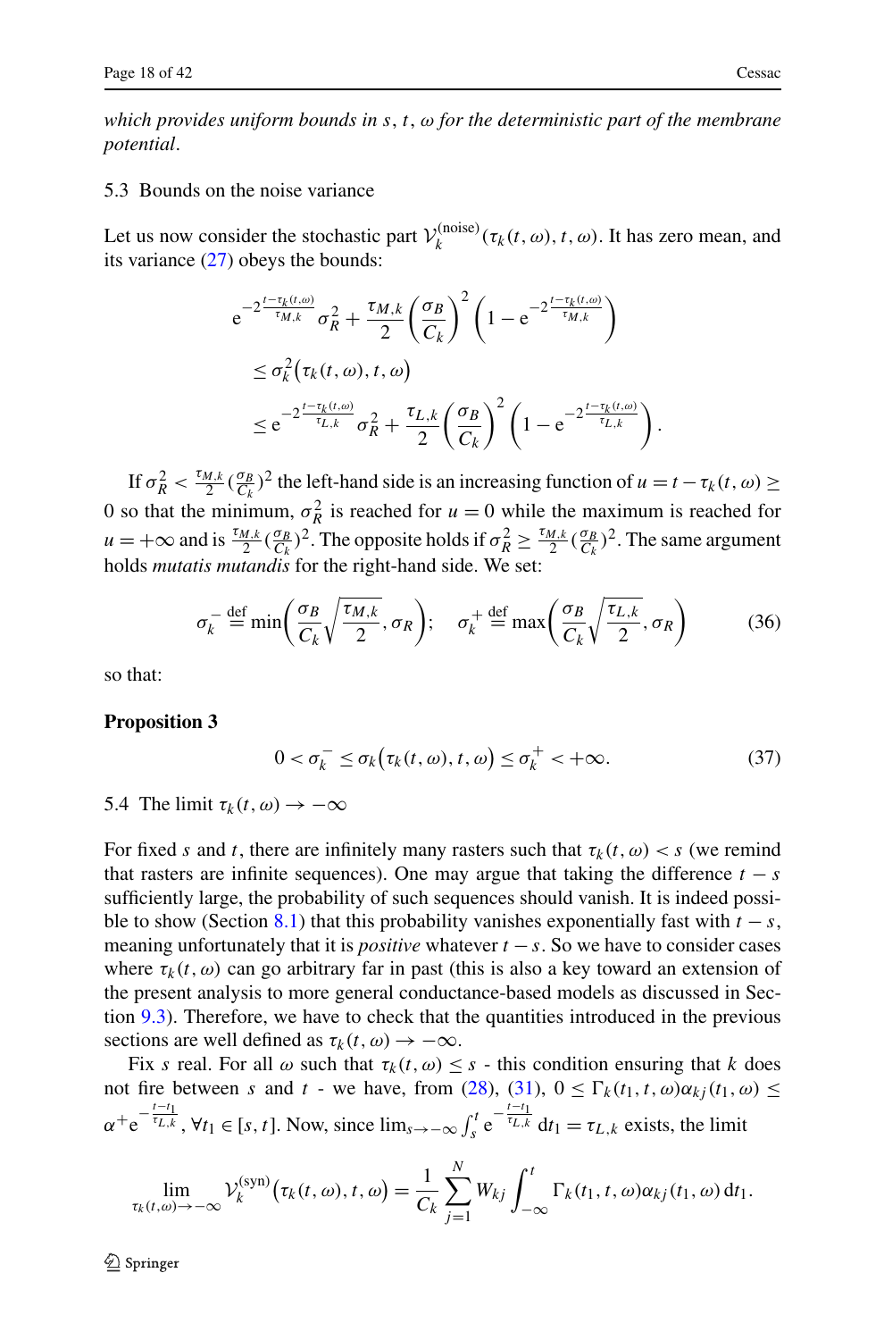*which provides uniform bounds in $s$, $t$, $\omega$ for the deterministic part of the membrane potential.*

### 5.3 Bounds on the noise variance

Let us now consider the stochastic part $\mathcal{V}_k^{(\text{noise})}(\tau_k(t,\omega),t,\omega)$. It has zero mean, and its variance (27) obeys the bounds:

$$
\begin{aligned}
&\mathrm{e}^{-2\frac{t-\tau_k(t,\omega)}{\tau_{M,k}}}\sigma_R^2 + \frac{\tau_{M,k}}{2}\left(\frac{\sigma_B}{C_k}\right)^2\left(1-\mathrm{e}^{-2\frac{t-\tau_k(t,\omega)}{\tau_{M,k}}}\right)\\
&\le \sigma_k^2\big(\tau_k(t,\omega),t,\omega\big)\\
&\le \mathrm{e}^{-2\frac{t-\tau_k(t,\omega)}{\tau_{L,k}}}\sigma_R^2 + \frac{\tau_{L,k}}{2}\left(\frac{\sigma_B}{C_k}\right)^2\left(1-\mathrm{e}^{-2\frac{t-\tau_k(t,\omega)}{\tau_{L,k}}}\right).
\end{aligned}
$$

If $\sigma_R^2 < \frac{\tau_{M,k}}{2}(\frac{\sigma_B}{C_k})^2$ the left-hand side is an increasing function of $u = t-\tau_k(t,\omega) \ge 0$ so that the minimum, $\sigma_R^2$ is reached for $u=0$ while the maximum is reached for $u=+\infty$ and is $\frac{\tau_{M,k}}{2}(\frac{\sigma_B}{C_k})^2$. The opposite holds if $\sigma_R^2 \ge \frac{\tau_{M,k}}{2}(\frac{\sigma_B}{C_k})^2$. The same argument holds *mutatis mutandis* for the right-hand side. We set:

$$
\sigma_k^- \stackrel{\text{def}}{=} \min\left(\frac{\sigma_B}{C_k}\sqrt{\frac{\tau_{M,k}}{2}},\sigma_R\right); \quad \sigma_k^+ \stackrel{\text{def}}{=} \max\left(\frac{\sigma_B}{C_k}\sqrt{\frac{\tau_{L,k}}{2}},\sigma_R\right) \tag{36}
$$

so that:

**Proposition 3**

$$
0 < \sigma_k^- \le \sigma_k\big(\tau_k(t,\omega),t,\omega\big) \le \sigma_k^+ < +\infty. \tag{37}
$$

### 5.4 The limit $\tau_k(t,\omega) \to -\infty$

For fixed $s$ and $t$, there are infinitely many rasters such that $\tau_k(t,\omega) < s$ (we remind that rasters are infinite sequences). One may argue that taking the difference $t-s$ sufficiently large, the probability of such sequences should vanish. It is indeed possible to show (Section 8.1) that this probability vanishes exponentially fast with $t-s$, meaning unfortunately that it is *positive* whatever $t-s$. So we have to consider cases where $\tau_k(t,\omega)$ can go arbitrary far in past (this is also a key toward an extension of the present analysis to more general conductance-based models as discussed in Section 9.3). Therefore, we have to check that the quantities introduced in the previous sections are well defined as $\tau_k(t,\omega)\to-\infty$.

Fix $s$ real. For all $\omega$ such that $\tau_k(t,\omega)\le s$ - this condition ensuring that $k$ does not fire between $s$ and $t$ - we have, from (28), (31), $0 \le \Gamma_k(t_1,t,\omega)\alpha_{kj}(t_1,\omega) \le \alpha^+\mathrm{e}^{-\frac{t-t_1}{\tau_{L,k}}}$, $\forall t_1 \in [s,t]$. Now, since $\lim_{s\to-\infty}\int_s^t \mathrm{e}^{-\frac{t-t_1}{\tau_{L,k}}}\,\mathrm{d}t_1 = \tau_{L,k}$ exists, the limit

$$
\lim_{\tau_k(t,\omega)\to-\infty}\mathcal{V}_k^{(\text{syn})}\big(\tau_k(t,\omega),t,\omega\big) = \frac{1}{C_k}\sum_{j=1}^N W_{kj}\int_{-\infty}^t \Gamma_k(t_1,t,\omega)\alpha_{kj}(t_1,\omega)\,\mathrm{d}t_1.
$$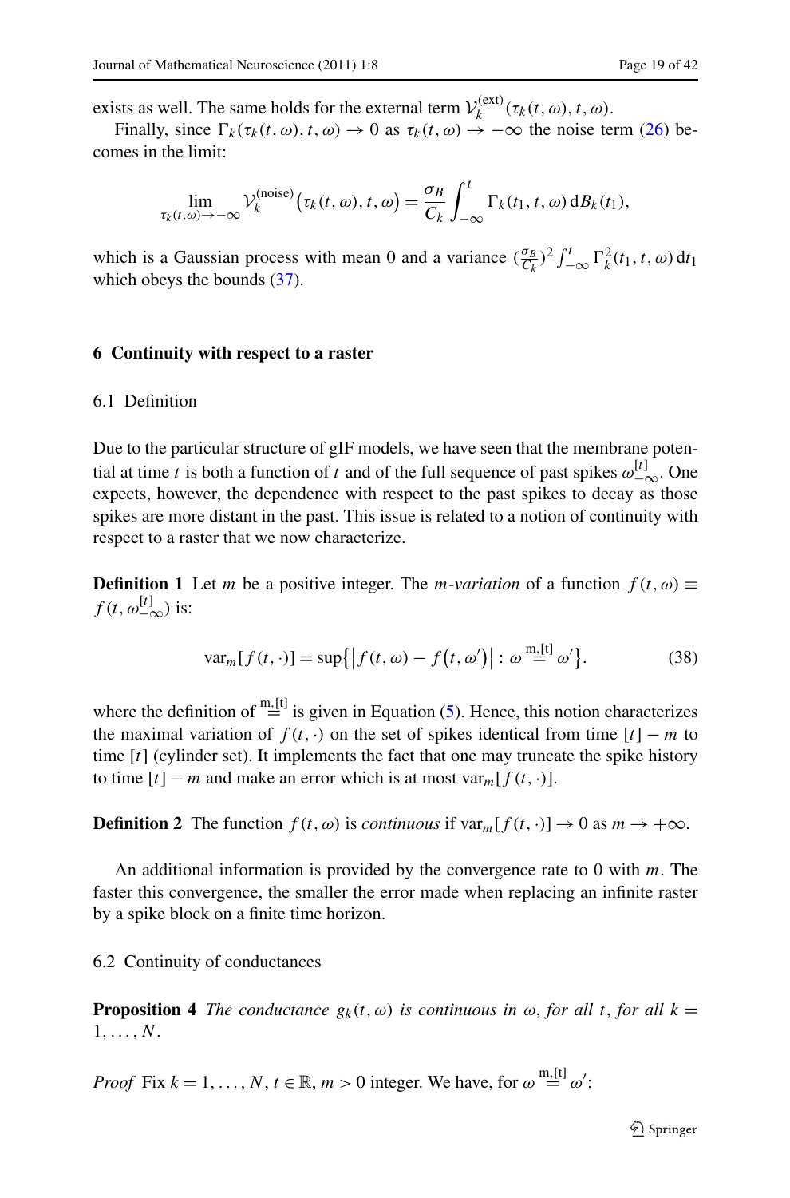exists as well. The same holds for the external term $\mathcal{V}_k^{(\text{ext})}(\tau_k(t,\omega),t,\omega)$.

Finally, since $\Gamma_k(\tau_k(t,\omega),t,\omega) \to 0$ as $\tau_k(t,\omega) \to -\infty$ the noise term (26) becomes in the limit:

$$\lim_{\tau_k(t,\omega)\to-\infty} \mathcal{V}_k^{(\text{noise})}\big(\tau_k(t,\omega),t,\omega\big) = \frac{\sigma_B}{C_k}\int_{-\infty}^{t} \Gamma_k(t_1,t,\omega)\,\mathrm{d}B_k(t_1),$$

which is a Gaussian process with mean 0 and a variance $(\frac{\sigma_B}{C_k})^2 \int_{-\infty}^{t} \Gamma_k^2(t_1,t,\omega)\,\mathrm{d}t_1$ which obeys the bounds (37).

## 6 Continuity with respect to a raster

### 6.1 Definition

Due to the particular structure of gIF models, we have seen that the membrane potential at time $t$ is both a function of $t$ and of the full sequence of past spikes $\omega_{-\infty}^{[t]}$. One expects, however, the dependence with respect to the past spikes to decay as those spikes are more distant in the past. This issue is related to a notion of continuity with respect to a raster that we now characterize.

**Definition 1** Let $m$ be a positive integer. The *$m$-variation* of a function $f(t,\omega) \equiv f(t,\omega_{-\infty}^{[t]})$ is:

$$\text{var}_m[f(t,\cdot)] = \sup\big\{\big|f(t,\omega) - f\big(t,\omega'\big)\big| : \omega \overset{\text{m,[t]}}{=} \omega'\big\}. \tag{38}$$

where the definition of $\overset{\text{m,[t]}}{=}$ is given in Equation (5). Hence, this notion characterizes the maximal variation of $f(t,\cdot)$ on the set of spikes identical from time $[t]-m$ to time $[t]$ (cylinder set). It implements the fact that one may truncate the spike history to time $[t]-m$ and make an error which is at most $\text{var}_m[f(t,\cdot)]$.

**Definition 2** The function $f(t,\omega)$ is *continuous* if $\text{var}_m[f(t,\cdot)] \to 0$ as $m \to +\infty$.

An additional information is provided by the convergence rate to 0 with $m$. The faster this convergence, the smaller the error made when replacing an infinite raster by a spike block on a finite time horizon.

### 6.2 Continuity of conductances

**Proposition 4** *The conductance $g_k(t,\omega)$ is continuous in $\omega$, for all $t$, for all $k = 1,\dots,N$.*

*Proof* Fix $k = 1,\dots,N$, $t \in \mathbb{R}$, $m > 0$ integer. We have, for $\omega \overset{\text{m,[t]}}{=} \omega'$: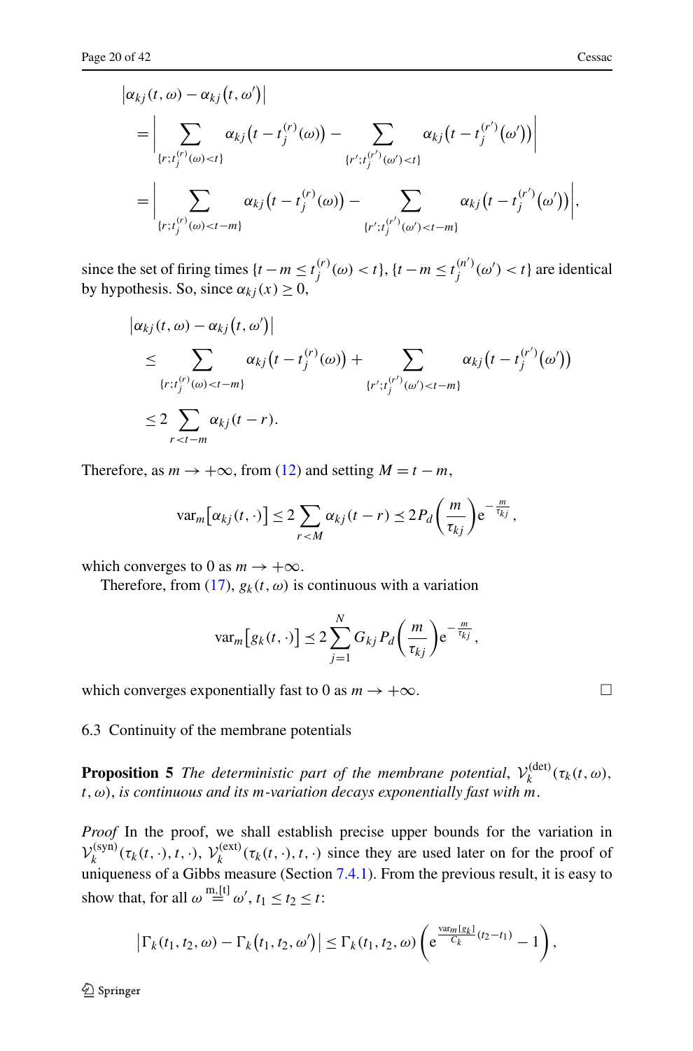$$
\begin{aligned}
&\left|\alpha_{kj}(t,\omega)-\alpha_{kj}\left(t,\omega'\right)\right| \\
&=\left|\sum_{\{r;t_j^{(r)}(\omega)<t\}}\alpha_{kj}\left(t-t_j^{(r)}(\omega)\right)-\sum_{\{r';t_j^{(r')}(\omega')<t\}}\alpha_{kj}\left(t-t_j^{(r')}\left(\omega'\right)\right)\right| \\
&=\left|\sum_{\{r;t_j^{(r)}(\omega)<t-m\}}\alpha_{kj}\left(t-t_j^{(r)}(\omega)\right)-\sum_{\{r';t_j^{(r')}(\omega')<t-m\}}\alpha_{kj}\left(t-t_j^{(r')}\left(\omega'\right)\right)\right|,
\end{aligned}
$$

since the set of firing times $\{t-m\le t_j^{(r)}(\omega)<t\}$, $\{t-m\le t_j^{(n')}(\omega')<t\}$ are identical by hypothesis. So, since $\alpha_{kj}(x)\ge 0$,

$$
\begin{aligned}
&\left|\alpha_{kj}(t,\omega)-\alpha_{kj}\left(t,\omega'\right)\right| \\
&\le\sum_{\{r;t_j^{(r)}(\omega)<t-m\}}\alpha_{kj}\left(t-t_j^{(r)}(\omega)\right)+\sum_{\{r';t_j^{(r')}(\omega')<t-m\}}\alpha_{kj}\left(t-t_j^{(r')}\left(\omega'\right)\right) \\
&\le 2\sum_{r<t-m}\alpha_{kj}(t-r).
\end{aligned}
$$

Therefore, as $m\to+\infty$, from (12) and setting $M=t-m$,

$$
\mathrm{var}_m\left[\alpha_{kj}(t,\cdot)\right]\le 2\sum_{r<M}\alpha_{kj}(t-r)\preceq 2P_d\left(\frac{m}{\tau_{kj}}\right)\mathrm{e}^{-\frac{m}{\tau_{kj}}},
$$

which converges to 0 as $m\to+\infty$.

Therefore, from (17), $g_k(t,\omega)$ is continuous with a variation

$$
\mathrm{var}_m\left[g_k(t,\cdot)\right]\preceq 2\sum_{j=1}^{N}G_{kj}P_d\left(\frac{m}{\tau_{kj}}\right)\mathrm{e}^{-\frac{m}{\tau_{kj}}},
$$

which converges exponentially fast to 0 as $m\to+\infty$. □

### 6.3 Continuity of the membrane potentials

**Proposition 5** *The deterministic part of the membrane potential, $\mathcal{V}_k^{(\mathrm{det})}(\tau_k(t,\omega),t,\omega)$, is continuous and its $m$-variation decays exponentially fast with $m$.*

*Proof* In the proof, we shall establish precise upper bounds for the variation in $\mathcal{V}_k^{(\mathrm{syn})}(\tau_k(t,\cdot),t,\cdot)$, $\mathcal{V}_k^{(\mathrm{ext})}(\tau_k(t,\cdot),t,\cdot)$ since they are used later on for the proof of uniqueness of a Gibbs measure (Section 7.4.1). From the previous result, it is easy to show that, for all $\omega\overset{m,[t]}{=}\omega'$, $t_1\le t_2\le t$:

$$
\left|\Gamma_k(t_1,t_2,\omega)-\Gamma_k\left(t_1,t_2,\omega'\right)\right|\le\Gamma_k(t_1,t_2,\omega)\left(\mathrm{e}^{\frac{\mathrm{var}_m[g_k]}{C_k}(t_2-t_1)}-1\right),
$$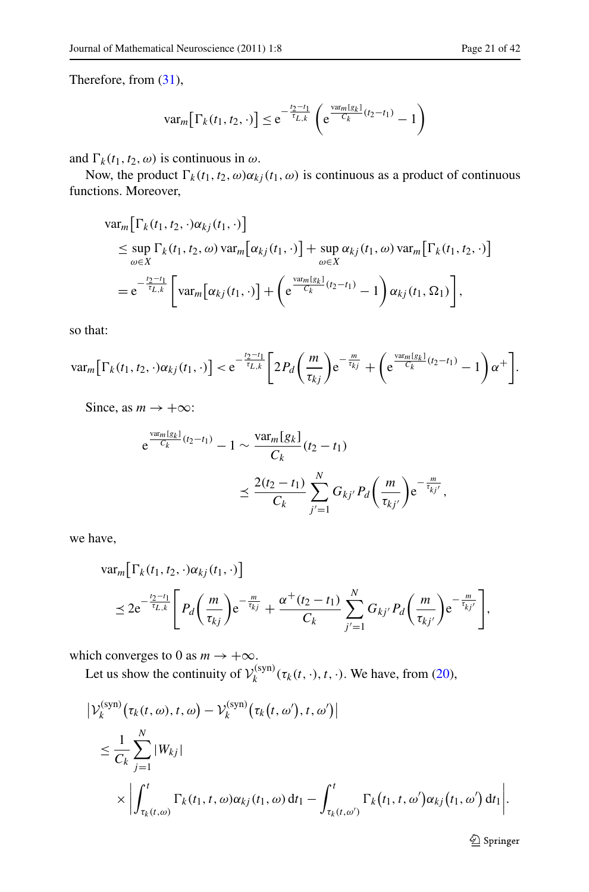Therefore, from (31),

$$\mathrm{var}_m\big[\Gamma_k(t_1,t_2,\cdot)\big] \le \mathrm{e}^{-\frac{t_2-t_1}{\tau_{L,k}}}\left(\mathrm{e}^{\frac{\mathrm{var}_m[g_k]}{C_k}(t_2-t_1)}-1\right)$$

and $\Gamma_k(t_1,t_2,\omega)$ is continuous in $\omega$.

Now, the product $\Gamma_k(t_1,t_2,\omega)\alpha_{kj}(t_1,\omega)$ is continuous as a product of continuous functions. Moreover,

$$\begin{aligned}
&\mathrm{var}_m\big[\Gamma_k(t_1,t_2,\cdot)\alpha_{kj}(t_1,\cdot)\big] \\
&\quad\le \sup_{\omega\in X}\Gamma_k(t_1,t_2,\omega)\,\mathrm{var}_m\big[\alpha_{kj}(t_1,\cdot)\big] + \sup_{\omega\in X}\alpha_{kj}(t_1,\omega)\,\mathrm{var}_m\big[\Gamma_k(t_1,t_2,\cdot)\big] \\
&\quad= \mathrm{e}^{-\frac{t_2-t_1}{\tau_{L,k}}}\left[\mathrm{var}_m\big[\alpha_{kj}(t_1,\cdot)\big] + \left(\mathrm{e}^{\frac{\mathrm{var}_m[g_k]}{C_k}(t_2-t_1)}-1\right)\alpha_{kj}(t_1,\Omega_1)\right],
\end{aligned}$$

so that:

$$\mathrm{var}_m\big[\Gamma_k(t_1,t_2,\cdot)\alpha_{kj}(t_1,\cdot)\big] < \mathrm{e}^{-\frac{t_2-t_1}{\tau_{L,k}}}\left[2P_d\left(\frac{m}{\tau_{kj}}\right)\mathrm{e}^{-\frac{m}{\tau_{kj}}} + \left(\mathrm{e}^{\frac{\mathrm{var}_m[g_k]}{C_k}(t_2-t_1)}-1\right)\alpha^+\right].$$

Since, as $m\to+\infty$:

$$\begin{aligned}
\mathrm{e}^{\frac{\mathrm{var}_m[g_k]}{C_k}(t_2-t_1)}-1 &\sim \frac{\mathrm{var}_m[g_k]}{C_k}(t_2-t_1) \\
&\preceq \frac{2(t_2-t_1)}{C_k}\sum_{j'=1}^{N} G_{kj'}P_d\left(\frac{m}{\tau_{kj'}}\right)\mathrm{e}^{-\frac{m}{\tau_{kj'}}},
\end{aligned}$$

we have,

$$\begin{aligned}
&\mathrm{var}_m\big[\Gamma_k(t_1,t_2,\cdot)\alpha_{kj}(t_1,\cdot)\big] \\
&\quad\preceq 2\mathrm{e}^{-\frac{t_2-t_1}{\tau_{L,k}}}\left[P_d\left(\frac{m}{\tau_{kj}}\right)\mathrm{e}^{-\frac{m}{\tau_{kj}}} + \frac{\alpha^+(t_2-t_1)}{C_k}\sum_{j'=1}^{N}G_{kj'}P_d\left(\frac{m}{\tau_{kj'}}\right)\mathrm{e}^{-\frac{m}{\tau_{kj'}}}\right],
\end{aligned}$$

which converges to 0 as $m\to+\infty$.

Let us show the continuity of $\mathcal{V}_k^{(\mathrm{syn})}(\tau_k(t,\cdot),t,\cdot)$. We have, from (20),

$$\begin{aligned}
&\left|\mathcal{V}_k^{(\mathrm{syn})}\big(\tau_k(t,\omega),t,\omega\big) - \mathcal{V}_k^{(\mathrm{syn})}\big(\tau_k(t,\omega'),t,\omega'\big)\right| \\
&\quad\le \frac{1}{C_k}\sum_{j=1}^{N}|W_{kj}| \\
&\qquad\times\left|\int_{\tau_k(t,\omega)}^{t}\Gamma_k(t_1,t,\omega)\alpha_{kj}(t_1,\omega)\,\mathrm{d}t_1 - \int_{\tau_k(t,\omega')}^{t}\Gamma_k\big(t_1,t,\omega'\big)\alpha_{kj}\big(t_1,\omega'\big)\,\mathrm{d}t_1\right|.
\end{aligned}$$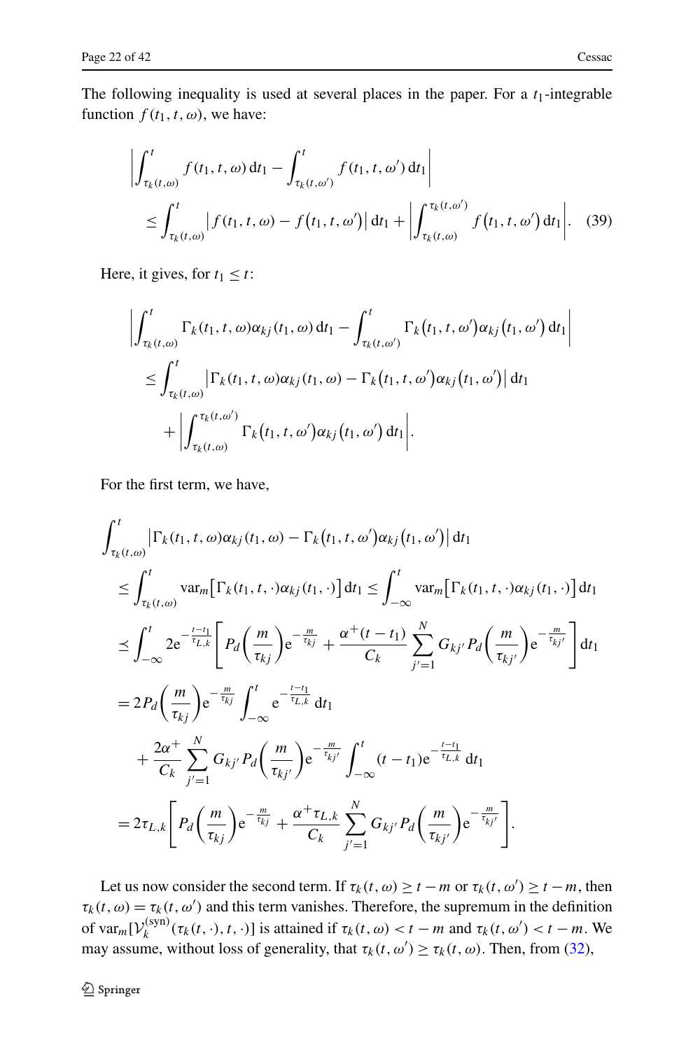The following inequality is used at several places in the paper. For a $t_1$-integrable function $f(t_1, t, \omega)$, we have:

$$
\begin{aligned}
&\left| \int_{\tau_k(t,\omega)}^{t} f(t_1, t, \omega)\,\mathrm{d}t_1 - \int_{\tau_k(t,\omega')}^{t} f(t_1, t, \omega')\,\mathrm{d}t_1 \right| \\
&\quad \leq \int_{\tau_k(t,\omega)}^{t} \left| f(t_1, t, \omega) - f\big(t_1, t, \omega'\big) \right| \mathrm{d}t_1 + \left| \int_{\tau_k(t,\omega)}^{\tau_k(t,\omega')} f\big(t_1, t, \omega'\big)\,\mathrm{d}t_1 \right|. \quad (39)
\end{aligned}
$$

Here, it gives, for $t_1 \leq t$:

$$
\begin{aligned}
&\left| \int_{\tau_k(t,\omega)}^{t} \Gamma_k(t_1, t, \omega)\alpha_{kj}(t_1, \omega)\,\mathrm{d}t_1 - \int_{\tau_k(t,\omega')}^{t} \Gamma_k\big(t_1, t, \omega'\big)\alpha_{kj}\big(t_1, \omega'\big)\,\mathrm{d}t_1 \right| \\
&\quad \leq \int_{\tau_k(t,\omega)}^{t} \left| \Gamma_k(t_1, t, \omega)\alpha_{kj}(t_1, \omega) - \Gamma_k\big(t_1, t, \omega'\big)\alpha_{kj}\big(t_1, \omega'\big) \right| \mathrm{d}t_1 \\
&\qquad + \left| \int_{\tau_k(t,\omega)}^{\tau_k(t,\omega')} \Gamma_k\big(t_1, t, \omega'\big)\alpha_{kj}\big(t_1, \omega'\big)\,\mathrm{d}t_1 \right|.
\end{aligned}
$$

For the first term, we have,

$$
\begin{aligned}
&\int_{\tau_k(t,\omega)}^{t} \left| \Gamma_k(t_1, t, \omega)\alpha_{kj}(t_1, \omega) - \Gamma_k\big(t_1, t, \omega'\big)\alpha_{kj}\big(t_1, \omega'\big) \right| \mathrm{d}t_1 \\
&\quad \leq \int_{\tau_k(t,\omega)}^{t} \mathrm{var}_m\big[\Gamma_k(t_1, t, \cdot)\alpha_{kj}(t_1, \cdot)\big]\,\mathrm{d}t_1 \leq \int_{-\infty}^{t} \mathrm{var}_m\big[\Gamma_k(t_1, t, \cdot)\alpha_{kj}(t_1, \cdot)\big]\,\mathrm{d}t_1 \\
&\quad \preceq \int_{-\infty}^{t} 2\mathrm{e}^{-\frac{t-t_1}{\tau_{L,k}}} \left[ P_d\left(\frac{m}{\tau_{kj}}\right)\mathrm{e}^{-\frac{m}{\tau_{kj}}} + \frac{\alpha^+(t-t_1)}{C_k} \sum_{j'=1}^{N} G_{kj'} P_d\left(\frac{m}{\tau_{kj'}}\right)\mathrm{e}^{-\frac{m}{\tau_{kj'}}} \right] \mathrm{d}t_1 \\
&\quad = 2P_d\left(\frac{m}{\tau_{kj}}\right)\mathrm{e}^{-\frac{m}{\tau_{kj}}} \int_{-\infty}^{t} \mathrm{e}^{-\frac{t-t_1}{\tau_{L,k}}}\,\mathrm{d}t_1 \\
&\qquad + \frac{2\alpha^+}{C_k} \sum_{j'=1}^{N} G_{kj'} P_d\left(\frac{m}{\tau_{kj'}}\right)\mathrm{e}^{-\frac{m}{\tau_{kj'}}} \int_{-\infty}^{t} (t-t_1)\mathrm{e}^{-\frac{t-t_1}{\tau_{L,k}}}\,\mathrm{d}t_1 \\
&\quad = 2\tau_{L,k}\left[ P_d\left(\frac{m}{\tau_{kj}}\right)\mathrm{e}^{-\frac{m}{\tau_{kj}}} + \frac{\alpha^+\tau_{L,k}}{C_k} \sum_{j'=1}^{N} G_{kj'} P_d\left(\frac{m}{\tau_{kj'}}\right)\mathrm{e}^{-\frac{m}{\tau_{kj'}}} \right].
\end{aligned}
$$

Let us now consider the second term. If $\tau_k(t, \omega) \geq t - m$ or $\tau_k(t, \omega') \geq t - m$, then $\tau_k(t, \omega) = \tau_k(t, \omega')$ and this term vanishes. Therefore, the supremum in the definition of $\mathrm{var}_m[\mathcal{V}_k^{(\mathrm{syn})}(\tau_k(t, \cdot), t, \cdot)]$ is attained if $\tau_k(t, \omega) < t - m$ and $\tau_k(t, \omega') < t - m$. We may assume, without loss of generality, that $\tau_k(t, \omega') \geq \tau_k(t, \omega)$. Then, from (32),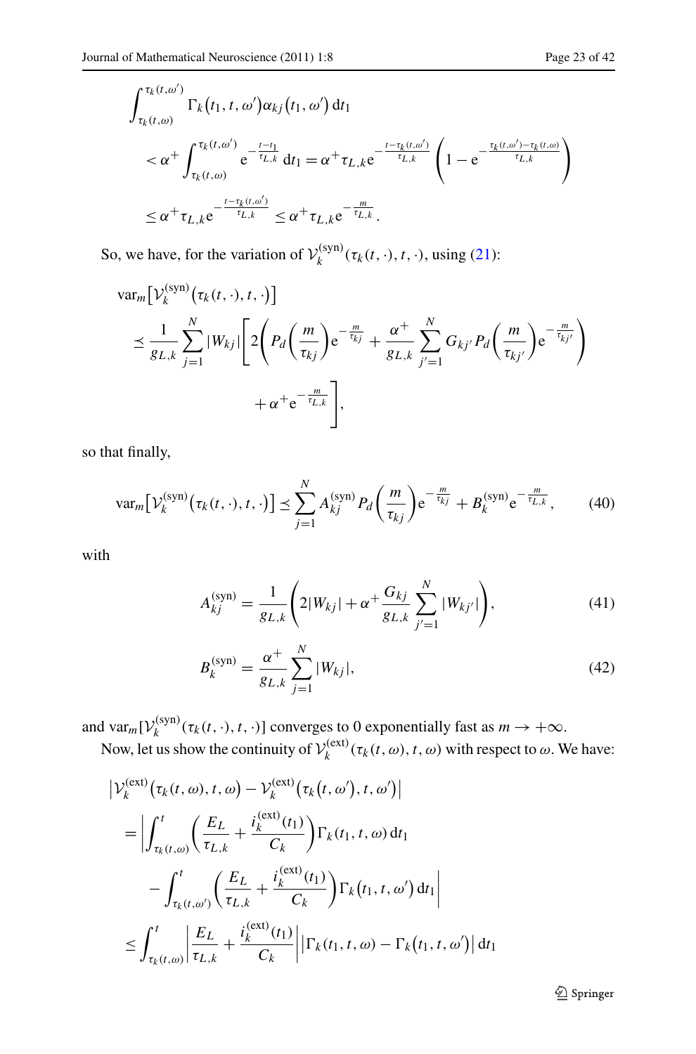$$
\begin{aligned}
&\int_{\tau_k(t,\omega)}^{\tau_k(t,\omega')} \Gamma_k(t_1, t, \omega') \alpha_{kj}(t_1, \omega') \, \mathrm{d}t_1 \\
&< \alpha^+ \int_{\tau_k(t,\omega)}^{\tau_k(t,\omega')} \mathrm{e}^{-\frac{t-t_1}{\tau_{L,k}}} \, \mathrm{d}t_1 = \alpha^+ \tau_{L,k} \mathrm{e}^{-\frac{t-\tau_k(t,\omega')}{\tau_{L,k}}} \left(1 - \mathrm{e}^{-\frac{\tau_k(t,\omega')-\tau_k(t,\omega)}{\tau_{L,k}}}\right) \\
&\leq \alpha^+ \tau_{L,k} \mathrm{e}^{-\frac{t-\tau_k(t,\omega')}{\tau_{L,k}}} \leq \alpha^+ \tau_{L,k} \mathrm{e}^{-\frac{m}{\tau_{L,k}}}.
\end{aligned}
$$

So, we have, for the variation of $\mathcal{V}_k^{(\mathrm{syn})}(\tau_k(t,\cdot), t, \cdot)$, using (21):

$$
\begin{aligned}
&\mathrm{var}_m\left[\mathcal{V}_k^{(\mathrm{syn})}\left(\tau_k(t,\cdot), t, \cdot\right)\right] \\
&\preceq \frac{1}{g_{L,k}} \sum_{j=1}^{N} |W_{kj}| \Bigg[ 2\left( P_d\left(\frac{m}{\tau_{kj}}\right) \mathrm{e}^{-\frac{m}{\tau_{kj}}} + \frac{\alpha^+}{g_{L,k}} \sum_{j'=1}^{N} G_{kj'} P_d\left(\frac{m}{\tau_{kj'}}\right) \mathrm{e}^{-\frac{m}{\tau_{kj'}}} \right) \\
&\qquad + \alpha^+ \mathrm{e}^{-\frac{m}{\tau_{L,k}}} \Bigg],
\end{aligned}
$$

so that finally,

$$
\mathrm{var}_m\left[\mathcal{V}_k^{(\mathrm{syn})}\left(\tau_k(t,\cdot), t, \cdot\right)\right] \preceq \sum_{j=1}^{N} A_{kj}^{(\mathrm{syn})} P_d\left(\frac{m}{\tau_{kj}}\right) \mathrm{e}^{-\frac{m}{\tau_{kj}}} + B_k^{(\mathrm{syn})} \mathrm{e}^{-\frac{m}{\tau_{L,k}}}, \tag{40}
$$

with

$$
A_{kj}^{(\mathrm{syn})} = \frac{1}{g_{L,k}} \left( 2|W_{kj}| + \alpha^+ \frac{G_{kj}}{g_{L,k}} \sum_{j'=1}^{N} |W_{kj'}| \right), \tag{41}
$$

$$
B_k^{(\mathrm{syn})} = \frac{\alpha^+}{g_{L,k}} \sum_{j=1}^{N} |W_{kj}|, \tag{42}
$$

and $\mathrm{var}_m[\mathcal{V}_k^{(\mathrm{syn})}(\tau_k(t,\cdot), t, \cdot)]$ converges to 0 exponentially fast as $m \to +\infty$.

Now, let us show the continuity of $\mathcal{V}_k^{(\mathrm{ext})}(\tau_k(t,\omega), t, \omega)$ with respect to $\omega$. We have:

$$
\begin{aligned}
&\left|\mathcal{V}_k^{(\mathrm{ext})}\left(\tau_k(t,\omega), t, \omega\right) - \mathcal{V}_k^{(\mathrm{ext})}\left(\tau_k\left(t,\omega'\right), t, \omega'\right)\right| \\
&= \Bigg| \int_{\tau_k(t,\omega)}^{t} \left( \frac{E_L}{\tau_{L,k}} + \frac{i_k^{(\mathrm{ext})}(t_1)}{C_k} \right) \Gamma_k(t_1, t, \omega) \, \mathrm{d}t_1 \\
&\qquad - \int_{\tau_k(t,\omega')}^{t} \left( \frac{E_L}{\tau_{L,k}} + \frac{i_k^{(\mathrm{ext})}(t_1)}{C_k} \right) \Gamma_k\left(t_1, t, \omega'\right) \mathrm{d}t_1 \Bigg| \\
&\leq \int_{\tau_k(t,\omega)}^{t} \left| \frac{E_L}{\tau_{L,k}} + \frac{i_k^{(\mathrm{ext})}(t_1)}{C_k} \right| \left| \Gamma_k(t_1, t, \omega) - \Gamma_k\left(t_1, t, \omega'\right) \right| \mathrm{d}t_1
\end{aligned}
$$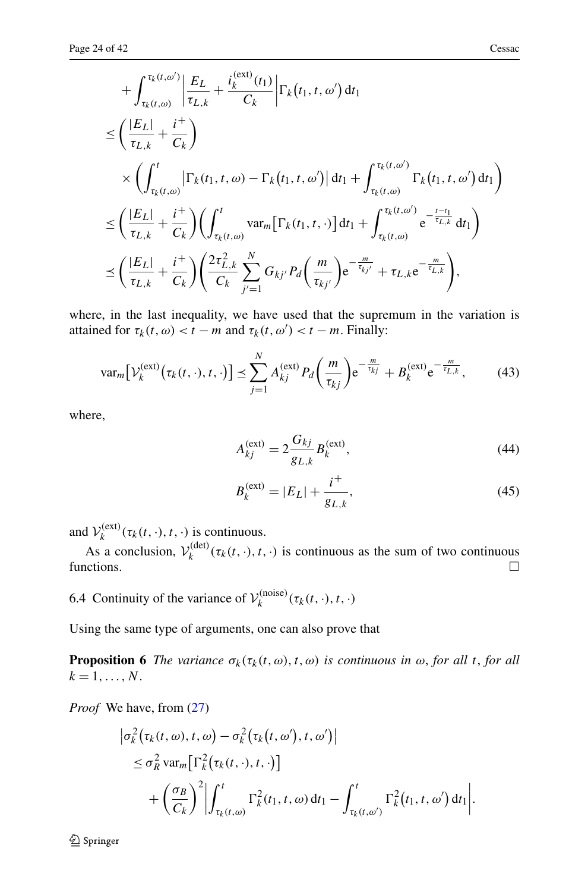$$
\begin{aligned}
&+ \int_{\tau_k(t,\omega)}^{\tau_k(t,\omega')} \left| \frac{E_L}{\tau_{L,k}} + \frac{i_k^{(\mathrm{ext})}(t_1)}{C_k} \right| \Gamma_k\big(t_1, t, \omega'\big) \, \mathrm{d}t_1 \\
&\le \left( \frac{|E_L|}{\tau_{L,k}} + \frac{i^+}{C_k} \right) \\
&\quad \times \left( \int_{\tau_k(t,\omega)}^{t} \big| \Gamma_k(t_1, t, \omega) - \Gamma_k\big(t_1, t, \omega'\big) \big| \, \mathrm{d}t_1 + \int_{\tau_k(t,\omega)}^{\tau_k(t,\omega')} \Gamma_k\big(t_1, t, \omega'\big) \, \mathrm{d}t_1 \right) \\
&\le \left( \frac{|E_L|}{\tau_{L,k}} + \frac{i^+}{C_k} \right) \left( \int_{\tau_k(t,\omega)}^{t} \mathrm{var}_m\big[\Gamma_k(t_1, t, \cdot)\big] \, \mathrm{d}t_1 + \int_{\tau_k(t,\omega)}^{\tau_k(t,\omega')} \mathrm{e}^{-\frac{t-t_1}{\tau_{L,k}}} \, \mathrm{d}t_1 \right) \\
&\preceq \left( \frac{|E_L|}{\tau_{L,k}} + \frac{i^+}{C_k} \right) \left( \frac{2\tau_{L,k}^2}{C_k} \sum_{j'=1}^{N} G_{kj'} P_d\left( \frac{m}{\tau_{kj'}} \right) \mathrm{e}^{-\frac{m}{\tau_{kj'}}} + \tau_{L,k} \mathrm{e}^{-\frac{m}{\tau_{L,k}}} \right),
\end{aligned}
$$

where, in the last inequality, we have used that the supremum in the variation is attained for $\tau_k(t,\omega) < t - m$ and $\tau_k(t,\omega') < t - m$. Finally:

$$
\mathrm{var}_m\big[\mathcal{V}_k^{(\mathrm{ext})}\big(\tau_k(t,\cdot), t, \cdot\big)\big] \preceq \sum_{j=1}^{N} A_{kj}^{(\mathrm{ext})} P_d\left( \frac{m}{\tau_{kj}} \right) \mathrm{e}^{-\frac{m}{\tau_{kj}}} + B_k^{(\mathrm{ext})} \mathrm{e}^{-\frac{m}{\tau_{L,k}}}, \tag{43}
$$

where,

$$
A_{kj}^{(\mathrm{ext})} = 2 \frac{G_{kj}}{g_{L,k}} B_k^{(\mathrm{ext})}, \tag{44}
$$

$$
B_k^{(\mathrm{ext})} = |E_L| + \frac{i^+}{g_{L,k}}, \tag{45}
$$

and $\mathcal{V}_k^{(\mathrm{ext})}(\tau_k(t,\cdot), t, \cdot)$ is continuous.

As a conclusion, $\mathcal{V}_k^{(\mathrm{det})}(\tau_k(t,\cdot), t, \cdot)$ is continuous as the sum of two continuous functions. □

### 6.4 Continuity of the variance of $\mathcal{V}_k^{(\mathrm{noise})}(\tau_k(t,\cdot), t, \cdot)$

Using the same type of arguments, one can also prove that

**Proposition 6** *The variance $\sigma_k(\tau_k(t,\omega), t, \omega)$ is continuous in $\omega$, for all $t$, for all $k = 1, \ldots, N$.*

*Proof* We have, from (27)

$$
\begin{aligned}
&\big| \sigma_k^2\big(\tau_k(t,\omega), t, \omega\big) - \sigma_k^2\big(\tau_k\big(t, \omega'\big), t, \omega'\big) \big| \\
&\quad \le \sigma_R^2 \, \mathrm{var}_m\big[\Gamma_k^2\big(\tau_k(t,\cdot), t, \cdot\big)\big] \\
&\qquad + \left( \frac{\sigma_B}{C_k} \right)^2 \left| \int_{\tau_k(t,\omega)}^{t} \Gamma_k^2(t_1, t, \omega) \, \mathrm{d}t_1 - \int_{\tau_k(t,\omega')}^{t} \Gamma_k^2\big(t_1, t, \omega'\big) \, \mathrm{d}t_1 \right|.
\end{aligned}
$$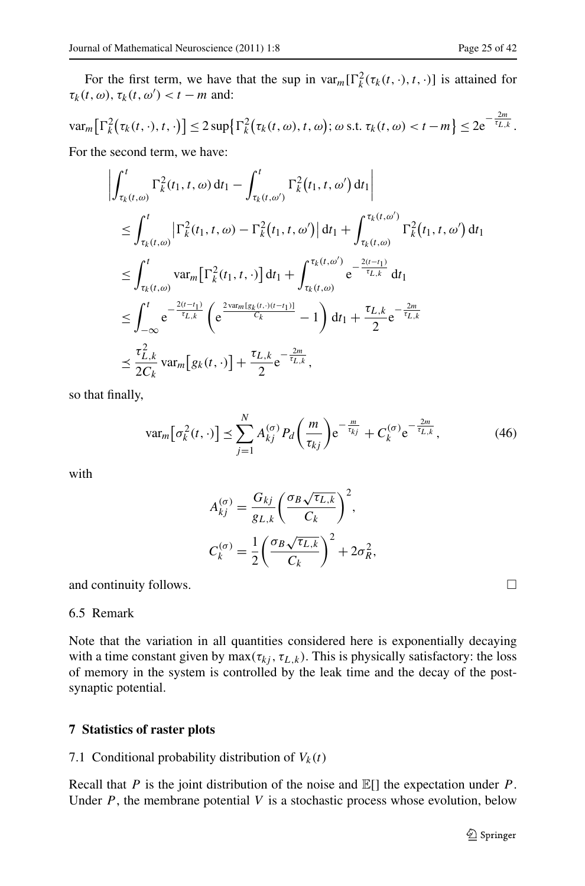For the first term, we have that the sup in $\mathrm{var}_m[\Gamma_k^2(\tau_k(t,\cdot),t,\cdot)]$ is attained for $\tau_k(t,\omega), \tau_k(t,\omega') < t-m$ and:

$$\mathrm{var}_m\big[\Gamma_k^2\big(\tau_k(t,\cdot),t,\cdot\big)\big] \le 2\sup\big\{\Gamma_k^2\big(\tau_k(t,\omega),t,\omega\big); \omega \text{ s.t. } \tau_k(t,\omega) < t-m\big\} \le 2\mathrm{e}^{-\frac{2m}{\tau_{L,k}}}.$$

For the second term, we have:

$$\begin{aligned}
&\left|\int_{\tau_k(t,\omega)}^{t} \Gamma_k^2(t_1,t,\omega)\,\mathrm{d}t_1 - \int_{\tau_k(t,\omega')}^{t} \Gamma_k^2\big(t_1,t,\omega'\big)\,\mathrm{d}t_1\right| \\
&\quad\le \int_{\tau_k(t,\omega)}^{t} \big|\Gamma_k^2(t_1,t,\omega) - \Gamma_k^2\big(t_1,t,\omega'\big)\big|\,\mathrm{d}t_1 + \int_{\tau_k(t,\omega)}^{\tau_k(t,\omega')} \Gamma_k^2\big(t_1,t,\omega'\big)\,\mathrm{d}t_1 \\
&\quad\le \int_{\tau_k(t,\omega)}^{t} \mathrm{var}_m\big[\Gamma_k^2(t_1,t,\cdot)\big]\,\mathrm{d}t_1 + \int_{\tau_k(t,\omega)}^{\tau_k(t,\omega')} \mathrm{e}^{-\frac{2(t-t_1)}{\tau_{L,k}}}\,\mathrm{d}t_1 \\
&\quad\le \int_{-\infty}^{t} \mathrm{e}^{-\frac{2(t-t_1)}{\tau_{L,k}}}\left(\mathrm{e}^{\frac{2\,\mathrm{var}_m[g_k(t,\cdot)(t-t_1)]}{C_k}} - 1\right)\mathrm{d}t_1 + \frac{\tau_{L,k}}{2}\mathrm{e}^{-\frac{2m}{\tau_{L,k}}} \\
&\quad\preceq \frac{\tau_{L,k}^2}{2C_k}\,\mathrm{var}_m\big[g_k(t,\cdot)\big] + \frac{\tau_{L,k}}{2}\mathrm{e}^{-\frac{2m}{\tau_{L,k}}},
\end{aligned}$$

so that finally,

$$\mathrm{var}_m\big[\sigma_k^2(t,\cdot)\big] \preceq \sum_{j=1}^{N} A_{kj}^{(\sigma)} P_d\left(\frac{m}{\tau_{kj}}\right)\mathrm{e}^{-\frac{m}{\tau_{kj}}} + C_k^{(\sigma)}\mathrm{e}^{-\frac{2m}{\tau_{L,k}}}, \tag{46}$$

with

$$A_{kj}^{(\sigma)} = \frac{G_{kj}}{g_{L,k}}\left(\frac{\sigma_B\sqrt{\tau_{L,k}}}{C_k}\right)^2,$$

$$C_k^{(\sigma)} = \frac{1}{2}\left(\frac{\sigma_B\sqrt{\tau_{L,k}}}{C_k}\right)^2 + 2\sigma_R^2,$$

and continuity follows. □

### 6.5 Remark

Note that the variation in all quantities considered here is exponentially decaying with a time constant given by $\max(\tau_{kj}, \tau_{L,k})$. This is physically satisfactory: the loss of memory in the system is controlled by the leak time and the decay of the post-synaptic potential.

## 7 Statistics of raster plots

### 7.1 Conditional probability distribution of $V_k(t)$

Recall that $P$ is the joint distribution of the noise and $\mathbb{E}[]$ the expectation under $P$. Under $P$, the membrane potential $V$ is a stochastic process whose evolution, below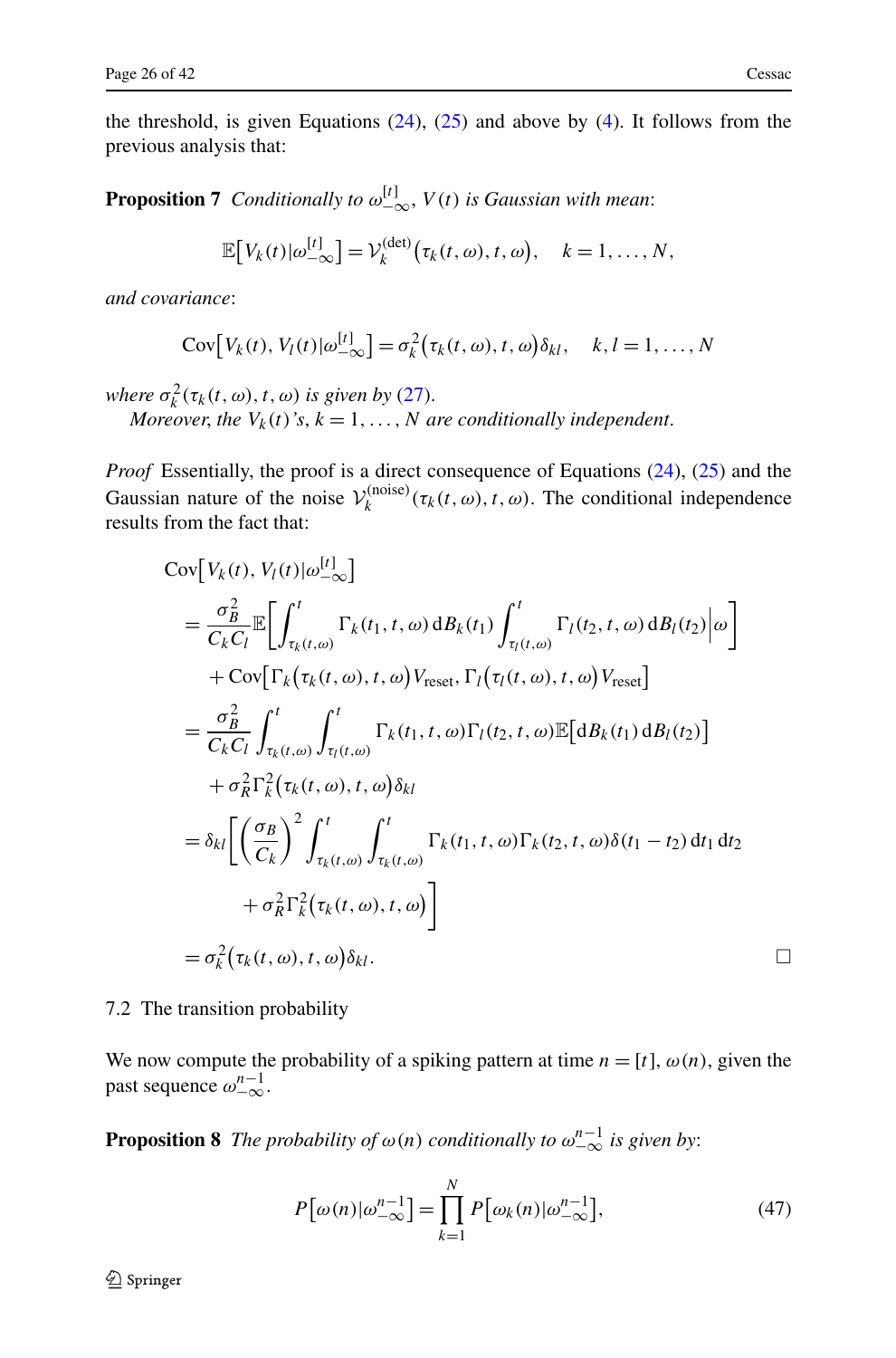the threshold, is given Equations (24), (25) and above by (4). It follows from the previous analysis that:

**Proposition 7** *Conditionally to* $\omega_{-\infty}^{[t]}$, $V(t)$ *is Gaussian with mean*:

$$\mathbb{E}\big[V_k(t)|\omega_{-\infty}^{[t]}\big] = \mathcal{V}_k^{(\mathrm{det})}\big(\tau_k(t,\omega), t, \omega\big), \quad k = 1, \dots, N,$$

*and covariance*:

$$\mathrm{Cov}\big[V_k(t), V_l(t)|\omega_{-\infty}^{[t]}\big] = \sigma_k^2\big(\tau_k(t,\omega), t, \omega\big)\delta_{kl}, \quad k, l = 1, \dots, N$$

*where* $\sigma_k^2(\tau_k(t,\omega), t, \omega)$ *is given by* (27).

*Moreover, the* $V_k(t)$*'s,* $k = 1, \dots, N$ *are conditionally independent.*

*Proof* Essentially, the proof is a direct consequence of Equations (24), (25) and the Gaussian nature of the noise $\mathcal{V}_k^{(\mathrm{noise})}(\tau_k(t,\omega), t, \omega)$. The conditional independence results from the fact that:

$$\begin{aligned}
&\mathrm{Cov}\big[V_k(t), V_l(t)|\omega_{-\infty}^{[t]}\big] \\
&= \frac{\sigma_B^2}{C_k C_l}\mathbb{E}\bigg[\int_{\tau_k(t,\omega)}^{t} \Gamma_k(t_1, t, \omega)\,\mathrm{d}B_k(t_1)\int_{\tau_l(t,\omega)}^{t} \Gamma_l(t_2, t, \omega)\,\mathrm{d}B_l(t_2)\Big|\omega\bigg] \\
&\quad + \mathrm{Cov}\big[\Gamma_k\big(\tau_k(t,\omega), t, \omega\big)V_{\mathrm{reset}}, \Gamma_l\big(\tau_l(t,\omega), t, \omega\big)V_{\mathrm{reset}}\big] \\
&= \frac{\sigma_B^2}{C_k C_l}\int_{\tau_k(t,\omega)}^{t}\int_{\tau_l(t,\omega)}^{t} \Gamma_k(t_1, t, \omega)\Gamma_l(t_2, t, \omega)\mathbb{E}\big[\mathrm{d}B_k(t_1)\,\mathrm{d}B_l(t_2)\big] \\
&\quad + \sigma_R^2\Gamma_k^2\big(\tau_k(t,\omega), t, \omega\big)\delta_{kl} \\
&= \delta_{kl}\bigg[\bigg(\frac{\sigma_B}{C_k}\bigg)^2\int_{\tau_k(t,\omega)}^{t}\int_{\tau_k(t,\omega)}^{t} \Gamma_k(t_1, t, \omega)\Gamma_k(t_2, t, \omega)\delta(t_1 - t_2)\,\mathrm{d}t_1\,\mathrm{d}t_2 \\
&\qquad + \sigma_R^2\Gamma_k^2\big(\tau_k(t,\omega), t, \omega\big)\bigg] \\
&= \sigma_k^2\big(\tau_k(t,\omega), t, \omega\big)\delta_{kl}.
\end{aligned}$$

□

## 7.2 The transition probability

We now compute the probability of a spiking pattern at time $n = [t]$, $\omega(n)$, given the past sequence $\omega_{-\infty}^{n-1}$.

**Proposition 8** *The probability of* $\omega(n)$ *conditionally to* $\omega_{-\infty}^{n-1}$ *is given by*:

$$P\big[\omega(n)|\omega_{-\infty}^{n-1}\big] = \prod_{k=1}^{N} P\big[\omega_k(n)|\omega_{-\infty}^{n-1}\big], \tag{47}$$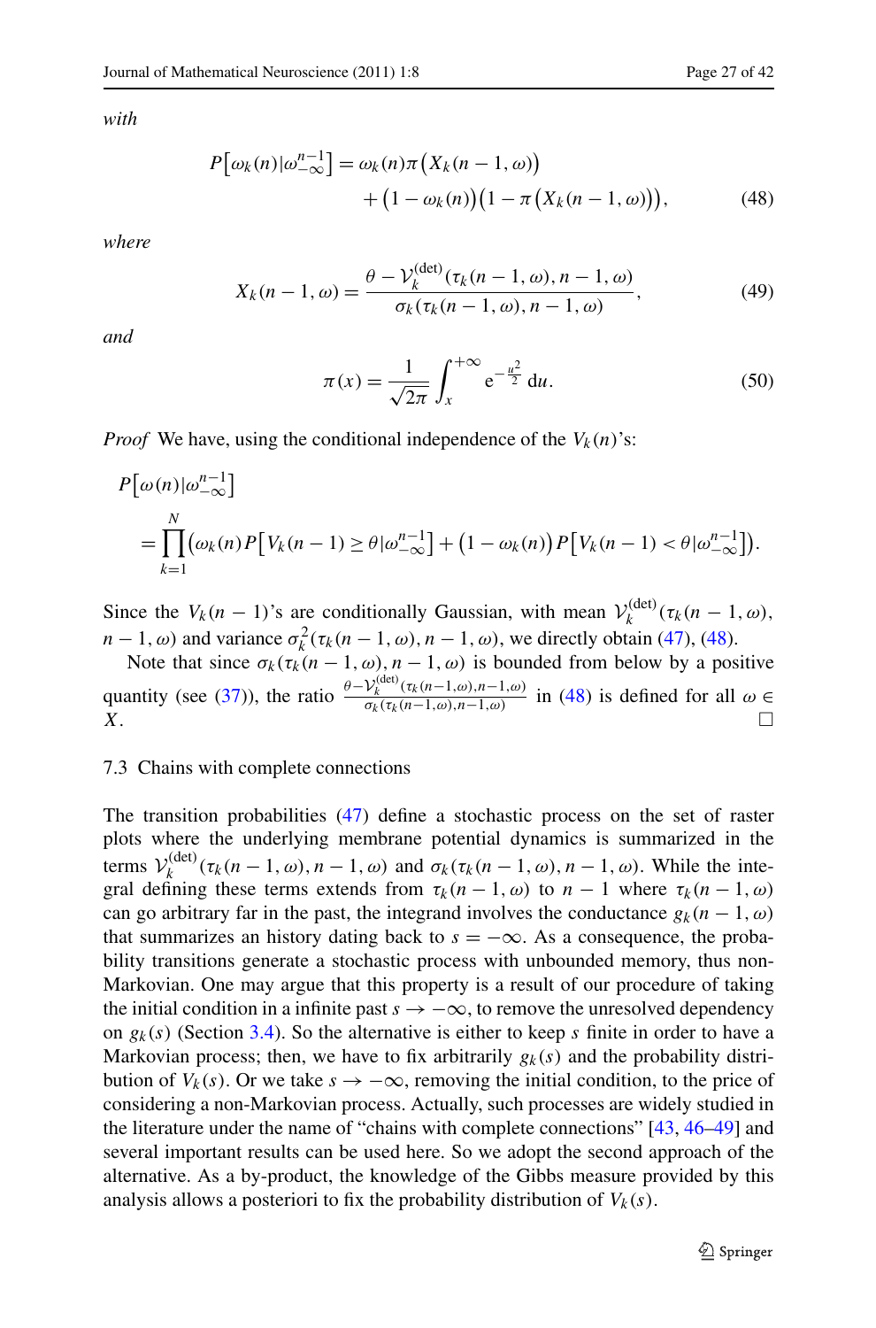*with*

$$P\left[\omega_k(n)|\omega_{-\infty}^{n-1}\right] = \omega_k(n)\pi\left(X_k(n-1,\omega)\right) + \left(1-\omega_k(n)\right)\left(1-\pi\left(X_k(n-1,\omega)\right)\right), \tag{48}$$

*where*

$$X_k(n-1,\omega) = \frac{\theta - \mathcal{V}_k^{(\mathrm{det})}(\tau_k(n-1,\omega), n-1,\omega)}{\sigma_k(\tau_k(n-1,\omega), n-1,\omega)}, \tag{49}$$

*and*

$$\pi(x) = \frac{1}{\sqrt{2\pi}} \int_x^{+\infty} \mathrm{e}^{-\frac{u^2}{2}}\, \mathrm{d}u. \tag{50}$$

*Proof* We have, using the conditional independence of the $V_k(n)$'s:

$$P\left[\omega(n)|\omega_{-\infty}^{n-1}\right] = \prod_{k=1}^{N}\left(\omega_k(n) P\left[V_k(n-1) \geq \theta|\omega_{-\infty}^{n-1}\right] + \left(1-\omega_k(n)\right) P\left[V_k(n-1) < \theta|\omega_{-\infty}^{n-1}\right]\right).$$

Since the $V_k(n-1)$'s are conditionally Gaussian, with mean $\mathcal{V}_k^{(\mathrm{det})}(\tau_k(n-1,\omega), n-1,\omega)$ and variance $\sigma_k^2(\tau_k(n-1,\omega), n-1,\omega)$, we directly obtain (47), (48).

Note that since $\sigma_k(\tau_k(n-1,\omega), n-1,\omega)$ is bounded from below by a positive quantity (see (37)), the ratio $\frac{\theta-\mathcal{V}_k^{(\mathrm{det})}(\tau_k(n-1,\omega),n-1,\omega)}{\sigma_k(\tau_k(n-1,\omega),n-1,\omega)}$ in (48) is defined for all $\omega \in X$. □

### 7.3 Chains with complete connections

The transition probabilities (47) define a stochastic process on the set of raster plots where the underlying membrane potential dynamics is summarized in the terms $\mathcal{V}_k^{(\mathrm{det})}(\tau_k(n-1,\omega), n-1,\omega)$ and $\sigma_k(\tau_k(n-1,\omega), n-1,\omega)$. While the integral defining these terms extends from $\tau_k(n-1,\omega)$ to $n-1$ where $\tau_k(n-1,\omega)$ can go arbitrary far in the past, the integrand involves the conductance $g_k(n-1,\omega)$ that summarizes an history dating back to $s=-\infty$. As a consequence, the probability transitions generate a stochastic process with unbounded memory, thus non-Markovian. One may argue that this property is a result of our procedure of taking the initial condition in a infinite past $s \to -\infty$, to remove the unresolved dependency on $g_k(s)$ (Section 3.4). So the alternative is either to keep $s$ finite in order to have a Markovian process; then, we have to fix arbitrarily $g_k(s)$ and the probability distribution of $V_k(s)$. Or we take $s \to -\infty$, removing the initial condition, to the price of considering a non-Markovian process. Actually, such processes are widely studied in the literature under the name of "chains with complete connections" [43, 46–49] and several important results can be used here. So we adopt the second approach of the alternative. As a by-product, the knowledge of the Gibbs measure provided by this analysis allows a posteriori to fix the probability distribution of $V_k(s)$.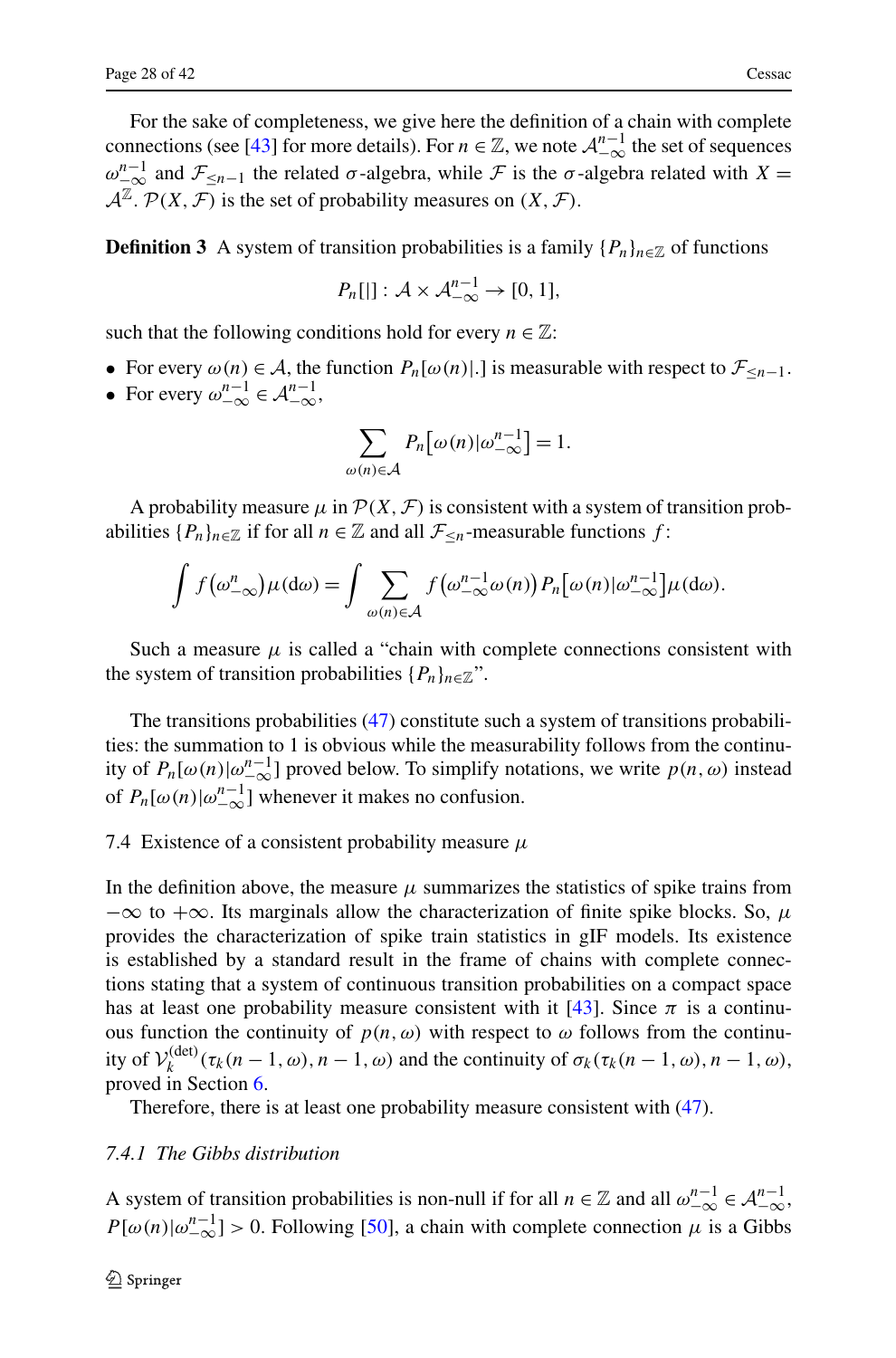For the sake of completeness, we give here the definition of a chain with complete connections (see [43] for more details). For $n \in \mathbb{Z}$, we note $\mathcal{A}_{-\infty}^{n-1}$ the set of sequences $\omega_{-\infty}^{n-1}$ and $\mathcal{F}_{\leq n-1}$ the related $\sigma$-algebra, while $\mathcal{F}$ is the $\sigma$-algebra related with $X = \mathcal{A}^{\mathbb{Z}}$. $\mathcal{P}(X, \mathcal{F})$ is the set of probability measures on $(X, \mathcal{F})$.

**Definition 3** A system of transition probabilities is a family $\{P_n\}_{n \in \mathbb{Z}}$ of functions

$$P_n[|] : \mathcal{A} \times \mathcal{A}_{-\infty}^{n-1} \to [0, 1],$$

such that the following conditions hold for every $n \in \mathbb{Z}$:

- For every $\omega(n) \in \mathcal{A}$, the function $P_n[\omega(n)|.]$ is measurable with respect to $\mathcal{F}_{\leq n-1}$.
- For every $\omega_{-\infty}^{n-1} \in \mathcal{A}_{-\infty}^{n-1}$,

$$\sum_{\omega(n) \in \mathcal{A}} P_n\big[\omega(n)|\omega_{-\infty}^{n-1}\big] = 1.$$

A probability measure $\mu$ in $\mathcal{P}(X, \mathcal{F})$ is consistent with a system of transition probabilities $\{P_n\}_{n \in \mathbb{Z}}$ if for all $n \in \mathbb{Z}$ and all $\mathcal{F}_{\leq n}$-measurable functions $f$:

$$\int f\big(\omega_{-\infty}^{n}\big)\mu(\mathrm{d}\omega) = \int \sum_{\omega(n) \in \mathcal{A}} f\big(\omega_{-\infty}^{n-1}\omega(n)\big) P_n\big[\omega(n)|\omega_{-\infty}^{n-1}\big]\mu(\mathrm{d}\omega).$$

Such a measure $\mu$ is called a "chain with complete connections consistent with the system of transition probabilities $\{P_n\}_{n \in \mathbb{Z}}$".

The transitions probabilities (47) constitute such a system of transitions probabilities: the summation to 1 is obvious while the measurability follows from the continuity of $P_n[\omega(n)|\omega_{-\infty}^{n-1}]$ proved below. To simplify notations, we write $p(n, \omega)$ instead of $P_n[\omega(n)|\omega_{-\infty}^{n-1}]$ whenever it makes no confusion.

## 7.4 Existence of a consistent probability measure $\mu$

In the definition above, the measure $\mu$ summarizes the statistics of spike trains from $-\infty$ to $+\infty$. Its marginals allow the characterization of finite spike blocks. So, $\mu$ provides the characterization of spike train statistics in gIF models. Its existence is established by a standard result in the frame of chains with complete connections stating that a system of continuous transition probabilities on a compact space has at least one probability measure consistent with it [43]. Since $\pi$ is a continuous function the continuity of $p(n, \omega)$ with respect to $\omega$ follows from the continuity of $\mathcal{V}_k^{(\mathrm{det})}(\tau_k(n-1, \omega), n-1, \omega)$ and the continuity of $\sigma_k(\tau_k(n-1, \omega), n-1, \omega)$, proved in Section 6.

Therefore, there is at least one probability measure consistent with (47).

### *7.4.1 The Gibbs distribution*

A system of transition probabilities is non-null if for all $n \in \mathbb{Z}$ and all $\omega_{-\infty}^{n-1} \in \mathcal{A}_{-\infty}^{n-1}$, $P[\omega(n)|\omega_{-\infty}^{n-1}] > 0$. Following [50], a chain with complete connection $\mu$ is a Gibbs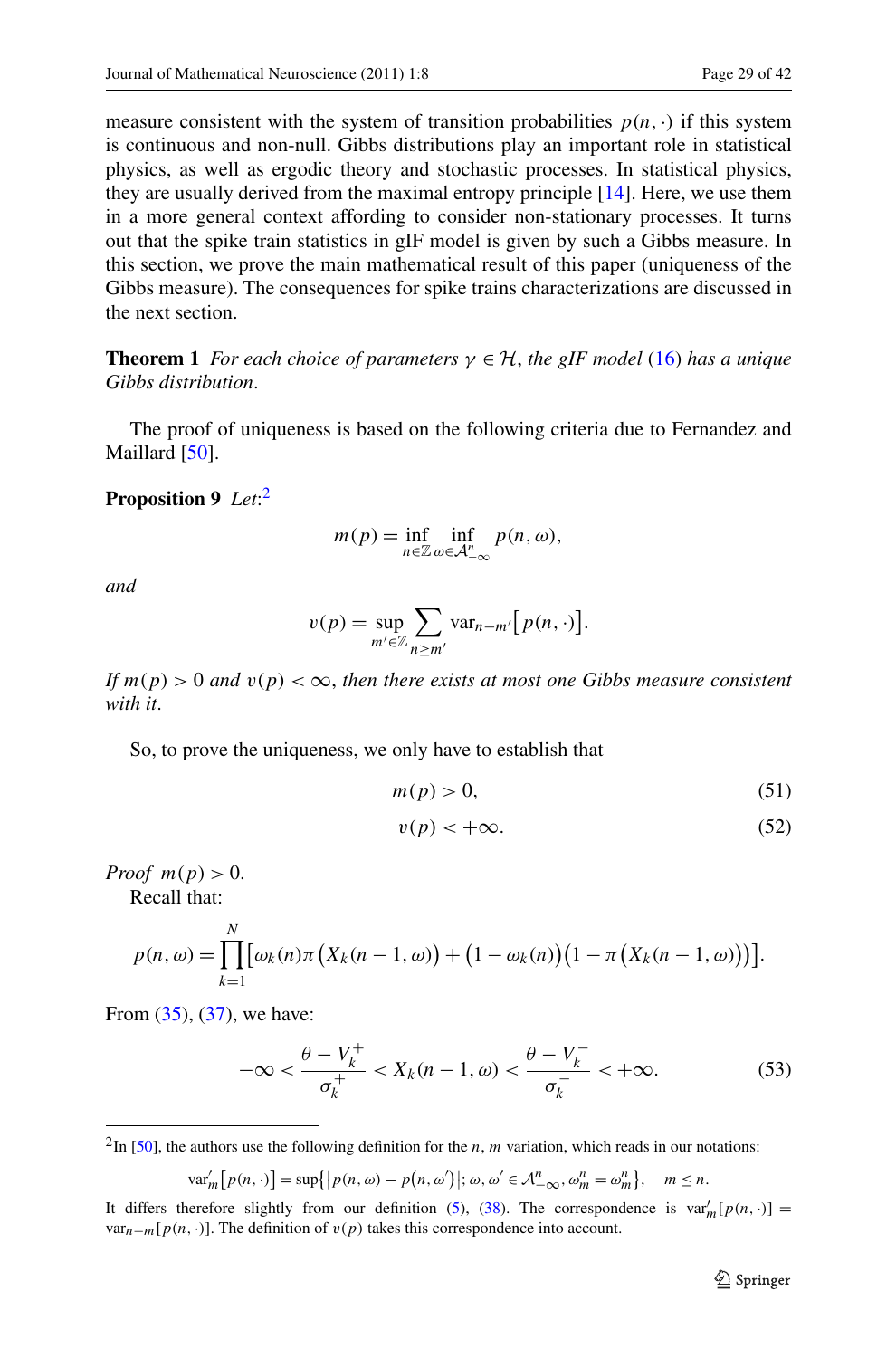measure consistent with the system of transition probabilities $p(n,\cdot)$ if this system is continuous and non-null. Gibbs distributions play an important role in statistical physics, as well as ergodic theory and stochastic processes. In statistical physics, they are usually derived from the maximal entropy principle [14]. Here, we use them in a more general context affording to consider non-stationary processes. It turns out that the spike train statistics in gIF model is given by such a Gibbs measure. In this section, we prove the main mathematical result of this paper (uniqueness of the Gibbs measure). The consequences for spike trains characterizations are discussed in the next section.

**Theorem 1** *For each choice of parameters $\gamma \in \mathcal{H}$, the gIF model* (16) *has a unique Gibbs distribution.*

The proof of uniqueness is based on the following criteria due to Fernandez and Maillard [50].

**Proposition 9** *Let*:[2]

$$m(p) = \inf_{n \in \mathbb{Z}} \inf_{\omega \in \mathcal{A}^{n}_{-\infty}} p(n,\omega),$$

*and*

$$v(p) = \sup_{m' \in \mathbb{Z}} \sum_{n \geq m'} \mathrm{var}_{n-m'}\big[p(n,\cdot)\big].$$

*If $m(p) > 0$ and $v(p) < \infty$, then there exists at most one Gibbs measure consistent with it.*

So, to prove the uniqueness, we only have to establish that

$$m(p) > 0, \tag{51}$$

$$v(p) < +\infty. \tag{52}$$

*Proof* $m(p) > 0$.

Recall that:

$$p(n,\omega) = \prod_{k=1}^{N} \big[\omega_k(n)\pi\big(X_k(n-1,\omega)\big) + \big(1-\omega_k(n)\big)\big(1-\pi\big(X_k(n-1,\omega)\big)\big)\big].$$

From (35), (37), we have:

$$-\infty < \frac{\theta - V_k^{+}}{\sigma_k^{+}} < X_k(n-1,\omega) < \frac{\theta - V_k^{-}}{\sigma_k^{-}} < +\infty. \tag{53}$$

---

[2] In [50], the authors use the following definition for the $n$, $m$ variation, which reads in our notations:

$$\mathrm{var}'_m\big[p(n,\cdot)\big] = \sup\big\{\big|p(n,\omega) - p\big(n,\omega'\big)\big|; \omega, \omega' \in \mathcal{A}^{n}_{-\infty}, \omega^{n}_{m} = \omega'^{n}_{m}\big\}, \quad m \leq n.$$

It differs therefore slightly from our definition (5), (38). The correspondence is $\mathrm{var}'_m[p(n,\cdot)] = \mathrm{var}_{n-m}[p(n,\cdot)]$. The definition of $v(p)$ takes this correspondence into account.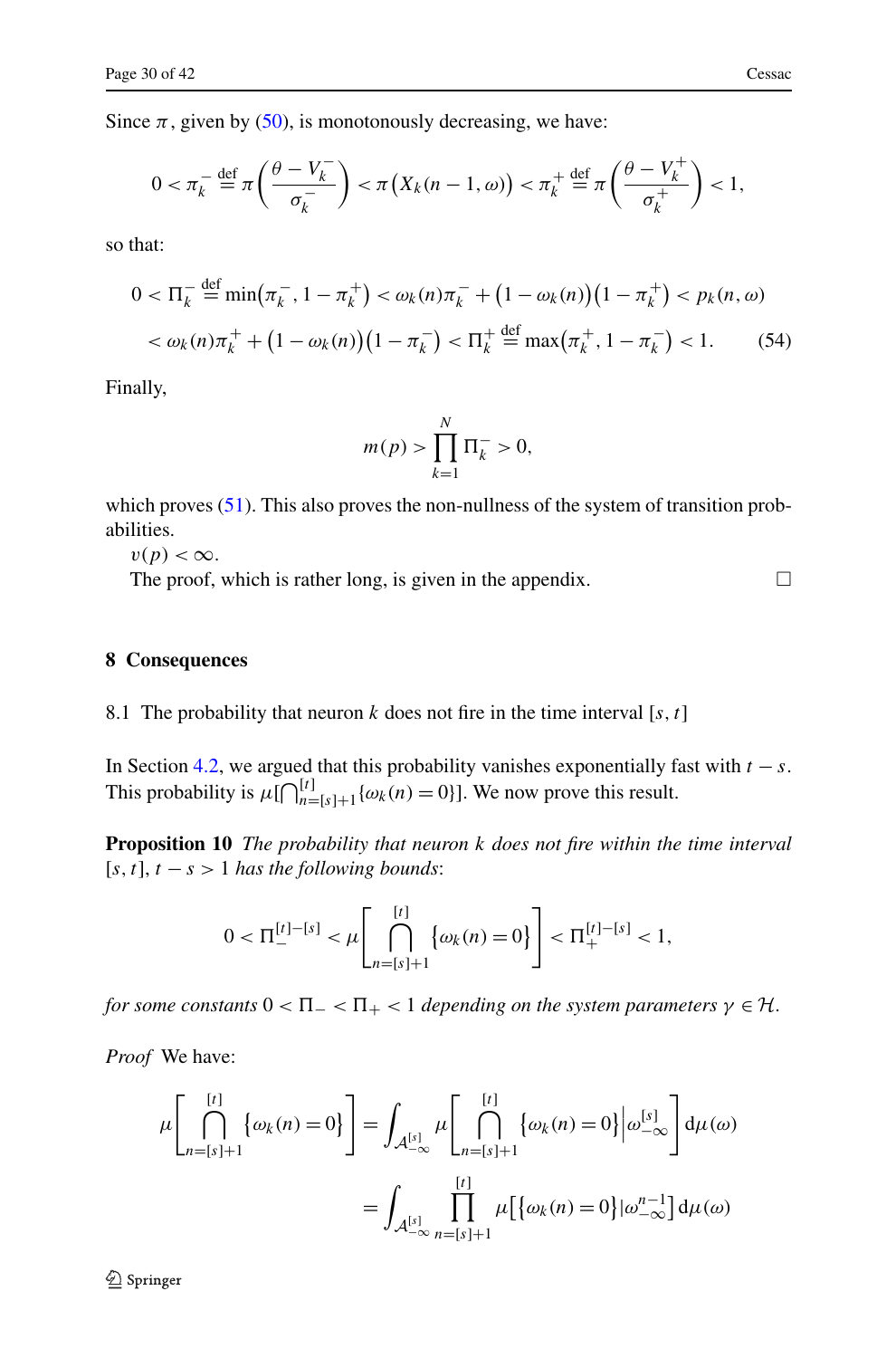Since $\pi$, given by (50), is monotonously decreasing, we have:

$$0 < \pi_k^- \stackrel{\text{def}}{=} \pi\left(\frac{\theta - V_k^-}{\sigma_k^-}\right) < \pi\left(X_k(n-1,\omega)\right) < \pi_k^+ \stackrel{\text{def}}{=} \pi\left(\frac{\theta - V_k^+}{\sigma_k^+}\right) < 1,$$

so that:

$$\begin{aligned} 0 < \Pi_k^- &\stackrel{\text{def}}{=} \min\left(\pi_k^-, 1-\pi_k^+\right) < \omega_k(n)\pi_k^- + \left(1-\omega_k(n)\right)\left(1-\pi_k^+\right) < p_k(n,\omega) \\ &< \omega_k(n)\pi_k^+ + \left(1-\omega_k(n)\right)\left(1-\pi_k^-\right) < \Pi_k^+ \stackrel{\text{def}}{=} \max\left(\pi_k^+, 1-\pi_k^-\right) < 1. \end{aligned} \tag{54}$$

Finally,

$$m(p) > \prod_{k=1}^{N} \Pi_k^- > 0,$$

which proves (51). This also proves the non-nullness of the system of transition probabilities.

$v(p) < \infty$.

The proof, which is rather long, is given in the appendix. □

## 8 Consequences

### 8.1 The probability that neuron $k$ does not fire in the time interval $[s,t]$

In Section 4.2, we argued that this probability vanishes exponentially fast with $t-s$. This probability is $\mu[\bigcap_{n=[s]+1}^{[t]}\{\omega_k(n)=0\}]$. We now prove this result.

**Proposition 10** *The probability that neuron $k$ does not fire within the time interval $[s,t]$, $t-s>1$ has the following bounds*:

$$0 < \Pi_-^{[t]-[s]} < \mu\left[\bigcap_{n=[s]+1}^{[t]}\left\{\omega_k(n)=0\right\}\right] < \Pi_+^{[t]-[s]} < 1,$$

*for some constants $0 < \Pi_- < \Pi_+ < 1$ depending on the system parameters $\gamma \in \mathcal{H}$.*

*Proof* We have:

$$\begin{aligned} \mu\left[\bigcap_{n=[s]+1}^{[t]}\left\{\omega_k(n)=0\right\}\right] &= \int_{\mathcal{A}_{-\infty}^{[s]}} \mu\left[\bigcap_{n=[s]+1}^{[t]}\left\{\omega_k(n)=0\right\}\Big|\omega_{-\infty}^{[s]}\right] \mathrm{d}\mu(\omega) \\ &= \int_{\mathcal{A}_{-\infty}^{[s]}} \prod_{n=[s]+1}^{[t]} \mu\left[\left\{\omega_k(n)=0\right\}|\omega_{-\infty}^{n-1}\right] \mathrm{d}\mu(\omega) \end{aligned}$$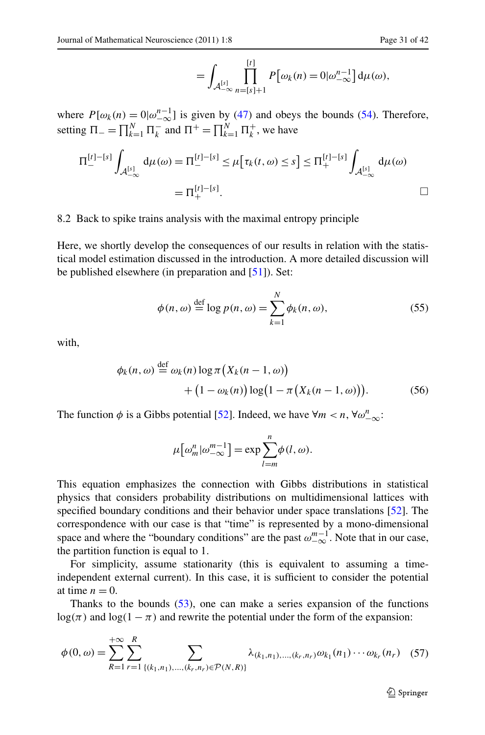$$= \int_{\mathcal{A}_{-\infty}^{[s]}} \prod_{n=[s]+1}^{[t]} P\left[\omega_k(n) = 0 | \omega_{-\infty}^{n-1}\right] \mathrm{d}\mu(\omega),$$

where $P[\omega_k(n) = 0|\omega_{-\infty}^{n-1}]$ is given by (47) and obeys the bounds (54). Therefore, setting $\Pi_- = \prod_{k=1}^{N} \Pi_k^-$ and $\Pi^+ = \prod_{k=1}^{N} \Pi_k^+$, we have

$$\Pi_-^{[t]-[s]} \int_{\mathcal{A}_{-\infty}^{[s]}} \mathrm{d}\mu(\omega) = \Pi_-^{[t]-[s]} \leq \mu\left[\tau_k(t,\omega) \leq s\right] \leq \Pi_+^{[t]-[s]} \int_{\mathcal{A}_{-\infty}^{[s]}} \mathrm{d}\mu(\omega)$$
$$= \Pi_+^{[t]-[s]}. \qquad \square$$

## 8.2 Back to spike trains analysis with the maximal entropy principle

Here, we shortly develop the consequences of our results in relation with the statistical model estimation discussed in the introduction. A more detailed discussion will be published elsewhere (in preparation and [51]). Set:

$$\phi(n,\omega) \stackrel{\text{def}}{=} \log p(n,\omega) = \sum_{k=1}^{N} \phi_k(n,\omega), \tag{55}$$

with,

$$\phi_k(n,\omega) \stackrel{\text{def}}{=} \omega_k(n) \log \pi\left(X_k(n-1,\omega)\right) + \left(1 - \omega_k(n)\right) \log\left(1 - \pi\left(X_k(n-1,\omega)\right)\right). \tag{56}$$

The function $\phi$ is a Gibbs potential [52]. Indeed, we have $\forall m < n$, $\forall \omega_{-\infty}^{n}$:

$$\mu\left[\omega_m^n | \omega_{-\infty}^{m-1}\right] = \exp \sum_{l=m}^{n} \phi(l,\omega).$$

This equation emphasizes the connection with Gibbs distributions in statistical physics that considers probability distributions on multidimensional lattices with specified boundary conditions and their behavior under space translations [52]. The correspondence with our case is that "time" is represented by a mono-dimensional space and where the "boundary conditions" are the past $\omega_{-\infty}^{m-1}$. Note that in our case, the partition function is equal to 1.

For simplicity, assume stationarity (this is equivalent to assuming a time-independent external current). In this case, it is sufficient to consider the potential at time $n = 0$.

Thanks to the bounds (53), one can make a series expansion of the functions $\log(\pi)$ and $\log(1 - \pi)$ and rewrite the potential under the form of the expansion:

$$\phi(0,\omega) = \sum_{R=1}^{+\infty} \sum_{r=1}^{R} \sum_{\{(k_1,n_1),\ldots,(k_r,n_r) \in \mathcal{P}(N,R)\}} \lambda_{(k_1,n_1),\ldots,(k_r,n_r)} \omega_{k_1}(n_1) \cdots \omega_{k_r}(n_r) \tag{57}$$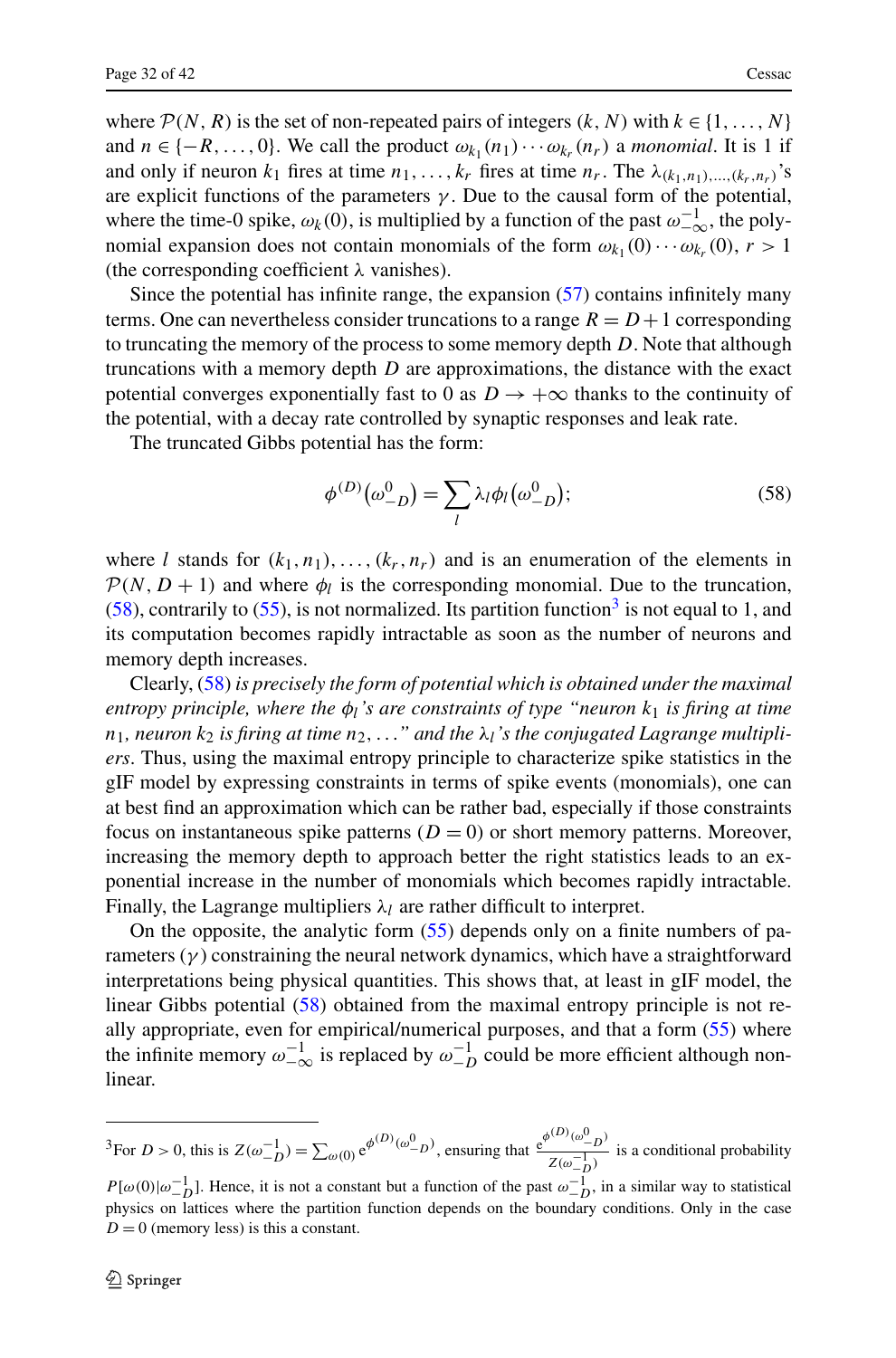where $\mathcal{P}(N, R)$ is the set of non-repeated pairs of integers $(k, N)$ with $k \in \{1, \dots, N\}$ and $n \in \{-R, \dots, 0\}$. We call the product $\omega_{k_1}(n_1) \cdots \omega_{k_r}(n_r)$ a *monomial*. It is 1 if and only if neuron $k_1$ fires at time $n_1, \dots, k_r$ fires at time $n_r$. The $\lambda_{(k_1,n_1),\dots,(k_r,n_r)}$'s are explicit functions of the parameters $\gamma$. Due to the causal form of the potential, where the time-0 spike, $\omega_k(0)$, is multiplied by a function of the past $\omega_{-\infty}^{-1}$, the polynomial expansion does not contain monomials of the form $\omega_{k_1}(0) \cdots \omega_{k_r}(0)$, $r > 1$ (the corresponding coefficient $\lambda$ vanishes).

Since the potential has infinite range, the expansion (57) contains infinitely many terms. One can nevertheless consider truncations to a range $R = D + 1$ corresponding to truncating the memory of the process to some memory depth $D$. Note that although truncations with a memory depth $D$ are approximations, the distance with the exact potential converges exponentially fast to 0 as $D \to +\infty$ thanks to the continuity of the potential, with a decay rate controlled by synaptic responses and leak rate.

The truncated Gibbs potential has the form:

$$\phi^{(D)}\big(\omega_{-D}^{0}\big) = \sum_{l} \lambda_l \phi_l\big(\omega_{-D}^{0}\big); \tag{58}$$

where $l$ stands for $(k_1, n_1), \dots, (k_r, n_r)$ and is an enumeration of the elements in $\mathcal{P}(N, D+1)$ and where $\phi_l$ is the corresponding monomial. Due to the truncation, (58), contrarily to (55), is not normalized. Its partition function[3] is not equal to 1, and its computation becomes rapidly intractable as soon as the number of neurons and memory depth increases.

Clearly, (58) *is precisely the form of potential which is obtained under the maximal entropy principle, where the $\phi_l$'s are constraints of type "neuron $k_1$ is firing at time $n_1$, neuron $k_2$ is firing at time $n_2$, ..." and the $\lambda_l$'s the conjugated Lagrange multipliers*. Thus, using the maximal entropy principle to characterize spike statistics in the gIF model by expressing constraints in terms of spike events (monomials), one can at best find an approximation which can be rather bad, especially if those constraints focus on instantaneous spike patterns ($D = 0$) or short memory patterns. Moreover, increasing the memory depth to approach better the right statistics leads to an exponential increase in the number of monomials which becomes rapidly intractable. Finally, the Lagrange multipliers $\lambda_l$ are rather difficult to interpret.

On the opposite, the analytic form (55) depends only on a finite numbers of parameters ($\gamma$) constraining the neural network dynamics, which have a straightforward interpretations being physical quantities. This shows that, at least in gIF model, the linear Gibbs potential (58) obtained from the maximal entropy principle is not really appropriate, even for empirical/numerical purposes, and that a form (55) where the infinite memory $\omega_{-\infty}^{-1}$ is replaced by $\omega_{-D}^{-1}$ could be more efficient although non-linear.

---

[3] For $D > 0$, this is $Z(\omega_{-D}^{-1}) = \sum_{\omega(0)} e^{\phi^{(D)}(\omega_{-D}^{0})}$, ensuring that $\frac{e^{\phi^{(D)}(\omega_{-D}^{0})}}{Z(\omega_{-D}^{-1})}$ is a conditional probability $P[\omega(0)|\omega_{-D}^{-1}]$. Hence, it is not a constant but a function of the past $\omega_{-D}^{-1}$, in a similar way to statistical physics on lattices where the partition function depends on the boundary conditions. Only in the case $D = 0$ (memory less) is this a constant.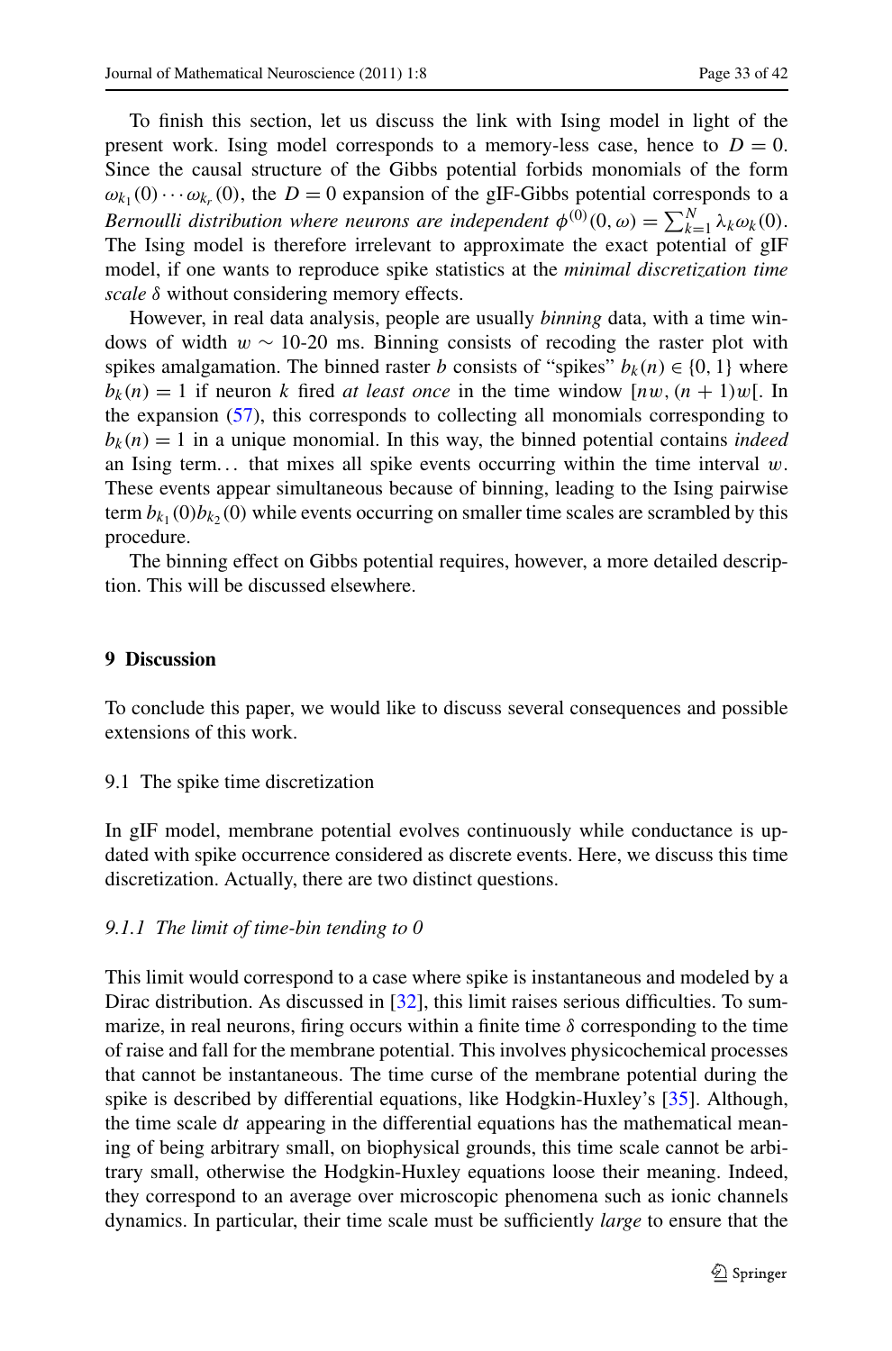To finish this section, let us discuss the link with Ising model in light of the present work. Ising model corresponds to a memory-less case, hence to $D = 0$. Since the causal structure of the Gibbs potential forbids monomials of the form $\omega_{k_1}(0) \cdots \omega_{k_r}(0)$, the $D = 0$ expansion of the gIF-Gibbs potential corresponds to a *Bernoulli distribution where neurons are independent* $\phi^{(0)}(0, \omega) = \sum_{k=1}^{N} \lambda_k \omega_k(0)$. The Ising model is therefore irrelevant to approximate the exact potential of gIF model, if one wants to reproduce spike statistics at the *minimal discretization time scale* $\delta$ without considering memory effects.

However, in real data analysis, people are usually *binning* data, with a time windows of width $w \sim$ 10-20 ms. Binning consists of recoding the raster plot with spikes amalgamation. The binned raster $b$ consists of "spikes" $b_k(n) \in \{0, 1\}$ where $b_k(n) = 1$ if neuron $k$ fired *at least once* in the time window $[nw, (n+1)w[$. In the expansion (57), this corresponds to collecting all monomials corresponding to $b_k(n) = 1$ in a unique monomial. In this way, the binned potential contains *indeed* an Ising term… that mixes all spike events occurring within the time interval $w$. These events appear simultaneous because of binning, leading to the Ising pairwise term $b_{k_1}(0) b_{k_2}(0)$ while events occurring on smaller time scales are scrambled by this procedure.

The binning effect on Gibbs potential requires, however, a more detailed description. This will be discussed elsewhere.

## 9 Discussion

To conclude this paper, we would like to discuss several consequences and possible extensions of this work.

### 9.1 The spike time discretization

In gIF model, membrane potential evolves continuously while conductance is updated with spike occurrence considered as discrete events. Here, we discuss this time discretization. Actually, there are two distinct questions.

#### *9.1.1 The limit of time-bin tending to 0*

This limit would correspond to a case where spike is instantaneous and modeled by a Dirac distribution. As discussed in [32], this limit raises serious difficulties. To summarize, in real neurons, firing occurs within a finite time $\delta$ corresponding to the time of raise and fall for the membrane potential. This involves physicochemical processes that cannot be instantaneous. The time curse of the membrane potential during the spike is described by differential equations, like Hodgkin-Huxley's [35]. Although, the time scale $dt$ appearing in the differential equations has the mathematical meaning of being arbitrary small, on biophysical grounds, this time scale cannot be arbitrary small, otherwise the Hodgkin-Huxley equations loose their meaning. Indeed, they correspond to an average over microscopic phenomena such as ionic channels dynamics. In particular, their time scale must be sufficiently *large* to ensure that the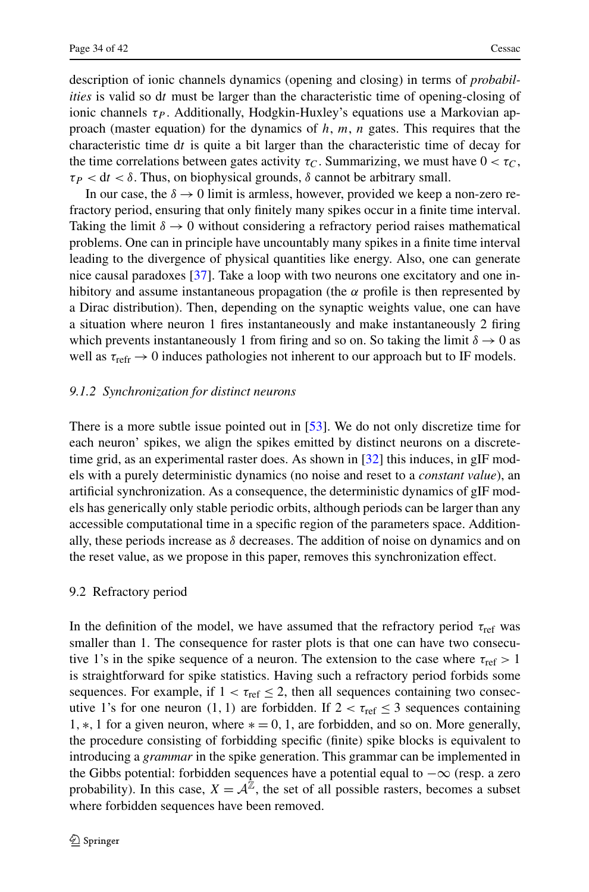description of ionic channels dynamics (opening and closing) in terms of *probabilities* is valid so $\mathrm{d}t$ must be larger than the characteristic time of opening-closing of ionic channels $\tau_P$. Additionally, Hodgkin-Huxley's equations use a Markovian approach (master equation) for the dynamics of $h$, $m$, $n$ gates. This requires that the characteristic time $\mathrm{d}t$ is quite a bit larger than the characteristic time of decay for the time correlations between gates activity $\tau_C$. Summarizing, we must have $0 < \tau_C$, $\tau_P < \mathrm{d}t < \delta$. Thus, on biophysical grounds, $\delta$ cannot be arbitrary small.

In our case, the $\delta \to 0$ limit is armless, however, provided we keep a non-zero refractory period, ensuring that only finitely many spikes occur in a finite time interval. Taking the limit $\delta \to 0$ without considering a refractory period raises mathematical problems. One can in principle have uncountably many spikes in a finite time interval leading to the divergence of physical quantities like energy. Also, one can generate nice causal paradoxes [37]. Take a loop with two neurons one excitatory and one inhibitory and assume instantaneous propagation (the $\alpha$ profile is then represented by a Dirac distribution). Then, depending on the synaptic weights value, one can have a situation where neuron 1 fires instantaneously and make instantaneously 2 firing which prevents instantaneously 1 from firing and so on. So taking the limit $\delta \to 0$ as well as $\tau_{\mathrm{refr}} \to 0$ induces pathologies not inherent to our approach but to IF models.

#### *9.1.2 Synchronization for distinct neurons*

There is a more subtle issue pointed out in [53]. We do not only discretize time for each neuron' spikes, we align the spikes emitted by distinct neurons on a discrete-time grid, as an experimental raster does. As shown in [32] this induces, in gIF models with a purely deterministic dynamics (no noise and reset to a *constant value*), an artificial synchronization. As a consequence, the deterministic dynamics of gIF models has generically only stable periodic orbits, although periods can be larger than any accessible computational time in a specific region of the parameters space. Additionally, these periods increase as $\delta$ decreases. The addition of noise on dynamics and on the reset value, as we propose in this paper, removes this synchronization effect.

### 9.2 Refractory period

In the definition of the model, we have assumed that the refractory period $\tau_{\mathrm{ref}}$ was smaller than 1. The consequence for raster plots is that one can have two consecutive 1's in the spike sequence of a neuron. The extension to the case where $\tau_{\mathrm{ref}} > 1$ is straightforward for spike statistics. Having such a refractory period forbids some sequences. For example, if $1 < \tau_{\mathrm{ref}} \leq 2$, then all sequences containing two consecutive 1's for one neuron $(1, 1)$ are forbidden. If $2 < \tau_{\mathrm{ref}} \leq 3$ sequences containing $1, *, 1$ for a given neuron, where $* = 0, 1$, are forbidden, and so on. More generally, the procedure consisting of forbidding specific (finite) spike blocks is equivalent to introducing a *grammar* in the spike generation. This grammar can be implemented in the Gibbs potential: forbidden sequences have a potential equal to $-\infty$ (resp. a zero probability). In this case, $X = \mathcal{A}^{\mathbb{Z}}$, the set of all possible rasters, becomes a subset where forbidden sequences have been removed.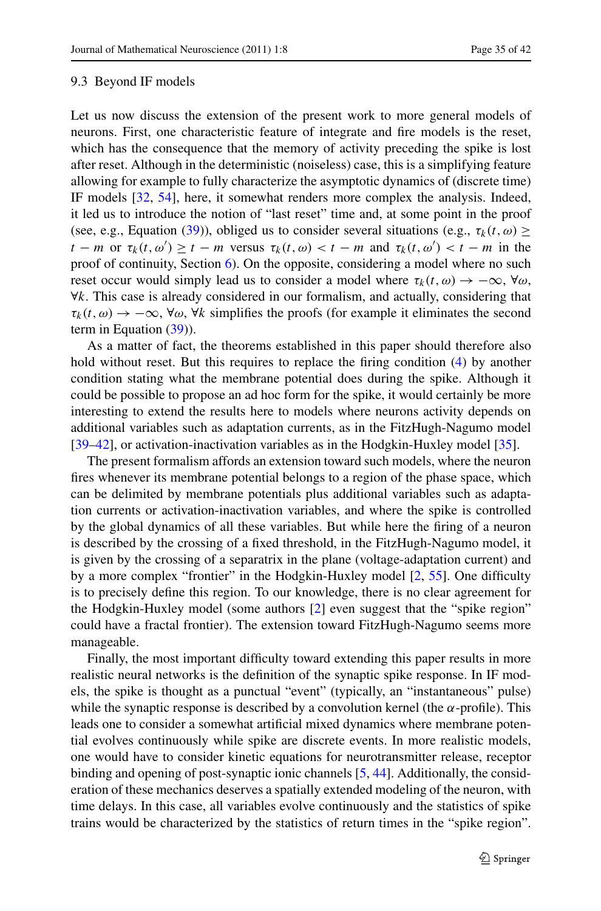### 9.3 Beyond IF models

Let us now discuss the extension of the present work to more general models of neurons. First, one characteristic feature of integrate and fire models is the reset, which has the consequence that the memory of activity preceding the spike is lost after reset. Although in the deterministic (noiseless) case, this is a simplifying feature allowing for example to fully characterize the asymptotic dynamics of (discrete time) IF models [32, 54], here, it somewhat renders more complex the analysis. Indeed, it led us to introduce the notion of "last reset" time and, at some point in the proof (see, e.g., Equation (39)), obliged us to consider several situations (e.g., $\tau_k(t,\omega) \geq t-m$ or $\tau_k(t,\omega') \geq t-m$ versus $\tau_k(t,\omega) < t-m$ and $\tau_k(t,\omega') < t-m$ in the proof of continuity, Section 6). On the opposite, considering a model where no such reset occur would simply lead us to consider a model where $\tau_k(t,\omega) \to -\infty$, $\forall \omega$, $\forall k$. This case is already considered in our formalism, and actually, considering that $\tau_k(t,\omega) \to -\infty$, $\forall \omega$, $\forall k$ simplifies the proofs (for example it eliminates the second term in Equation (39)).

As a matter of fact, the theorems established in this paper should therefore also hold without reset. But this requires to replace the firing condition (4) by another condition stating what the membrane potential does during the spike. Although it could be possible to propose an ad hoc form for the spike, it would certainly be more interesting to extend the results here to models where neurons activity depends on additional variables such as adaptation currents, as in the FitzHugh-Nagumo model [39–42], or activation-inactivation variables as in the Hodgkin-Huxley model [35].

The present formalism affords an extension toward such models, where the neuron fires whenever its membrane potential belongs to a region of the phase space, which can be delimited by membrane potentials plus additional variables such as adaptation currents or activation-inactivation variables, and where the spike is controlled by the global dynamics of all these variables. But while here the firing of a neuron is described by the crossing of a fixed threshold, in the FitzHugh-Nagumo model, it is given by the crossing of a separatrix in the plane (voltage-adaptation current) and by a more complex "frontier" in the Hodgkin-Huxley model [2, 55]. One difficulty is to precisely define this region. To our knowledge, there is no clear agreement for the Hodgkin-Huxley model (some authors [2] even suggest that the "spike region" could have a fractal frontier). The extension toward FitzHugh-Nagumo seems more manageable.

Finally, the most important difficulty toward extending this paper results in more realistic neural networks is the definition of the synaptic spike response. In IF models, the spike is thought as a punctual "event" (typically, an "instantaneous" pulse) while the synaptic response is described by a convolution kernel (the $\alpha$-profile). This leads one to consider a somewhat artificial mixed dynamics where membrane potential evolves continuously while spike are discrete events. In more realistic models, one would have to consider kinetic equations for neurotransmitter release, receptor binding and opening of post-synaptic ionic channels [5, 44]. Additionally, the consideration of these mechanics deserves a spatially extended modeling of the neuron, with time delays. In this case, all variables evolve continuously and the statistics of spike trains would be characterized by the statistics of return times in the "spike region".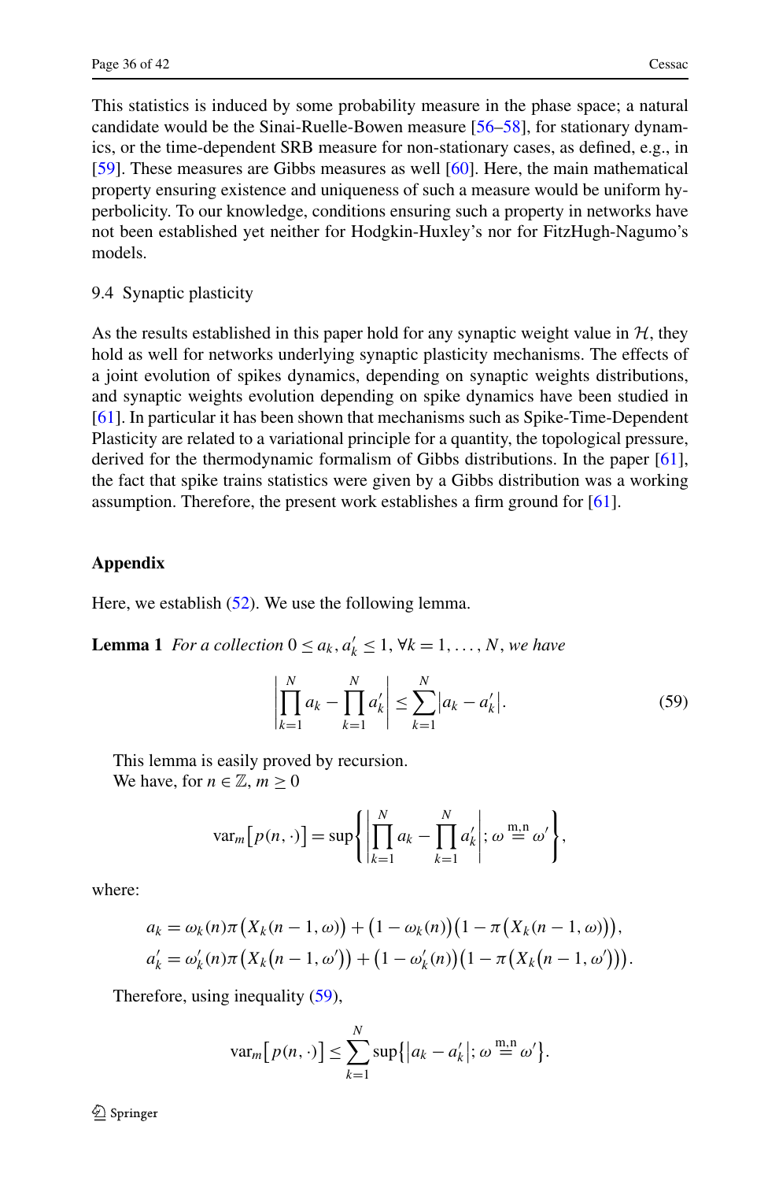This statistics is induced by some probability measure in the phase space; a natural candidate would be the Sinai-Ruelle-Bowen measure [56–58], for stationary dynamics, or the time-dependent SRB measure for non-stationary cases, as defined, e.g., in [59]. These measures are Gibbs measures as well [60]. Here, the main mathematical property ensuring existence and uniqueness of such a measure would be uniform hyperbolicity. To our knowledge, conditions ensuring such a property in networks have not been established yet neither for Hodgkin-Huxley's nor for FitzHugh-Nagumo's models.

### 9.4 Synaptic plasticity

As the results established in this paper hold for any synaptic weight value in $\mathcal{H}$, they hold as well for networks underlying synaptic plasticity mechanisms. The effects of a joint evolution of spikes dynamics, depending on synaptic weights distributions, and synaptic weights evolution depending on spike dynamics have been studied in [61]. In particular it has been shown that mechanisms such as Spike-Time-Dependent Plasticity are related to a variational principle for a quantity, the topological pressure, derived for the thermodynamic formalism of Gibbs distributions. In the paper [61], the fact that spike trains statistics were given by a Gibbs distribution was a working assumption. Therefore, the present work establishes a firm ground for [61].

## Appendix

Here, we establish (52). We use the following lemma.

**Lemma 1** *For a collection* $0 \le a_k, a'_k \le 1$, $\forall k = 1, \dots, N$, *we have*

$$\left| \prod_{k=1}^{N} a_k - \prod_{k=1}^{N} a'_k \right| \le \sum_{k=1}^{N} \left| a_k - a'_k \right|. \tag{59}$$

This lemma is easily proved by recursion.
We have, for $n \in \mathbb{Z}$, $m \ge 0$

$$\operatorname{var}_m\left[p(n, \cdot)\right] = \sup\left\{ \left| \prod_{k=1}^{N} a_k - \prod_{k=1}^{N} a'_k \right| ; \omega \overset{\text{m,n}}{=} \omega' \right\},$$

where:

$$a_k = \omega_k(n)\pi\left(X_k(n-1, \omega)\right) + \left(1 - \omega_k(n)\right)\left(1 - \pi\left(X_k(n-1, \omega)\right)\right),$$
$$a'_k = \omega'_k(n)\pi\left(X_k\left(n-1, \omega'\right)\right) + \left(1 - \omega'_k(n)\right)\left(1 - \pi\left(X_k\left(n-1, \omega'\right)\right)\right).$$

Therefore, using inequality (59),

$$\operatorname{var}_m\left[p(n, \cdot)\right] \le \sum_{k=1}^{N} \sup\left\{ \left| a_k - a'_k \right| ; \omega \overset{\text{m,n}}{=} \omega' \right\}.$$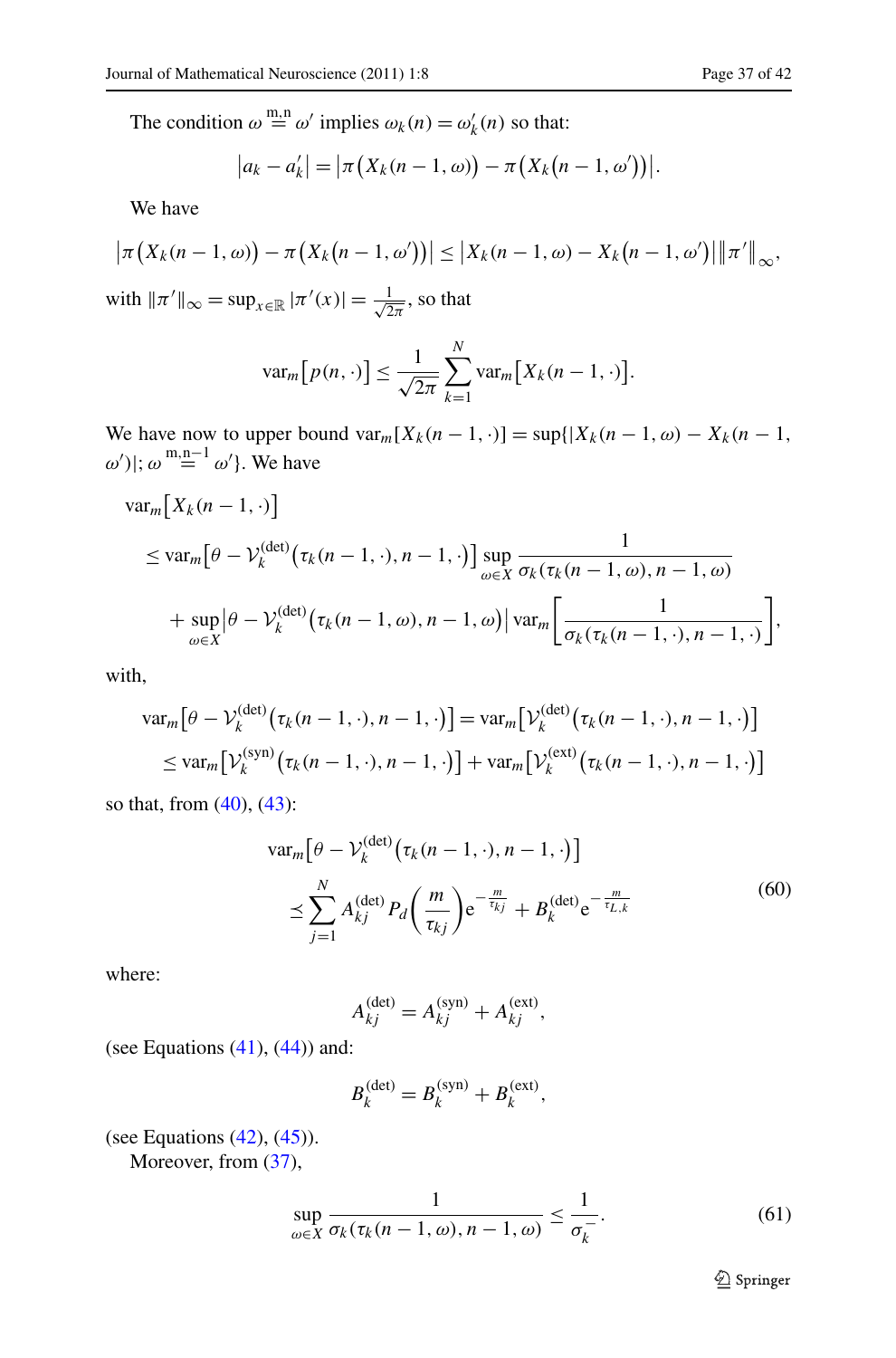The condition $\omega \overset{m,n}{=} \omega'$ implies $\omega_k(n) = \omega'_k(n)$ so that:

$$\left|a_k - a'_k\right| = \left|\pi\left(X_k(n-1,\omega)\right) - \pi\left(X_k\left(n-1,\omega'\right)\right)\right|.$$

We have

$$\left|\pi\left(X_k(n-1,\omega)\right) - \pi\left(X_k\left(n-1,\omega'\right)\right)\right| \leq \left|X_k(n-1,\omega) - X_k\left(n-1,\omega'\right)\right| \left\|\pi'\right\|_\infty,$$

with $\|\pi'\|_\infty = \sup_{x\in\mathbb{R}} |\pi'(x)| = \frac{1}{\sqrt{2\pi}}$, so that

$$\operatorname{var}_m\left[p(n,\cdot)\right] \leq \frac{1}{\sqrt{2\pi}} \sum_{k=1}^{N} \operatorname{var}_m\left[X_k(n-1,\cdot)\right].$$

We have now to upper bound $\operatorname{var}_m[X_k(n-1,\cdot)] = \sup\{|X_k(n-1,\omega) - X_k(n-1,\omega')|; \omega \overset{m,n-1}{=} \omega'\}$. We have

$$\begin{aligned}
&\operatorname{var}_m\left[X_k(n-1,\cdot)\right] \\
&\quad\leq \operatorname{var}_m\left[\theta - \mathcal{V}_k^{(\text{det})}\left(\tau_k(n-1,\cdot),n-1,\cdot\right)\right] \sup_{\omega\in X} \frac{1}{\sigma_k(\tau_k(n-1,\omega),n-1,\omega)} \\
&\qquad + \sup_{\omega\in X}\left|\theta - \mathcal{V}_k^{(\text{det})}\left(\tau_k(n-1,\omega),n-1,\omega\right)\right| \operatorname{var}_m\left[\frac{1}{\sigma_k(\tau_k(n-1,\cdot),n-1,\cdot)}\right],
\end{aligned}$$

with,

$$\begin{aligned}
\operatorname{var}_m\left[\theta - \mathcal{V}_k^{(\text{det})}\left(\tau_k(n-1,\cdot),n-1,\cdot\right)\right] &= \operatorname{var}_m\left[\mathcal{V}_k^{(\text{det})}\left(\tau_k(n-1,\cdot),n-1,\cdot\right)\right] \\
&\leq \operatorname{var}_m\left[\mathcal{V}_k^{(\text{syn})}\left(\tau_k(n-1,\cdot),n-1,\cdot\right)\right] + \operatorname{var}_m\left[\mathcal{V}_k^{(\text{ext})}\left(\tau_k(n-1,\cdot),n-1,\cdot\right)\right]
\end{aligned}$$

so that, from (40), (43):

$$\begin{aligned}
&\operatorname{var}_m\left[\theta - \mathcal{V}_k^{(\text{det})}\left(\tau_k(n-1,\cdot),n-1,\cdot\right)\right] \\
&\quad\preceq \sum_{j=1}^{N} A_{kj}^{(\text{det})} P_d\left(\frac{m}{\tau_{kj}}\right) e^{-\frac{m}{\tau_{kj}}} + B_k^{(\text{det})} e^{-\frac{m}{\tau_{L,k}}}
\end{aligned} \tag{60}$$

where:

$$A_{kj}^{(\text{det})} = A_{kj}^{(\text{syn})} + A_{kj}^{(\text{ext})},$$

(see Equations (41), (44)) and:

$$B_k^{(\text{det})} = B_k^{(\text{syn})} + B_k^{(\text{ext})},$$

(see Equations (42), (45)).

Moreover, from (37),

$$\sup_{\omega\in X} \frac{1}{\sigma_k(\tau_k(n-1,\omega),n-1,\omega)} \leq \frac{1}{\sigma_k^-}. \tag{61}$$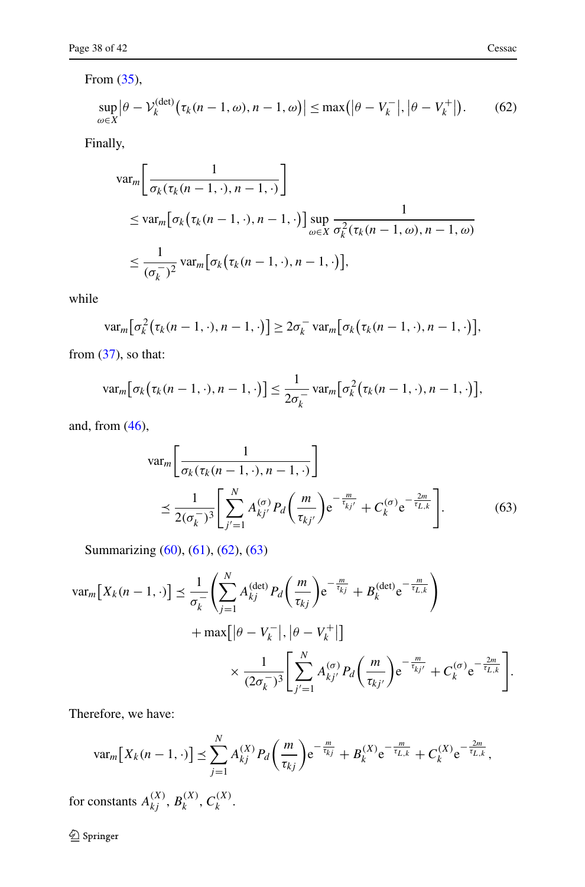From (35),

$$\sup_{\omega \in X} \left|\theta - \mathcal{V}_k^{(\mathrm{det})}\big(\tau_k(n-1,\omega), n-1, \omega\big)\right| \leq \max\big(\left|\theta - V_k^-\right|, \left|\theta - V_k^+\right|\big). \tag{62}$$

Finally,

$$\begin{aligned}
&\mathrm{var}_m\left[\frac{1}{\sigma_k(\tau_k(n-1,\cdot), n-1,\cdot)}\right] \\
&\quad \leq \mathrm{var}_m\big[\sigma_k\big(\tau_k(n-1,\cdot), n-1,\cdot\big)\big] \sup_{\omega \in X} \frac{1}{\sigma_k^2(\tau_k(n-1,\omega), n-1, \omega)} \\
&\quad \leq \frac{1}{(\sigma_k^-)^2} \mathrm{var}_m\big[\sigma_k\big(\tau_k(n-1,\cdot), n-1,\cdot\big)\big],
\end{aligned}$$

while

$$\mathrm{var}_m\big[\sigma_k^2\big(\tau_k(n-1,\cdot), n-1,\cdot\big)\big] \geq 2\sigma_k^- \,\mathrm{var}_m\big[\sigma_k\big(\tau_k(n-1,\cdot), n-1,\cdot\big)\big],$$

from (37), so that:

$$\mathrm{var}_m\big[\sigma_k\big(\tau_k(n-1,\cdot), n-1,\cdot\big)\big] \leq \frac{1}{2\sigma_k^-} \mathrm{var}_m\big[\sigma_k^2\big(\tau_k(n-1,\cdot), n-1,\cdot\big)\big],$$

and, from (46),

$$\begin{aligned}
&\mathrm{var}_m\left[\frac{1}{\sigma_k(\tau_k(n-1,\cdot), n-1,\cdot)}\right] \\
&\quad \preceq \frac{1}{2(\sigma_k^-)^3}\left[\sum_{j'=1}^{N} A_{kj'}^{(\sigma)} P_d\left(\frac{m}{\tau_{kj'}}\right) \mathrm{e}^{-\frac{m}{\tau_{kj'}}} + C_k^{(\sigma)} \mathrm{e}^{-\frac{2m}{\tau_{L,k}}}\right].
\end{aligned} \tag{63}$$

Summarizing (60), (61), (62), (63)

$$\begin{aligned}
\mathrm{var}_m\big[X_k(n-1,\cdot)\big] \preceq{}& \frac{1}{\sigma_k^-}\left(\sum_{j=1}^{N} A_{kj}^{(\mathrm{det})} P_d\left(\frac{m}{\tau_{kj}}\right) \mathrm{e}^{-\frac{m}{\tau_{kj}}} + B_k^{(\mathrm{det})} \mathrm{e}^{-\frac{m}{\tau_{L,k}}}\right) \\
&+ \max\big[\left|\theta - V_k^-\right|, \left|\theta - V_k^+\right|\big] \\
&\qquad \times \frac{1}{(2\sigma_k^-)^3}\left[\sum_{j'=1}^{N} A_{kj'}^{(\sigma)} P_d\left(\frac{m}{\tau_{kj'}}\right) \mathrm{e}^{-\frac{m}{\tau_{kj'}}} + C_k^{(\sigma)} \mathrm{e}^{-\frac{2m}{\tau_{L,k}}}\right].
\end{aligned}$$

Therefore, we have:

$$\mathrm{var}_m\big[X_k(n-1,\cdot)\big] \preceq \sum_{j=1}^{N} A_{kj}^{(X)} P_d\left(\frac{m}{\tau_{kj}}\right) \mathrm{e}^{-\frac{m}{\tau_{kj}}} + B_k^{(X)} \mathrm{e}^{-\frac{m}{\tau_{L,k}}} + C_k^{(X)} \mathrm{e}^{-\frac{2m}{\tau_{L,k}}},$$

for constants $A_{kj}^{(X)}$, $B_k^{(X)}$, $C_k^{(X)}$.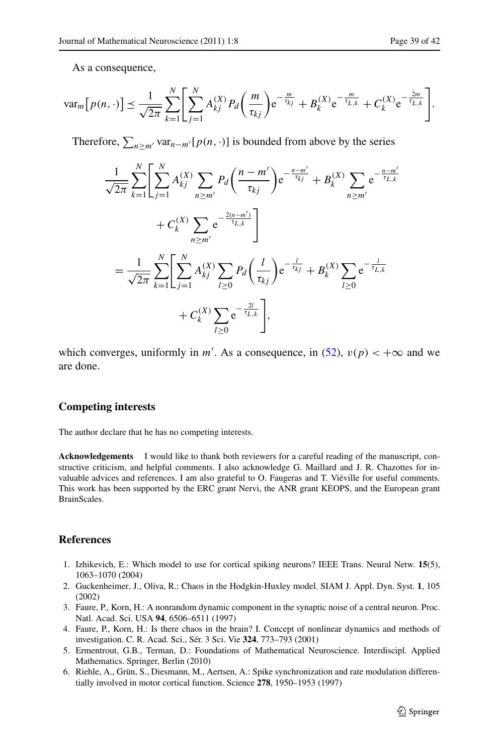As a consequence,

$$\mathrm{var}_m\big[p(n,\cdot)\big] \preceq \frac{1}{\sqrt{2\pi}} \sum_{k=1}^{N} \left[ \sum_{j=1}^{N} A_{kj}^{(X)} P_d\left(\frac{m}{\tau_{kj}}\right) \mathrm{e}^{-\frac{m}{\tau_{kj}}} + B_k^{(X)} \mathrm{e}^{-\frac{m}{\tau_{L,k}}} + C_k^{(X)} \mathrm{e}^{-\frac{2m}{\tau_{L,k}}} \right].$$

Therefore, $\sum_{n \geq m'} \mathrm{var}_{n-m'}[p(n,\cdot)]$ is bounded from above by the series

$$\begin{aligned}
&\frac{1}{\sqrt{2\pi}} \sum_{k=1}^{N} \left[ \sum_{j=1}^{N} A_{kj}^{(X)} \sum_{n \geq m'} P_d\left(\frac{n-m'}{\tau_{kj}}\right) \mathrm{e}^{-\frac{n-m'}{\tau_{kj}}} + B_k^{(X)} \sum_{n \geq m'} \mathrm{e}^{-\frac{n-m'}{\tau_{L,k}}} \right. \\
&\qquad \left. + C_k^{(X)} \sum_{n \geq m'} \mathrm{e}^{-\frac{2(n-m')}{\tau_{L,k}}} \right] \\
&= \frac{1}{\sqrt{2\pi}} \sum_{k=1}^{N} \left[ \sum_{j=1}^{N} A_{kj}^{(X)} \sum_{l \geq 0} P_d\left(\frac{l}{\tau_{kj}}\right) \mathrm{e}^{-\frac{l}{\tau_{kj}}} + B_k^{(X)} \sum_{l \geq 0} \mathrm{e}^{-\frac{l}{\tau_{L,k}}} \right. \\
&\qquad \left. + C_k^{(X)} \sum_{l \geq 0} \mathrm{e}^{-\frac{2l}{\tau_{L,k}}} \right],
\end{aligned}$$

which converges, uniformly in $m'$. As a consequence, in (52), $v(p) < +\infty$ and we are done.

## Competing interests

The author declare that he has no competing interests.

**Acknowledgements** I would like to thank both reviewers for a careful reading of the manuscript, constructive criticism, and helpful comments. I also acknowledge G. Maillard and J. R. Chazottes for invaluable advices and references. I am also grateful to O. Faugeras and T. Viéville for useful comments. This work has been supported by the ERC grant Nervi, the ANR grant KEOPS, and the European grant BrainScales.

## References

1. Izhikevich, E.: Which model to use for cortical spiking neurons? IEEE Trans. Neural Netw. **15**(5), 1063–1070 (2004)
2. Guckenheimer, J., Oliva, R.: Chaos in the Hodgkin-Huxley model. SIAM J. Appl. Dyn. Syst. **1**, 105 (2002)
3. Faure, P., Korn, H.: A nonrandom dynamic component in the synaptic noise of a central neuron. Proc. Natl. Acad. Sci. USA **94**, 6506–6511 (1997)
4. Faure, P., Korn, H.: Is there chaos in the brain? I. Concept of nonlinear dynamics and methods of investigation. C. R. Acad. Sci., Sér. 3 Sci. Vie **324**, 773–793 (2001)
5. Ermentrout, G.B., Terman, D.: Foundations of Mathematical Neuroscience. Interdiscipl. Applied Mathematics. Springer, Berlin (2010)
6. Riehle, A., Grün, S., Diesmann, M., Aertsen, A.: Spike synchronization and rate modulation differentially involved in motor cortical function. Science **278**, 1950–1953 (1997)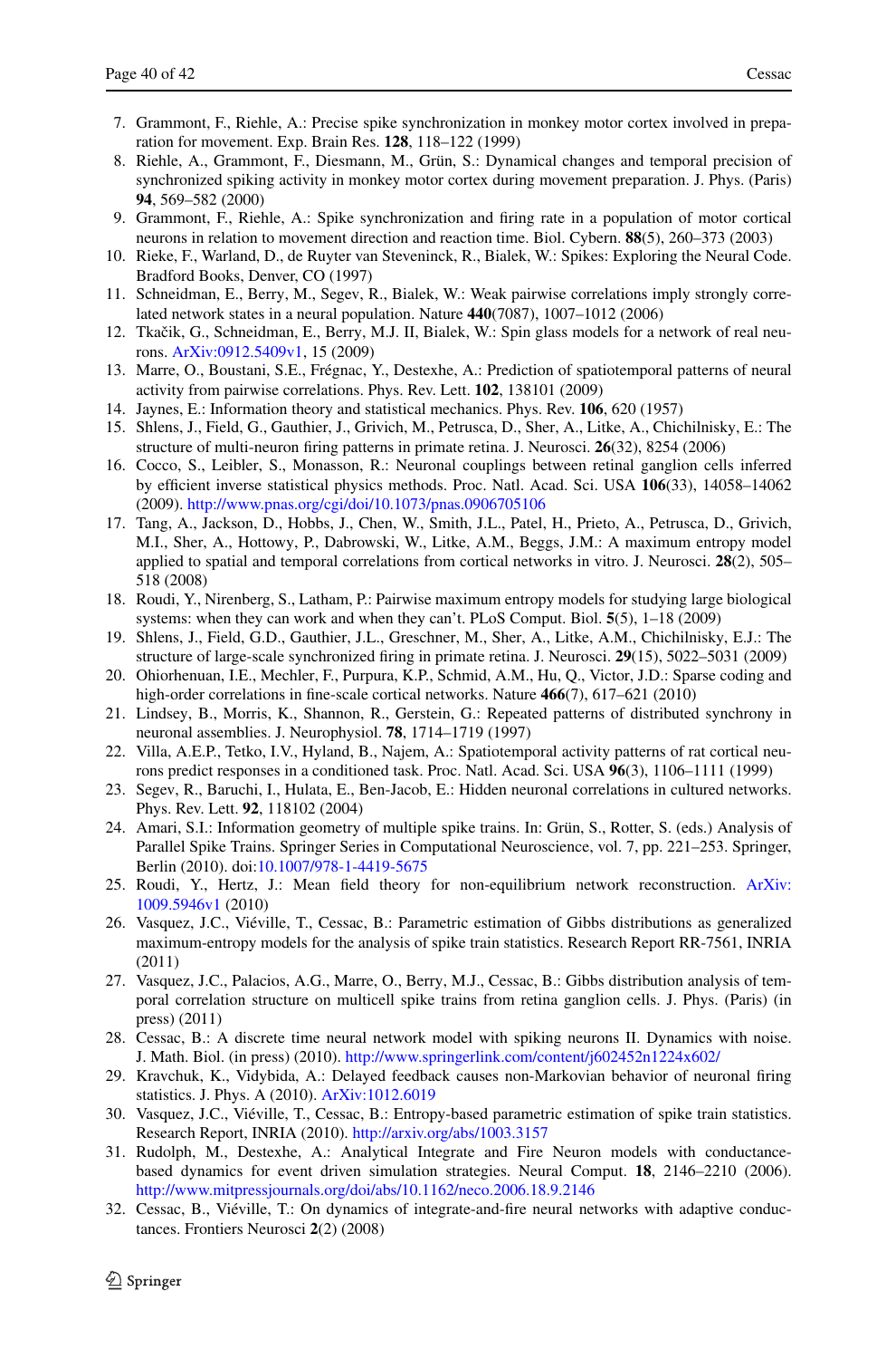7. Grammont, F., Riehle, A.: Precise spike synchronization in monkey motor cortex involved in preparation for movement. Exp. Brain Res. **128**, 118–122 (1999)
8. Riehle, A., Grammont, F., Diesmann, M., Grün, S.: Dynamical changes and temporal precision of synchronized spiking activity in monkey motor cortex during movement preparation. J. Phys. (Paris) **94**, 569–582 (2000)
9. Grammont, F., Riehle, A.: Spike synchronization and firing rate in a population of motor cortical neurons in relation to movement direction and reaction time. Biol. Cybern. **88**(5), 260–373 (2003)
10. Rieke, F., Warland, D., de Ruyter van Steveninck, R., Bialek, W.: Spikes: Exploring the Neural Code. Bradford Books, Denver, CO (1997)
11. Schneidman, E., Berry, M., Segev, R., Bialek, W.: Weak pairwise correlations imply strongly correlated network states in a neural population. Nature **440**(7087), 1007–1012 (2006)
12. Tkačik, G., Schneidman, E., Berry, M.J. II, Bialek, W.: Spin glass models for a network of real neurons. ArXiv:0912.5409v1, 15 (2009)
13. Marre, O., Boustani, S.E., Frégnac, Y., Destexhe, A.: Prediction of spatiotemporal patterns of neural activity from pairwise correlations. Phys. Rev. Lett. **102**, 138101 (2009)
14. Jaynes, E.: Information theory and statistical mechanics. Phys. Rev. **106**, 620 (1957)
15. Shlens, J., Field, G., Gauthier, J., Grivich, M., Petrusca, D., Sher, A., Litke, A., Chichilnisky, E.: The structure of multi-neuron firing patterns in primate retina. J. Neurosci. **26**(32), 8254 (2006)
16. Cocco, S., Leibler, S., Monasson, R.: Neuronal couplings between retinal ganglion cells inferred by efficient inverse statistical physics methods. Proc. Natl. Acad. Sci. USA **106**(33), 14058–14062 (2009). http://www.pnas.org/cgi/doi/10.1073/pnas.0906705106
17. Tang, A., Jackson, D., Hobbs, J., Chen, W., Smith, J.L., Patel, H., Prieto, A., Petrusca, D., Grivich, M.I., Sher, A., Hottowy, P., Dabrowski, W., Litke, A.M., Beggs, J.M.: A maximum entropy model applied to spatial and temporal correlations from cortical networks in vitro. J. Neurosci. **28**(2), 505–518 (2008)
18. Roudi, Y., Nirenberg, S., Latham, P.: Pairwise maximum entropy models for studying large biological systems: when they can work and when they can't. PLoS Comput. Biol. **5**(5), 1–18 (2009)
19. Shlens, J., Field, G.D., Gauthier, J.L., Greschner, M., Sher, A., Litke, A.M., Chichilnisky, E.J.: The structure of large-scale synchronized firing in primate retina. J. Neurosci. **29**(15), 5022–5031 (2009)
20. Ohiorhenuan, I.E., Mechler, F., Purpura, K.P., Schmid, A.M., Hu, Q., Victor, J.D.: Sparse coding and high-order correlations in fine-scale cortical networks. Nature **466**(7), 617–621 (2010)
21. Lindsey, B., Morris, K., Shannon, R., Gerstein, G.: Repeated patterns of distributed synchrony in neuronal assemblies. J. Neurophysiol. **78**, 1714–1719 (1997)
22. Villa, A.E.P., Tetko, I.V., Hyland, B., Najem, A.: Spatiotemporal activity patterns of rat cortical neurons predict responses in a conditioned task. Proc. Natl. Acad. Sci. USA **96**(3), 1106–1111 (1999)
23. Segev, R., Baruchi, I., Hulata, E., Ben-Jacob, E.: Hidden neuronal correlations in cultured networks. Phys. Rev. Lett. **92**, 118102 (2004)
24. Amari, S.I.: Information geometry of multiple spike trains. In: Grün, S., Rotter, S. (eds.) Analysis of Parallel Spike Trains. Springer Series in Computational Neuroscience, vol. 7, pp. 221–253. Springer, Berlin (2010). doi:10.1007/978-1-4419-5675
25. Roudi, Y., Hertz, J.: Mean field theory for non-equilibrium network reconstruction. ArXiv:1009.5946v1 (2010)
26. Vasquez, J.C., Viéville, T., Cessac, B.: Parametric estimation of Gibbs distributions as generalized maximum-entropy models for the analysis of spike train statistics. Research Report RR-7561, INRIA (2011)
27. Vasquez, J.C., Palacios, A.G., Marre, O., Berry, M.J., Cessac, B.: Gibbs distribution analysis of temporal correlation structure on multicell spike trains from retina ganglion cells. J. Phys. (Paris) (in press) (2011)
28. Cessac, B.: A discrete time neural network model with spiking neurons II. Dynamics with noise. J. Math. Biol. (in press) (2010). http://www.springerlink.com/content/j602452n1224x602/
29. Kravchuk, K., Vidybida, A.: Delayed feedback causes non-Markovian behavior of neuronal firing statistics. J. Phys. A (2010). ArXiv:1012.6019
30. Vasquez, J.C., Viéville, T., Cessac, B.: Entropy-based parametric estimation of spike train statistics. Research Report, INRIA (2010). http://arxiv.org/abs/1003.3157
31. Rudolph, M., Destexhe, A.: Analytical Integrate and Fire Neuron models with conductance-based dynamics for event driven simulation strategies. Neural Comput. **18**, 2146–2210 (2006). http://www.mitpressjournals.org/doi/abs/10.1162/neco.2006.18.9.2146
32. Cessac, B., Viéville, T.: On dynamics of integrate-and-fire neural networks with adaptive conductances. Frontiers Neurosci **2**(2) (2008)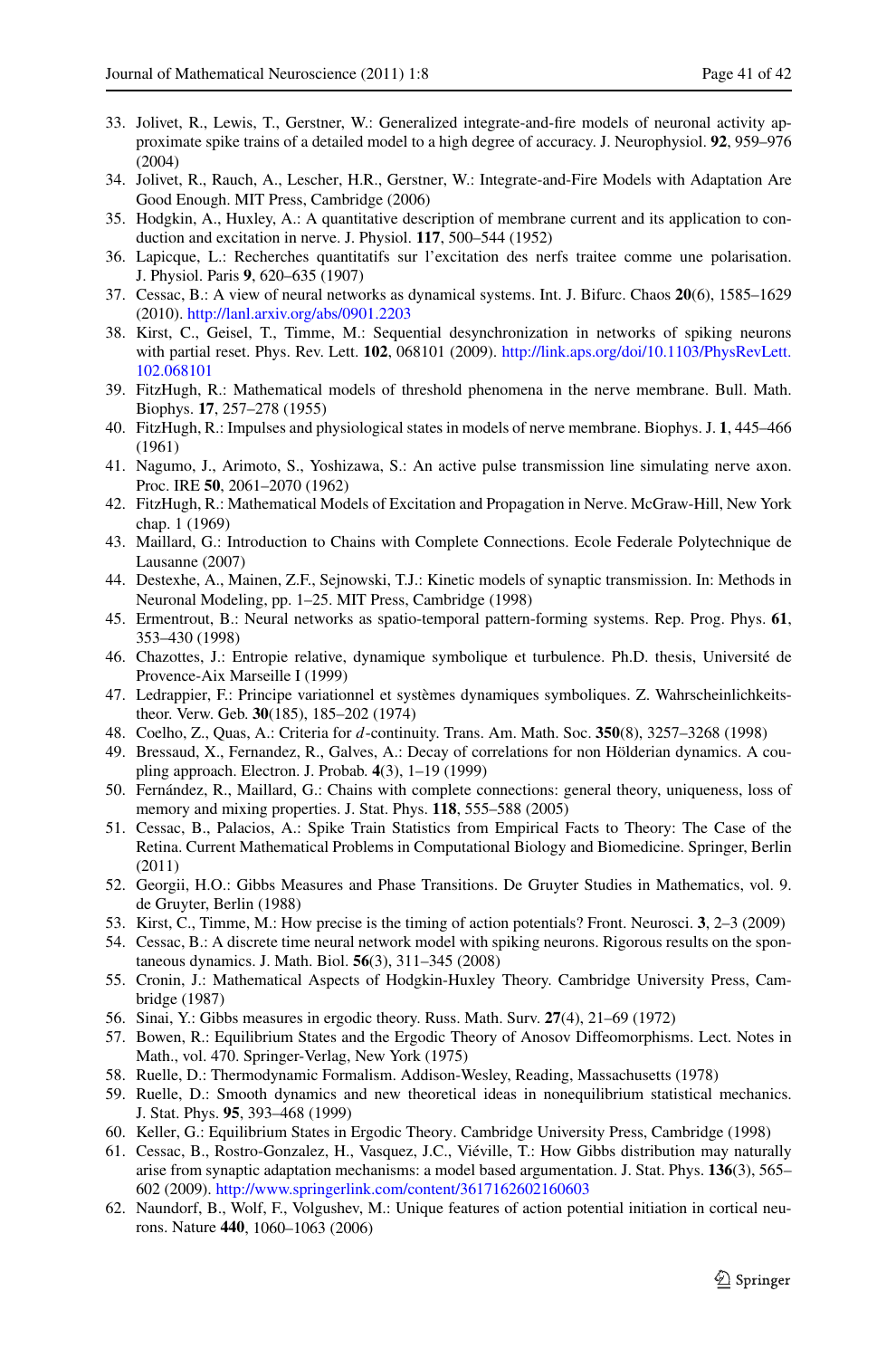33. Jolivet, R., Lewis, T., Gerstner, W.: Generalized integrate-and-fire models of neuronal activity approximate spike trains of a detailed model to a high degree of accuracy. J. Neurophysiol. **92**, 959–976 (2004)
34. Jolivet, R., Rauch, A., Lescher, H.R., Gerstner, W.: Integrate-and-Fire Models with Adaptation Are Good Enough. MIT Press, Cambridge (2006)
35. Hodgkin, A., Huxley, A.: A quantitative description of membrane current and its application to conduction and excitation in nerve. J. Physiol. **117**, 500–544 (1952)
36. Lapicque, L.: Recherches quantitatifs sur l'excitation des nerfs traitee comme une polarisation. J. Physiol. Paris **9**, 620–635 (1907)
37. Cessac, B.: A view of neural networks as dynamical systems. Int. J. Bifurc. Chaos **20**(6), 1585–1629 (2010). http://lanl.arxiv.org/abs/0901.2203
38. Kirst, C., Geisel, T., Timme, M.: Sequential desynchronization in networks of spiking neurons with partial reset. Phys. Rev. Lett. **102**, 068101 (2009). http://link.aps.org/doi/10.1103/PhysRevLett.102.068101
39. FitzHugh, R.: Mathematical models of threshold phenomena in the nerve membrane. Bull. Math. Biophys. **17**, 257–278 (1955)
40. FitzHugh, R.: Impulses and physiological states in models of nerve membrane. Biophys. J. **1**, 445–466 (1961)
41. Nagumo, J., Arimoto, S., Yoshizawa, S.: An active pulse transmission line simulating nerve axon. Proc. IRE **50**, 2061–2070 (1962)
42. FitzHugh, R.: Mathematical Models of Excitation and Propagation in Nerve. McGraw-Hill, New York chap. 1 (1969)
43. Maillard, G.: Introduction to Chains with Complete Connections. Ecole Federale Polytechnique de Lausanne (2007)
44. Destexhe, A., Mainen, Z.F., Sejnowski, T.J.: Kinetic models of synaptic transmission. In: Methods in Neuronal Modeling, pp. 1–25. MIT Press, Cambridge (1998)
45. Ermentrout, B.: Neural networks as spatio-temporal pattern-forming systems. Rep. Prog. Phys. **61**, 353–430 (1998)
46. Chazottes, J.: Entropie relative, dynamique symbolique et turbulence. Ph.D. thesis, Université de Provence-Aix Marseille I (1999)
47. Ledrappier, F.: Principe variationnel et systèmes dynamiques symboliques. Z. Wahrscheinlichkeitstheor. Verw. Geb. **30**(185), 185–202 (1974)
48. Coelho, Z., Quas, A.: Criteria for $d$-continuity. Trans. Am. Math. Soc. **350**(8), 3257–3268 (1998)
49. Bressaud, X., Fernandez, R., Galves, A.: Decay of correlations for non Hölderian dynamics. A coupling approach. Electron. J. Probab. **4**(3), 1–19 (1999)
50. Fernández, R., Maillard, G.: Chains with complete connections: general theory, uniqueness, loss of memory and mixing properties. J. Stat. Phys. **118**, 555–588 (2005)
51. Cessac, B., Palacios, A.: Spike Train Statistics from Empirical Facts to Theory: The Case of the Retina. Current Mathematical Problems in Computational Biology and Biomedicine. Springer, Berlin (2011)
52. Georgii, H.O.: Gibbs Measures and Phase Transitions. De Gruyter Studies in Mathematics, vol. 9. de Gruyter, Berlin (1988)
53. Kirst, C., Timme, M.: How precise is the timing of action potentials? Front. Neurosci. **3**, 2–3 (2009)
54. Cessac, B.: A discrete time neural network model with spiking neurons. Rigorous results on the spontaneous dynamics. J. Math. Biol. **56**(3), 311–345 (2008)
55. Cronin, J.: Mathematical Aspects of Hodgkin-Huxley Theory. Cambridge University Press, Cambridge (1987)
56. Sinai, Y.: Gibbs measures in ergodic theory. Russ. Math. Surv. **27**(4), 21–69 (1972)
57. Bowen, R.: Equilibrium States and the Ergodic Theory of Anosov Diffeomorphisms. Lect. Notes in Math., vol. 470. Springer-Verlag, New York (1975)
58. Ruelle, D.: Thermodynamic Formalism. Addison-Wesley, Reading, Massachusetts (1978)
59. Ruelle, D.: Smooth dynamics and new theoretical ideas in nonequilibrium statistical mechanics. J. Stat. Phys. **95**, 393–468 (1999)
60. Keller, G.: Equilibrium States in Ergodic Theory. Cambridge University Press, Cambridge (1998)
61. Cessac, B., Rostro-Gonzalez, H., Vasquez, J.C., Viéville, T.: How Gibbs distribution may naturally arise from synaptic adaptation mechanisms: a model based argumentation. J. Stat. Phys. **136**(3), 565–602 (2009). http://www.springerlink.com/content/3617162602160603
62. Naundorf, B., Wolf, F., Volgushev, M.: Unique features of action potential initiation in cortical neurons. Nature **440**, 1060–1063 (2006)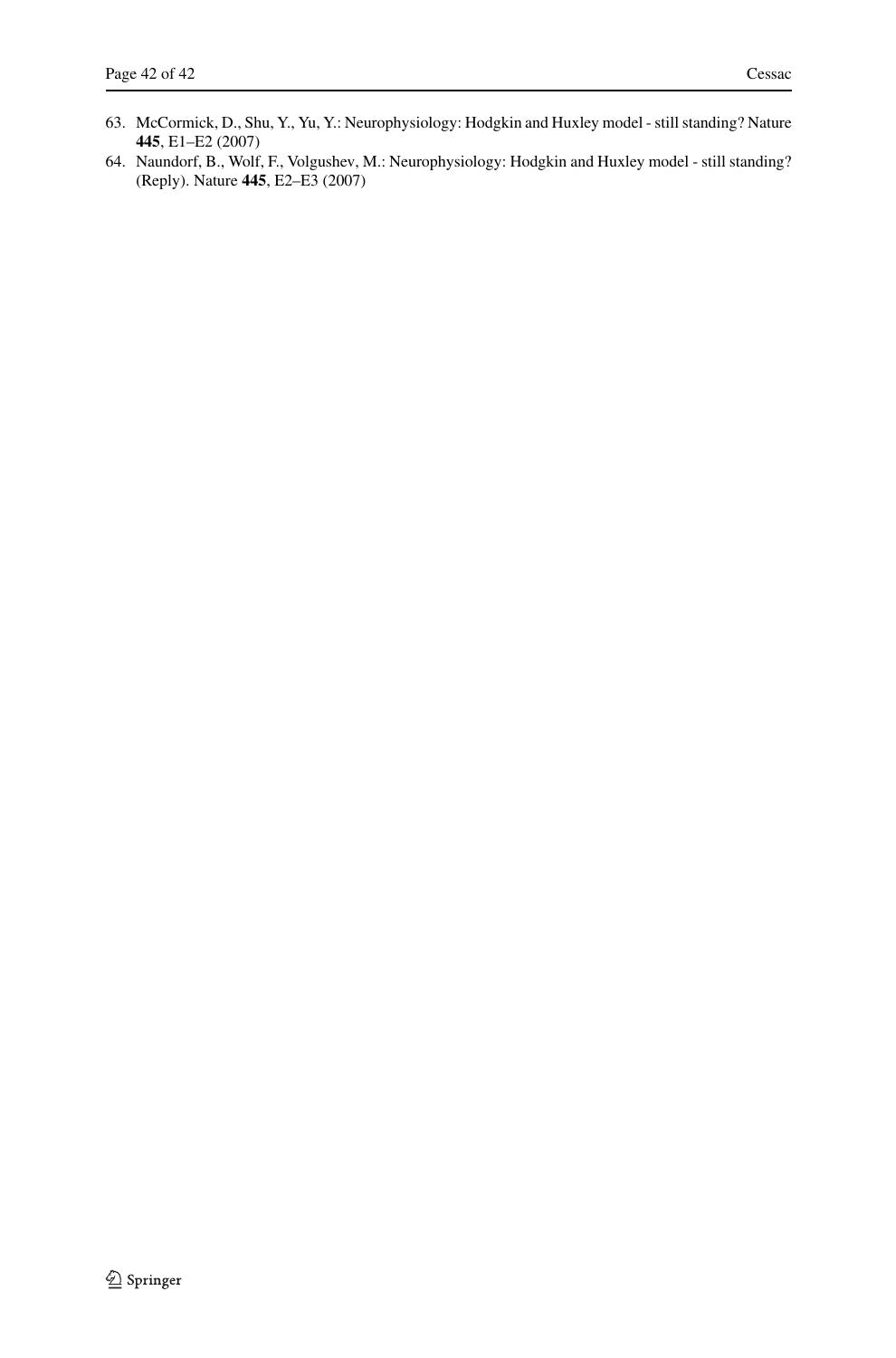63. McCormick, D., Shu, Y., Yu, Y.: Neurophysiology: Hodgkin and Huxley model - still standing? Nature **445**, E1–E2 (2007)
64. Naundorf, B., Wolf, F., Volgushev, M.: Neurophysiology: Hodgkin and Huxley model - still standing? (Reply). Nature **445**, E2–E3 (2007)